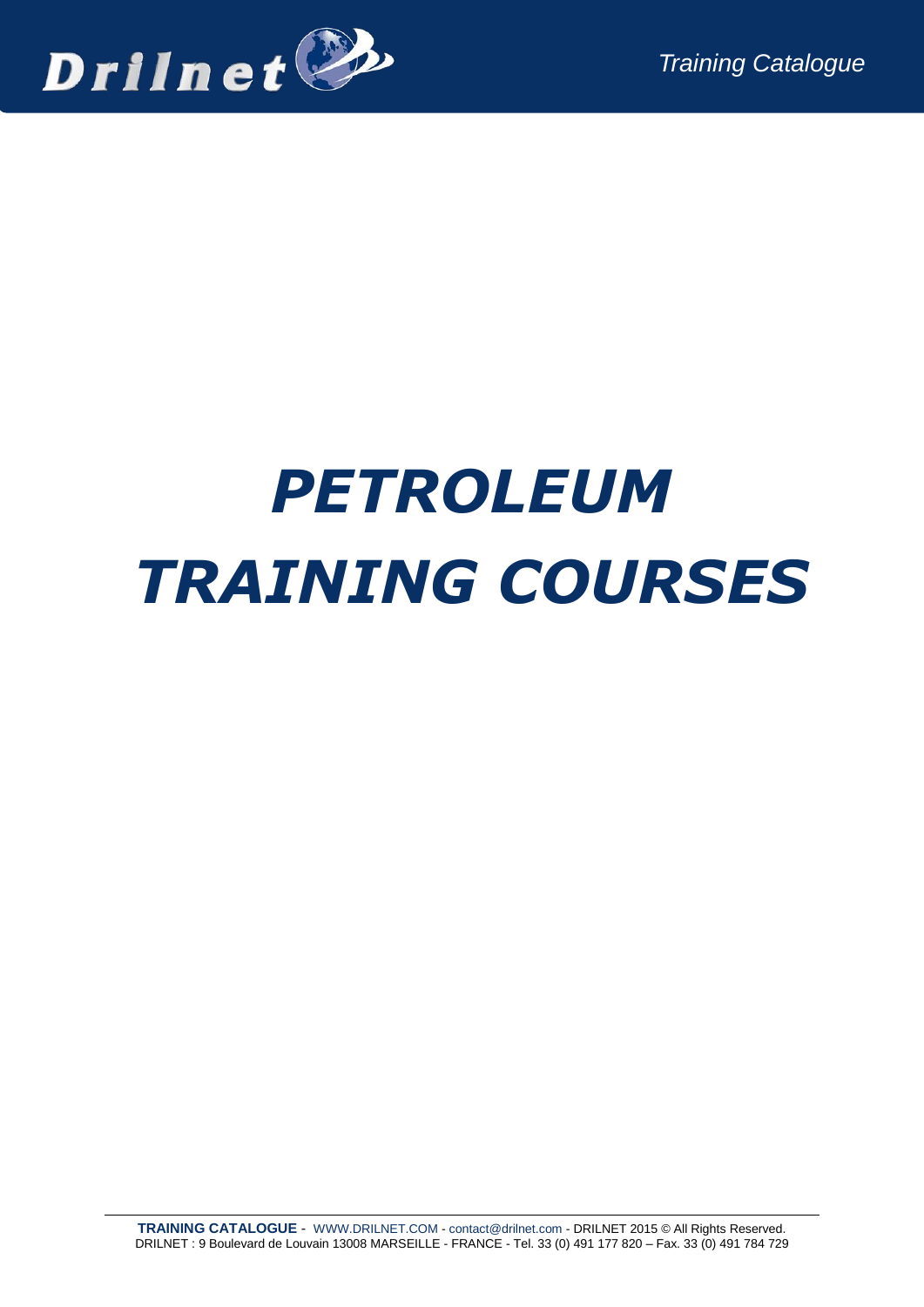# PETROLEUM TRAINING COURSES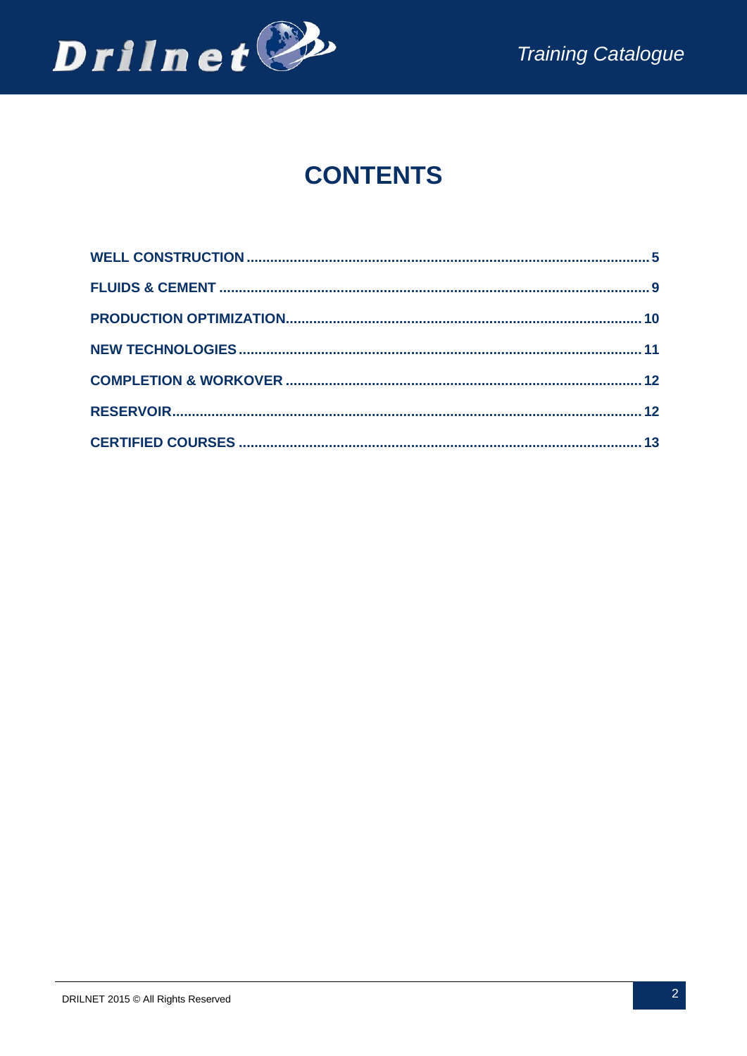# CONTENTS

WELL CONSTRUCTION ..................................................... 5

FLUIDS & CEMENT ..................................................... 9

PRODUCTION OPTIMIZATION ..................................................... 10

NEW TECHNOLOGIES ..................................................... 11

COMPLETION & WORKOVER ..................................................... 12

RESERVOIR ..................................................... 12

CERTIFIED COURSES ..................................................... 13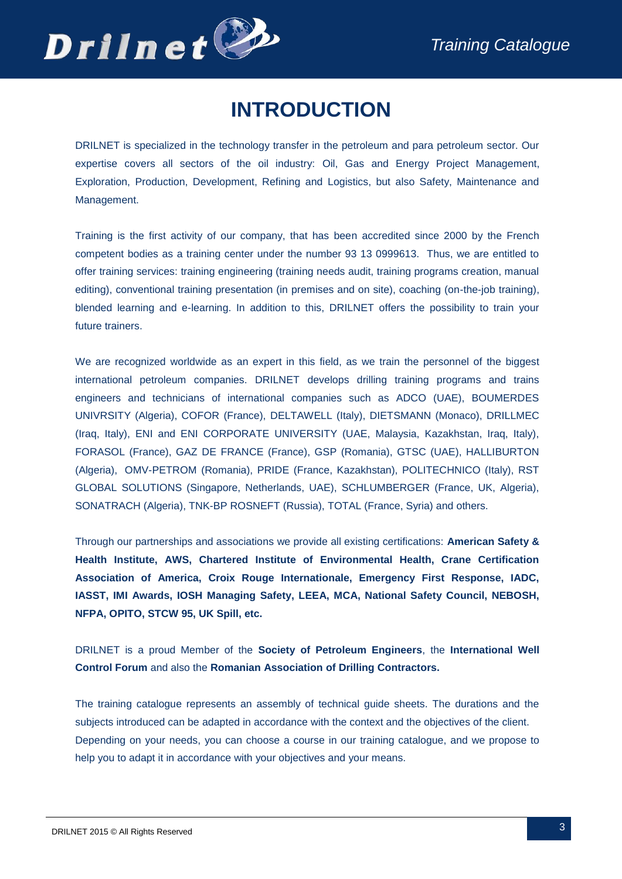# INTRODUCTION

DRILNET is specialized in the technology transfer in the petroleum and para petroleum sector. Our expertise covers all sectors of the oil industry: Oil, Gas and Energy Project Management, Exploration, Production, Development, Refining and Logistics, but also Safety, Maintenance and Management.

Training is the first activity of our company, that has been accredited since 2000 by the French competent bodies as a training center under the number 93 13 0999613. Thus, we are entitled to offer training services: training engineering (training needs audit, training programs creation, manual editing), conventional training presentation (in premises and on site), coaching (on-the-job training), blended learning and e-learning. In addition to this, DRILNET offers the possibility to train your future trainers.

We are recognized worldwide as an expert in this field, as we train the personnel of the biggest international petroleum companies. DRILNET develops drilling training programs and trains engineers and technicians of international companies such as ADCO (UAE), BOUMERDES UNIVRSITY (Algeria), COFOR (France), DELTAWELL (Italy), DIETSMANN (Monaco), DRILLMEC (Iraq, Italy), ENI and ENI CORPORATE UNIVERSITY (UAE, Malaysia, Kazakhstan, Iraq, Italy), FORASOL (France), GAZ DE FRANCE (France), GSP (Romania), GTSC (UAE), HALLIBURTON (Algeria), OMV-PETROM (Romania), PRIDE (France, Kazakhstan), POLITECHNICO (Italy), RST GLOBAL SOLUTIONS (Singapore, Netherlands, UAE), SCHLUMBERGER (France, UK, Algeria), SONATRACH (Algeria), TNK-BP ROSNEFT (Russia), TOTAL (France, Syria) and others.

Through our partnerships and associations we provide all existing certifications: **American Safety & Health Institute, AWS, Chartered Institute of Environmental Health, Crane Certification Association of America, Croix Rouge Internationale, Emergency First Response, IADC, IASST, IMI Awards, IOSH Managing Safety, LEEA, MCA, National Safety Council, NEBOSH, NFPA, OPITO, STCW 95, UK Spill, etc.**

DRILNET is a proud Member of the **Society of Petroleum Engineers**, the **International Well Control Forum** and also the **Romanian Association of Drilling Contractors.**

The training catalogue represents an assembly of technical guide sheets. The durations and the subjects introduced can be adapted in accordance with the context and the objectives of the client. Depending on your needs, you can choose a course in our training catalogue, and we propose to help you to adapt it in accordance with your objectives and your means.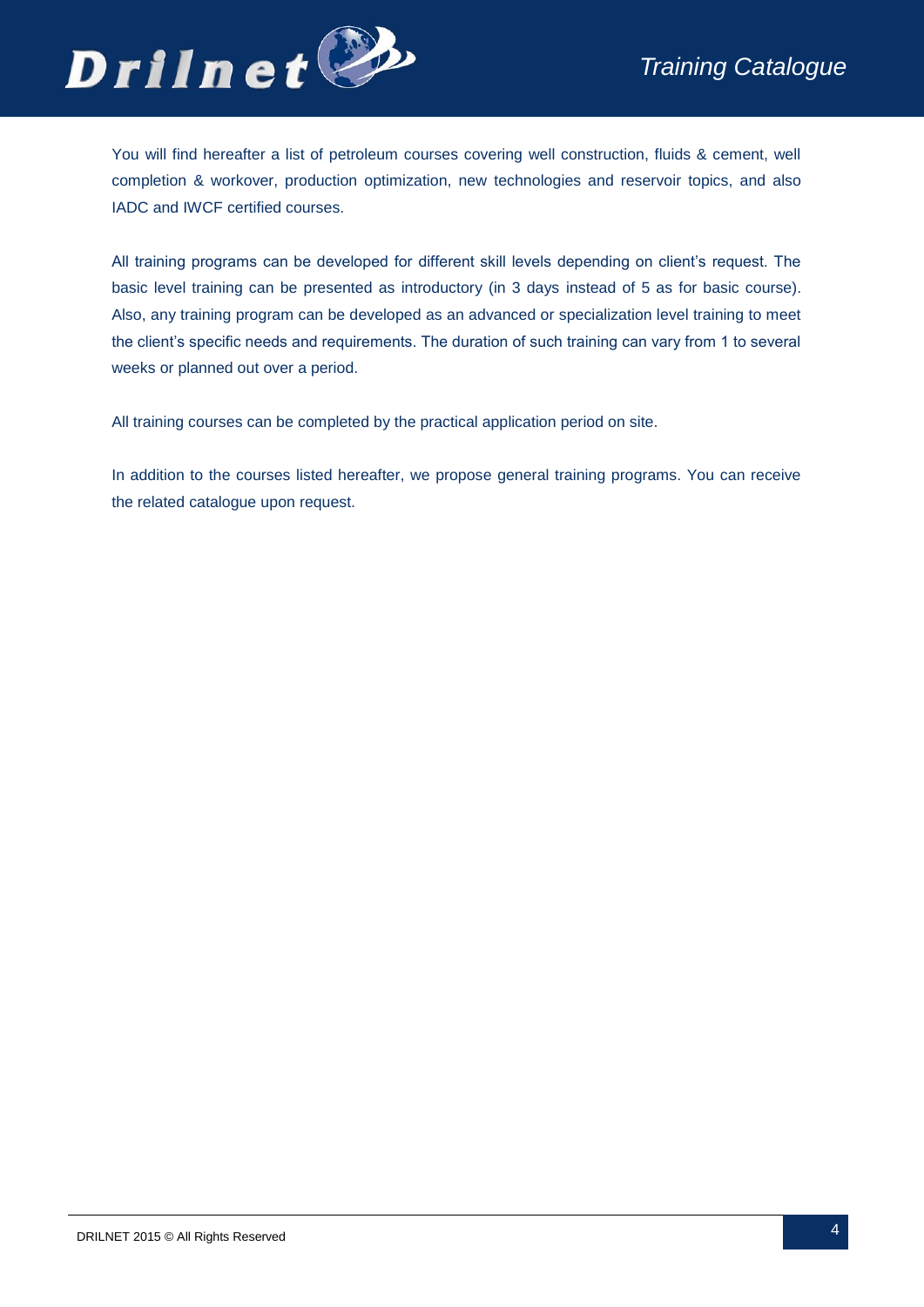You will find hereafter a list of petroleum courses covering well construction, fluids & cement, well completion & workover, production optimization, new technologies and reservoir topics, and also IADC and IWCF certified courses.

All training programs can be developed for different skill levels depending on client's request. The basic level training can be presented as introductory (in 3 days instead of 5 as for basic course). Also, any training program can be developed as an advanced or specialization level training to meet the client's specific needs and requirements. The duration of such training can vary from 1 to several weeks or planned out over a period.

All training courses can be completed by the practical application period on site.

In addition to the courses listed hereafter, we propose general training programs. You can receive the related catalogue upon request.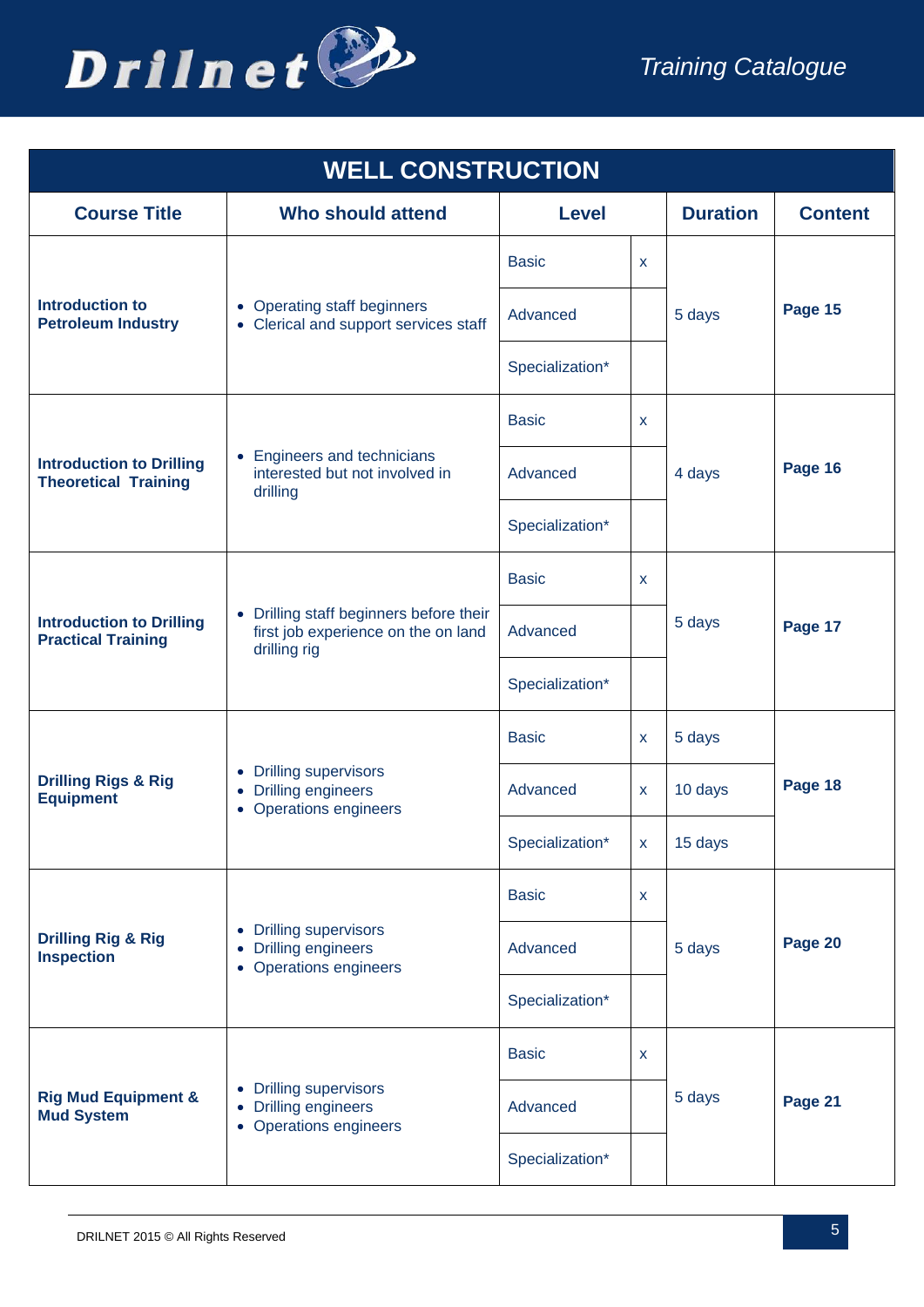## WELL CONSTRUCTION

| Course Title | Who should attend | Level | | Duration | Content |
|---|---|---|---|---|---|
| **Introduction to Petroleum Industry** | • Operating staff beginners<br>• Clerical and support services staff | Basic | x | 5 days | **Page 15** |
| | | Advanced | | | |
| | | Specialization* | | | |
| **Introduction to Drilling Theoretical Training** | • Engineers and technicians interested but not involved in drilling | Basic | x | 4 days | **Page 16** |
| | | Advanced | | | |
| | | Specialization* | | | |
| **Introduction to Drilling Practical Training** | • Drilling staff beginners before their first job experience on the on land drilling rig | Basic | x | 5 days | **Page 17** |
| | | Advanced | | | |
| | | Specialization* | | | |
| **Drilling Rigs & Rig Equipment** | • Drilling supervisors<br>• Drilling engineers<br>• Operations engineers | Basic | x | 5 days | **Page 18** |
| | | Advanced | x | 10 days | |
| | | Specialization* | x | 15 days | |
| **Drilling Rig & Rig Inspection** | • Drilling supervisors<br>• Drilling engineers<br>• Operations engineers | Basic | x | 5 days | **Page 20** |
| | | Advanced | | | |
| | | Specialization* | | | |
| **Rig Mud Equipment & Mud System** | • Drilling supervisors<br>• Drilling engineers<br>• Operations engineers | Basic | x | 5 days | **Page 21** |
| | | Advanced | | | |
| | | Specialization* | | | |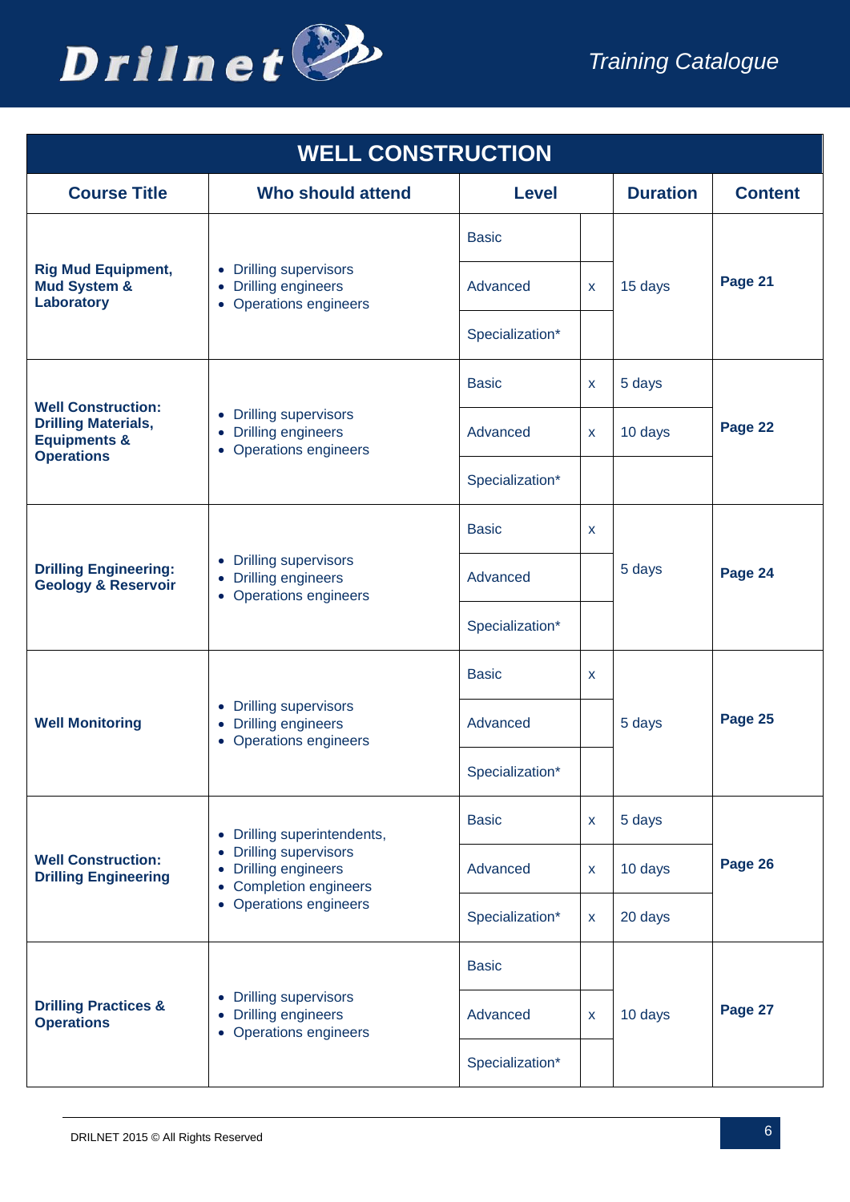| WELL CONSTRUCTION | | | | | |
|---|---|---|---|---|---|
| **Course Title** | **Who should attend** | **Level** | | **Duration** | **Content** |
| **Rig Mud Equipment, Mud System & Laboratory** | • Drilling supervisors<br>• Drilling engineers<br>• Operations engineers | Basic | | 15 days | **Page 21** |
| | | Advanced | x | | |
| | | Specialization* | | | |
| **Well Construction: Drilling Materials, Equipments & Operations** | • Drilling supervisors<br>• Drilling engineers<br>• Operations engineers | Basic | x | 5 days | **Page 22** |
| | | Advanced | x | 10 days | |
| | | Specialization* | | | |
| **Drilling Engineering: Geology & Reservoir** | • Drilling supervisors<br>• Drilling engineers<br>• Operations engineers | Basic | x | 5 days | **Page 24** |
| | | Advanced | | | |
| | | Specialization* | | | |
| **Well Monitoring** | • Drilling supervisors<br>• Drilling engineers<br>• Operations engineers | Basic | x | 5 days | **Page 25** |
| | | Advanced | | | |
| | | Specialization* | | | |
| **Well Construction: Drilling Engineering** | • Drilling superintendents,<br>• Drilling supervisors<br>• Drilling engineers<br>• Completion engineers<br>• Operations engineers | Basic | x | 5 days | **Page 26** |
| | | Advanced | x | 10 days | |
| | | Specialization* | x | 20 days | |
| **Drilling Practices & Operations** | • Drilling supervisors<br>• Drilling engineers<br>• Operations engineers | Basic | | 10 days | **Page 27** |
| | | Advanced | x | | |
| | | Specialization* | | | |

DRILNET 2015 © All Rights Reserved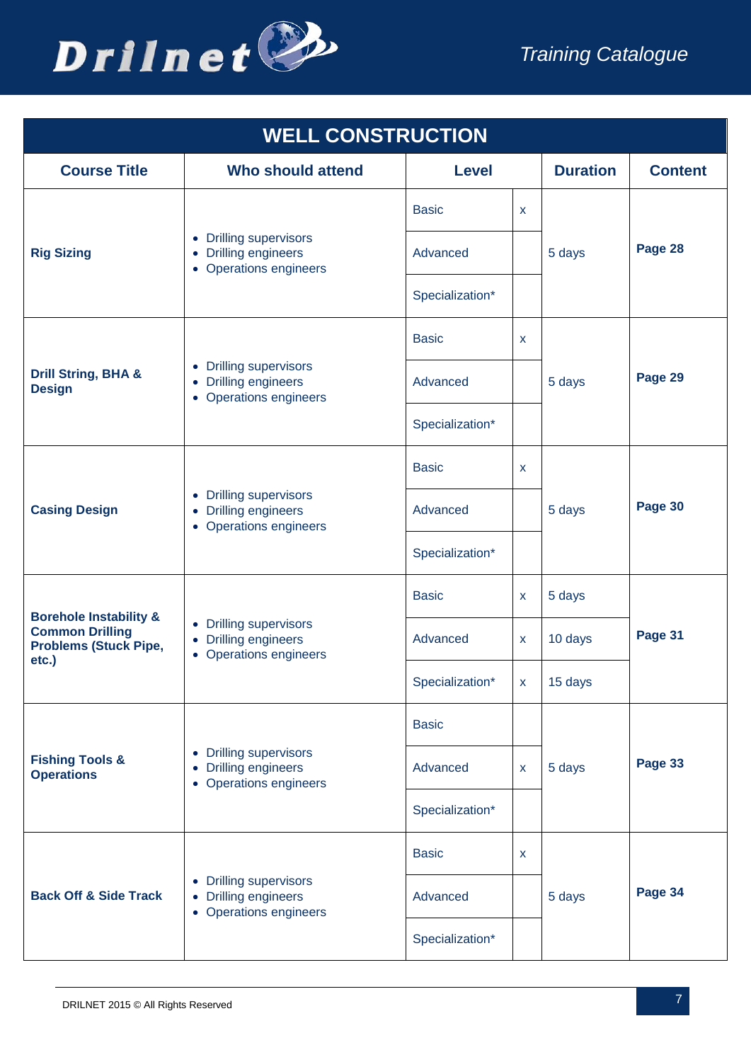## WELL CONSTRUCTION

| Course Title | Who should attend | Level | | Duration | Content |
|---|---|---|---|---|---|
| **Rig Sizing** | • Drilling supervisors<br>• Drilling engineers<br>• Operations engineers | Basic | x | 5 days | **Page 28** |
| | | Advanced | | | |
| | | Specialization* | | | |
| **Drill String, BHA & Design** | • Drilling supervisors<br>• Drilling engineers<br>• Operations engineers | Basic | x | 5 days | **Page 29** |
| | | Advanced | | | |
| | | Specialization* | | | |
| **Casing Design** | • Drilling supervisors<br>• Drilling engineers<br>• Operations engineers | Basic | x | 5 days | **Page 30** |
| | | Advanced | | | |
| | | Specialization* | | | |
| **Borehole Instability & Common Drilling Problems (Stuck Pipe, etc.)** | • Drilling supervisors<br>• Drilling engineers<br>• Operations engineers | Basic | x | 5 days | **Page 31** |
| | | Advanced | x | 10 days | |
| | | Specialization* | x | 15 days | |
| **Fishing Tools & Operations** | • Drilling supervisors<br>• Drilling engineers<br>• Operations engineers | Basic | | 5 days | **Page 33** |
| | | Advanced | x | | |
| | | Specialization* | | | |
| **Back Off & Side Track** | • Drilling supervisors<br>• Drilling engineers<br>• Operations engineers | Basic | x | 5 days | **Page 34** |
| | | Advanced | | | |
| | | Specialization* | | | |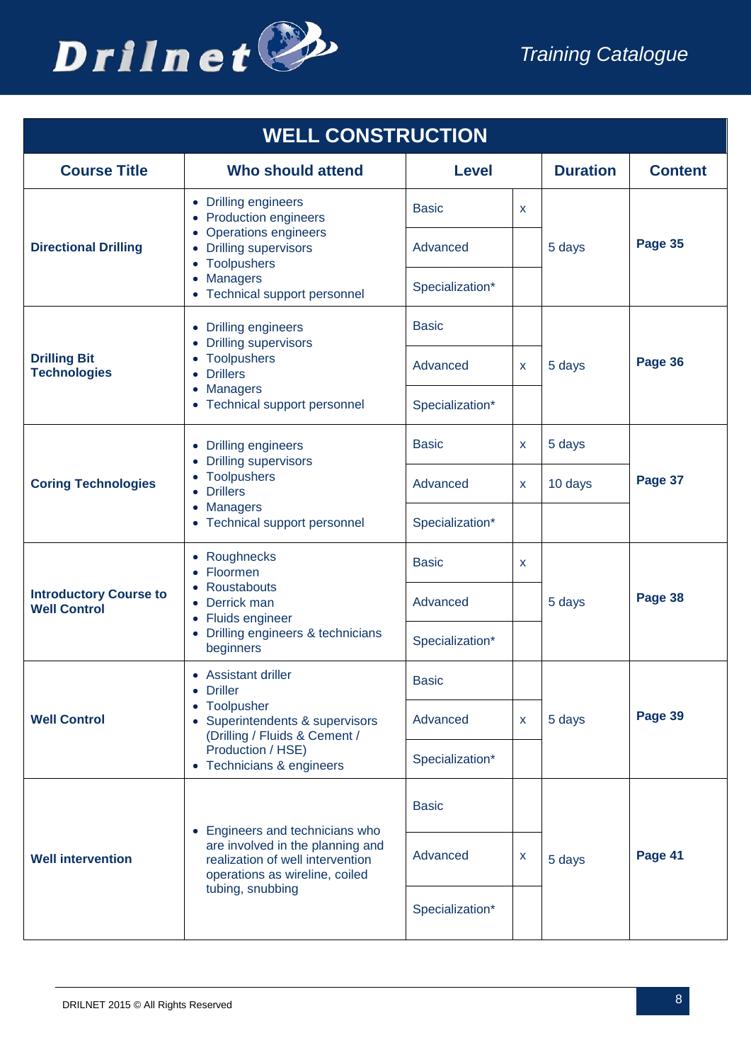## WELL CONSTRUCTION

| Course Title | Who should attend | Level | | Duration | Content |
|---|---|---|---|---|---|
| **Directional Drilling** | • Drilling engineers<br>• Production engineers<br>• Operations engineers<br>• Drilling supervisors<br>• Toolpushers<br>• Managers<br>• Technical support personnel | Basic | x | 5 days | **Page 35** |
| | | Advanced | | | |
| | | Specialization* | | | |
| **Drilling Bit Technologies** | • Drilling engineers<br>• Drilling supervisors<br>• Toolpushers<br>• Drillers<br>• Managers<br>• Technical support personnel | Basic | | 5 days | **Page 36** |
| | | Advanced | x | | |
| | | Specialization* | | | |
| **Coring Technologies** | • Drilling engineers<br>• Drilling supervisors<br>• Toolpushers<br>• Drillers<br>• Managers<br>• Technical support personnel | Basic | x | 5 days | **Page 37** |
| | | Advanced | x | 10 days | |
| | | Specialization* | | | |
| **Introductory Course to Well Control** | • Roughnecks<br>• Floormen<br>• Roustabouts<br>• Derrick man<br>• Fluids engineer<br>• Drilling engineers & technicians beginners | Basic | x | 5 days | **Page 38** |
| | | Advanced | | | |
| | | Specialization* | | | |
| **Well Control** | • Assistant driller<br>• Driller<br>• Toolpusher<br>• Superintendents & supervisors (Drilling / Fluids & Cement / Production / HSE)<br>• Technicians & engineers | Basic | | 5 days | **Page 39** |
| | | Advanced | x | | |
| | | Specialization* | | | |
| **Well intervention** | • Engineers and technicians who are involved in the planning and realization of well intervention operations as wireline, coiled tubing, snubbing | Basic | | 5 days | **Page 41** |
| | | Advanced | x | | |
| | | Specialization* | | | |

DRILNET 2015 © All Rights Reserved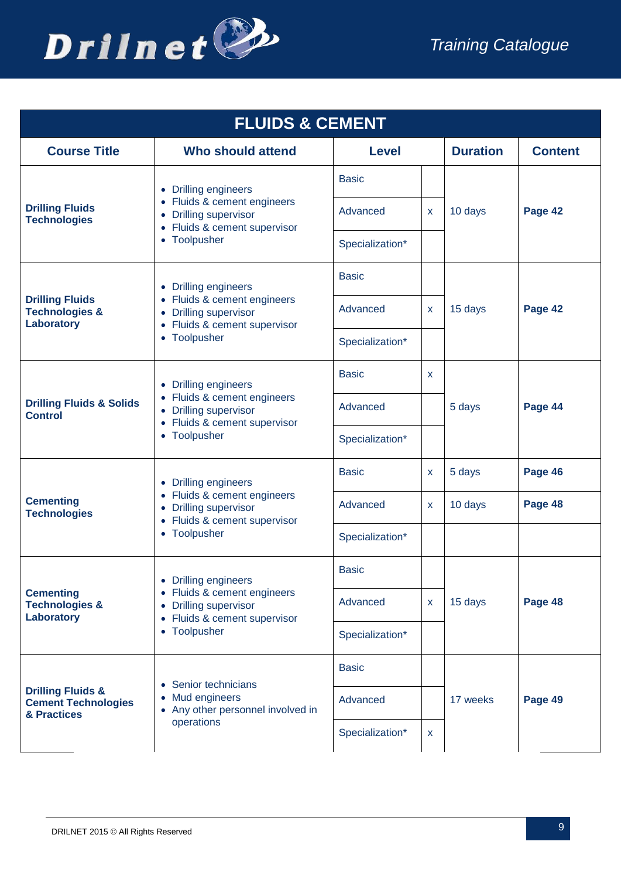## FLUIDS & CEMENT

| Course Title | Who should attend | Level | | Duration | Content |
|---|---|---|---|---|---|
| **Drilling Fluids Technologies** | • Drilling engineers<br>• Fluids & cement engineers<br>• Drilling supervisor<br>• Fluids & cement supervisor<br>• Toolpusher | Basic | | 10 days | **Page 42** |
| | | Advanced | x | | |
| | | Specialization* | | | |
| **Drilling Fluids Technologies & Laboratory** | • Drilling engineers<br>• Fluids & cement engineers<br>• Drilling supervisor<br>• Fluids & cement supervisor<br>• Toolpusher | Basic | | 15 days | **Page 42** |
| | | Advanced | x | | |
| | | Specialization* | | | |
| **Drilling Fluids & Solids Control** | • Drilling engineers<br>• Fluids & cement engineers<br>• Drilling supervisor<br>• Fluids & cement supervisor<br>• Toolpusher | Basic | x | 5 days | **Page 44** |
| | | Advanced | | | |
| | | Specialization* | | | |
| **Cementing Technologies** | • Drilling engineers<br>• Fluids & cement engineers<br>• Drilling supervisor<br>• Fluids & cement supervisor<br>• Toolpusher | Basic | x | 5 days | **Page 46** |
| | | Advanced | x | 10 days | **Page 48** |
| | | Specialization* | | | |
| **Cementing Technologies & Laboratory** | • Drilling engineers<br>• Fluids & cement engineers<br>• Drilling supervisor<br>• Fluids & cement supervisor<br>• Toolpusher | Basic | | 15 days | **Page 48** |
| | | Advanced | x | | |
| | | Specialization* | | | |
| **Drilling Fluids & Cement Technologies & Practices** | • Senior technicians<br>• Mud engineers<br>• Any other personnel involved in operations | Basic | | 17 weeks | **Page 49** |
| | | Advanced | | | |
| | | Specialization* | x | | |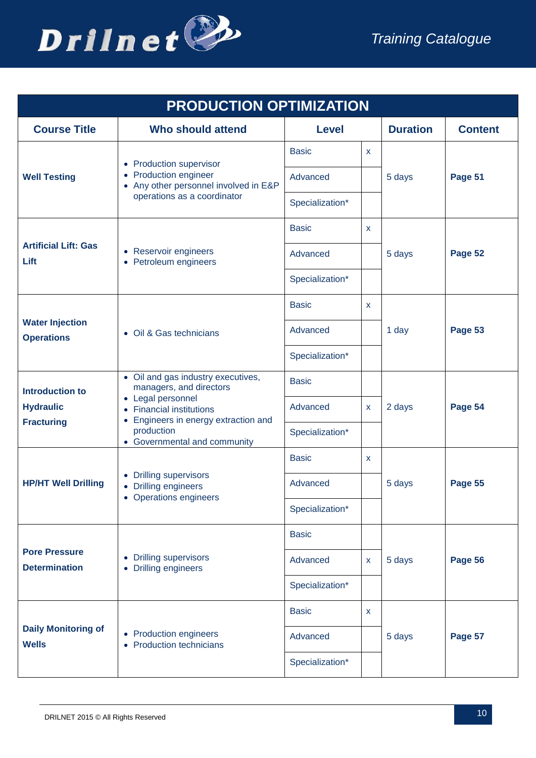## PRODUCTION OPTIMIZATION

| Course Title | Who should attend | Level | | Duration | Content |
|---|---|---|---|---|---|
| **Well Testing** | • Production supervisor<br>• Production engineer<br>• Any other personnel involved in E&P operations as a coordinator | Basic | x | 5 days | **Page 51** |
| | | Advanced | | | |
| | | Specialization* | | | |
| **Artificial Lift: Gas Lift** | • Reservoir engineers<br>• Petroleum engineers | Basic | x | 5 days | **Page 52** |
| | | Advanced | | | |
| | | Specialization* | | | |
| **Water Injection Operations** | • Oil & Gas technicians | Basic | x | 1 day | **Page 53** |
| | | Advanced | | | |
| | | Specialization* | | | |
| **Introduction to Hydraulic Fracturing** | • Oil and gas industry executives, managers, and directors<br>• Legal personnel<br>• Financial institutions<br>• Engineers in energy extraction and production<br>• Governmental and community | Basic | | 2 days | **Page 54** |
| | | Advanced | x | | |
| | | Specialization* | | | |
| **HP/HT Well Drilling** | • Drilling supervisors<br>• Drilling engineers<br>• Operations engineers | Basic | x | 5 days | **Page 55** |
| | | Advanced | | | |
| | | Specialization* | | | |
| **Pore Pressure Determination** | • Drilling supervisors<br>• Drilling engineers | Basic | | 5 days | **Page 56** |
| | | Advanced | x | | |
| | | Specialization* | | | |
| **Daily Monitoring of Wells** | • Production engineers<br>• Production technicians | Basic | x | 5 days | **Page 57** |
| | | Advanced | | | |
| | | Specialization* | | | |

DRILNET 2015 © All Rights Reserved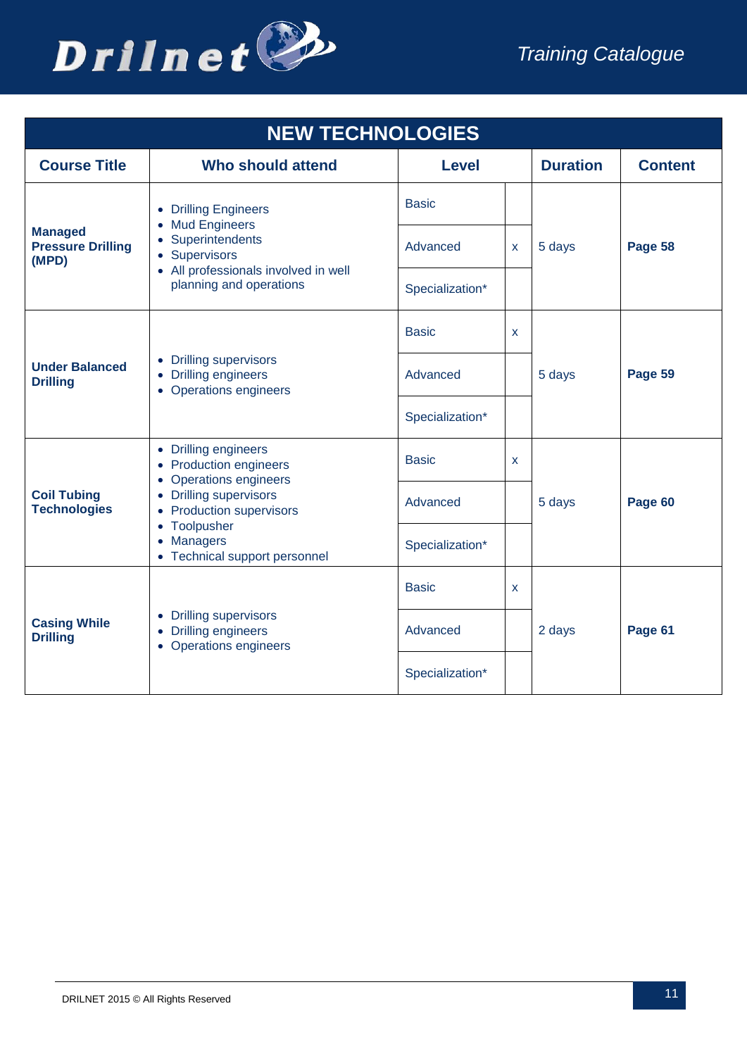## NEW TECHNOLOGIES

| Course Title | Who should attend | Level | | Duration | Content |
|---|---|---|---|---|---|
| **Managed Pressure Drilling (MPD)** | • Drilling Engineers<br>• Mud Engineers<br>• Superintendents<br>• Supervisors<br>• All professionals involved in well planning and operations | Basic | | 5 days | **Page 58** |
| | | Advanced | x | | |
| | | Specialization* | | | |
| **Under Balanced Drilling** | • Drilling supervisors<br>• Drilling engineers<br>• Operations engineers | Basic | x | 5 days | **Page 59** |
| | | Advanced | | | |
| | | Specialization* | | | |
| **Coil Tubing Technologies** | • Drilling engineers<br>• Production engineers<br>• Operations engineers<br>• Drilling supervisors<br>• Production supervisors<br>• Toolpusher<br>• Managers<br>• Technical support personnel | Basic | x | 5 days | **Page 60** |
| | | Advanced | | | |
| | | Specialization* | | | |
| **Casing While Drilling** | • Drilling supervisors<br>• Drilling engineers<br>• Operations engineers | Basic | x | 2 days | **Page 61** |
| | | Advanced | | | |
| | | Specialization* | | | |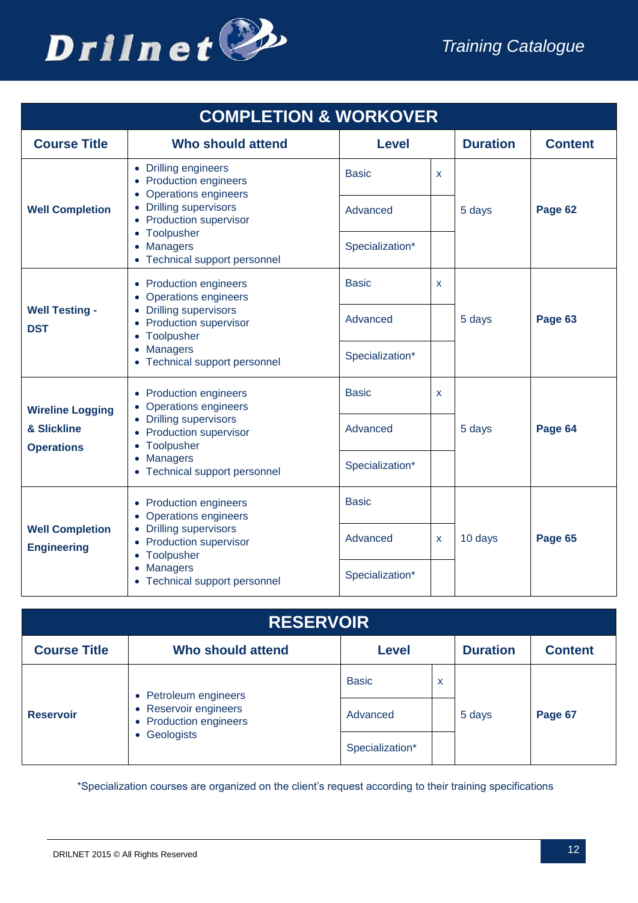## COMPLETION & WORKOVER

| Course Title | Who should attend | Level | | Duration | Content |
|---|---|---|---|---|---|
| **Well Completion** | • Drilling engineers<br>• Production engineers<br>• Operations engineers<br>• Drilling supervisors<br>• Production supervisor<br>• Toolpusher<br>• Managers<br>• Technical support personnel | Basic | x | 5 days | **Page 62** |
| | | Advanced | | | |
| | | Specialization* | | | |
| **Well Testing - DST** | • Production engineers<br>• Operations engineers<br>• Drilling supervisors<br>• Production supervisor<br>• Toolpusher<br>• Managers<br>• Technical support personnel | Basic | x | 5 days | **Page 63** |
| | | Advanced | | | |
| | | Specialization* | | | |
| **Wireline Logging & Slickline Operations** | • Production engineers<br>• Operations engineers<br>• Drilling supervisors<br>• Production supervisor<br>• Toolpusher<br>• Managers<br>• Technical support personnel | Basic | x | 5 days | **Page 64** |
| | | Advanced | | | |
| | | Specialization* | | | |
| **Well Completion Engineering** | • Production engineers<br>• Operations engineers<br>• Drilling supervisors<br>• Production supervisor<br>• Toolpusher<br>• Managers<br>• Technical support personnel | Basic | | 10 days | **Page 65** |
| | | Advanced | x | | |
| | | Specialization* | | | |

## RESERVOIR

| Course Title | Who should attend | Level | | Duration | Content |
|---|---|---|---|---|---|
| **Reservoir** | • Petroleum engineers<br>• Reservoir engineers<br>• Production engineers<br>• Geologists | Basic | x | 5 days | **Page 67** |
| | | Advanced | | | |
| | | Specialization* | | | |

*Specialization courses are organized on the client's request according to their training specifications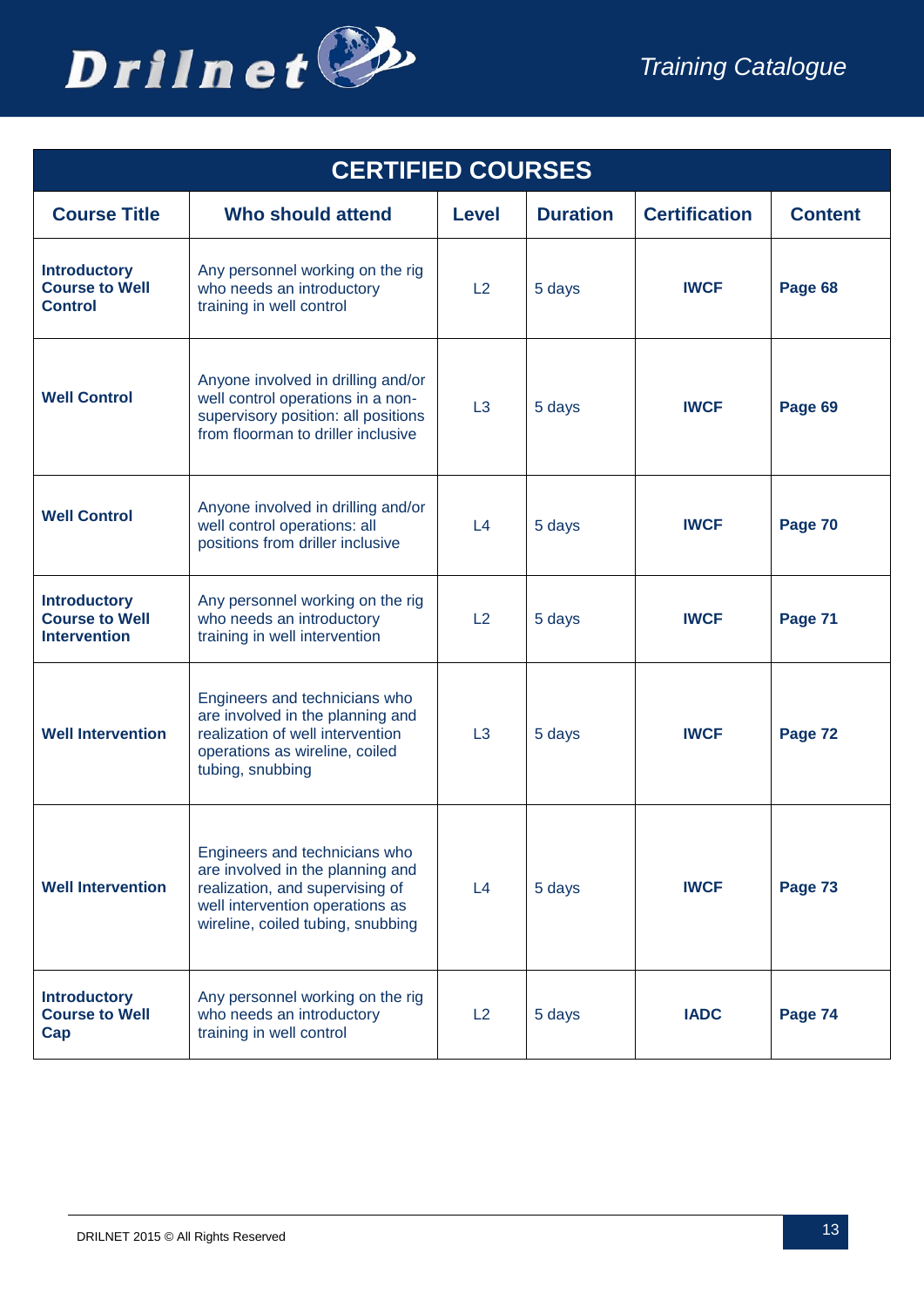| CERTIFIED COURSES | | | | | |
|---|---|---|---|---|---|
| **Course Title** | **Who should attend** | **Level** | **Duration** | **Certification** | **Content** |
| **Introductory Course to Well Control** | Any personnel working on the rig who needs an introductory training in well control | L2 | 5 days | **IWCF** | **Page 68** |
| **Well Control** | Anyone involved in drilling and/or well control operations in a non-supervisory position: all positions from floorman to driller inclusive | L3 | 5 days | **IWCF** | **Page 69** |
| **Well Control** | Anyone involved in drilling and/or well control operations: all positions from driller inclusive | L4 | 5 days | **IWCF** | **Page 70** |
| **Introductory Course to Well Intervention** | Any personnel working on the rig who needs an introductory training in well intervention | L2 | 5 days | **IWCF** | **Page 71** |
| **Well Intervention** | Engineers and technicians who are involved in the planning and realization of well intervention operations as wireline, coiled tubing, snubbing | L3 | 5 days | **IWCF** | **Page 72** |
| **Well Intervention** | Engineers and technicians who are involved in the planning and realization, and supervising of well intervention operations as wireline, coiled tubing, snubbing | L4 | 5 days | **IWCF** | **Page 73** |
| **Introductory Course to Well Cap** | Any personnel working on the rig who needs an introductory training in well control | L2 | 5 days | **IADC** | **Page 74** |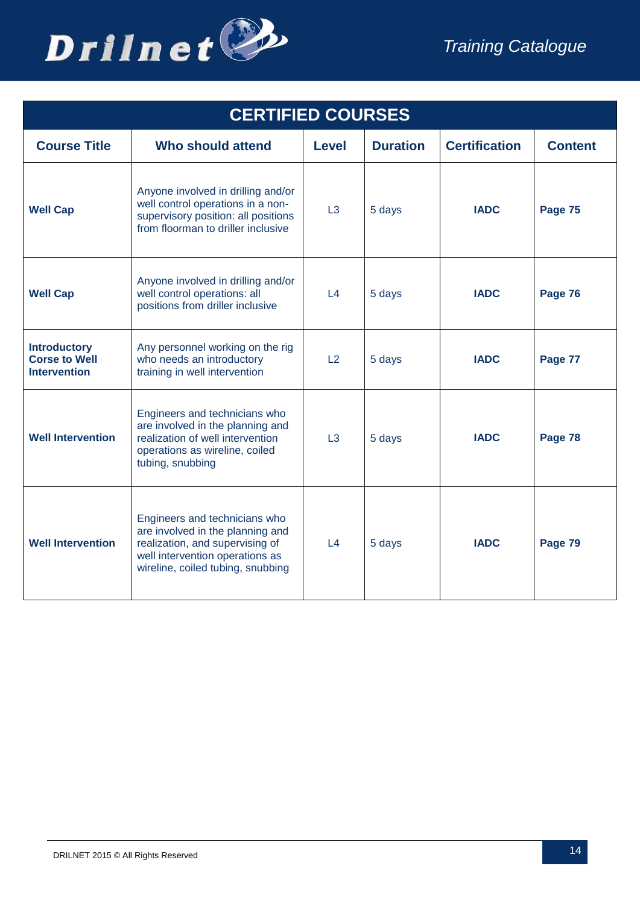| CERTIFIED COURSES | | | | | |
|---|---|---|---|---|---|
| **Course Title** | **Who should attend** | **Level** | **Duration** | **Certification** | **Content** |
| **Well Cap** | Anyone involved in drilling and/or well control operations in a non-supervisory position: all positions from floorman to driller inclusive | L3 | 5 days | **IADC** | **Page 75** |
| **Well Cap** | Anyone involved in drilling and/or well control operations: all positions from driller inclusive | L4 | 5 days | **IADC** | **Page 76** |
| **Introductory Corse to Well Intervention** | Any personnel working on the rig who needs an introductory training in well intervention | L2 | 5 days | **IADC** | **Page 77** |
| **Well Intervention** | Engineers and technicians who are involved in the planning and realization of well intervention operations as wireline, coiled tubing, snubbing | L3 | 5 days | **IADC** | **Page 78** |
| **Well Intervention** | Engineers and technicians who are involved in the planning and realization, and supervising of well intervention operations as wireline, coiled tubing, snubbing | L4 | 5 days | **IADC** | **Page 79** |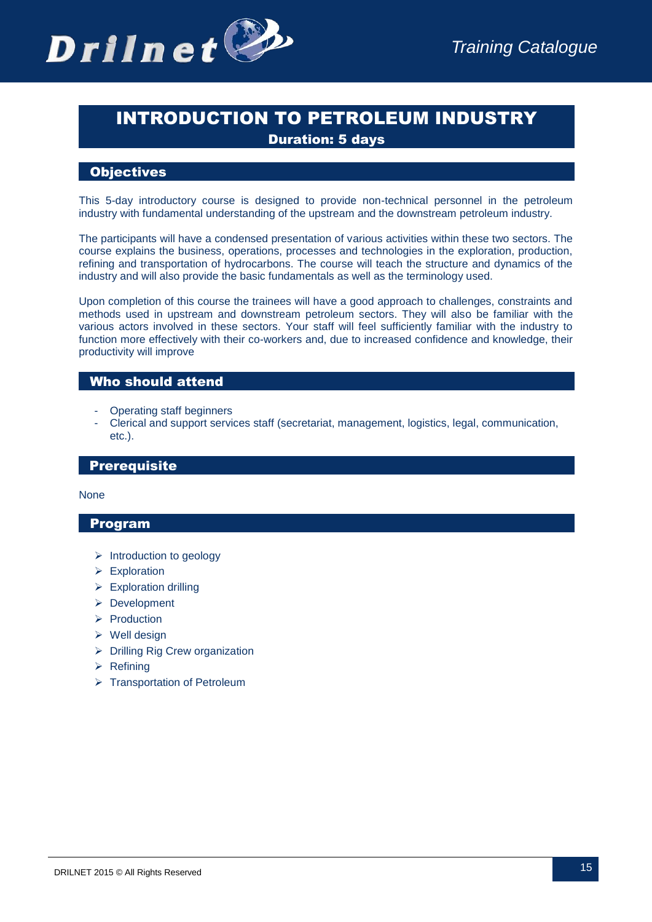# INTRODUCTION TO PETROLEUM INDUSTRY

**Duration: 5 days**

## Objectives

This 5-day introductory course is designed to provide non-technical personnel in the petroleum industry with fundamental understanding of the upstream and the downstream petroleum industry.

The participants will have a condensed presentation of various activities within these two sectors. The course explains the business, operations, processes and technologies in the exploration, production, refining and transportation of hydrocarbons. The course will teach the structure and dynamics of the industry and will also provide the basic fundamentals as well as the terminology used.

Upon completion of this course the trainees will have a good approach to challenges, constraints and methods used in upstream and downstream petroleum sectors. They will also be familiar with the various actors involved in these sectors. Your staff will feel sufficiently familiar with the industry to function more effectively with their co-workers and, due to increased confidence and knowledge, their productivity will improve

## Who should attend

- Operating staff beginners
- Clerical and support services staff (secretariat, management, logistics, legal, communication, etc.).

## Prerequisite

None

## Program

- Introduction to geology
- Exploration
- Exploration drilling
- Development
- Production
- Well design
- Drilling Rig Crew organization
- Refining
- Transportation of Petroleum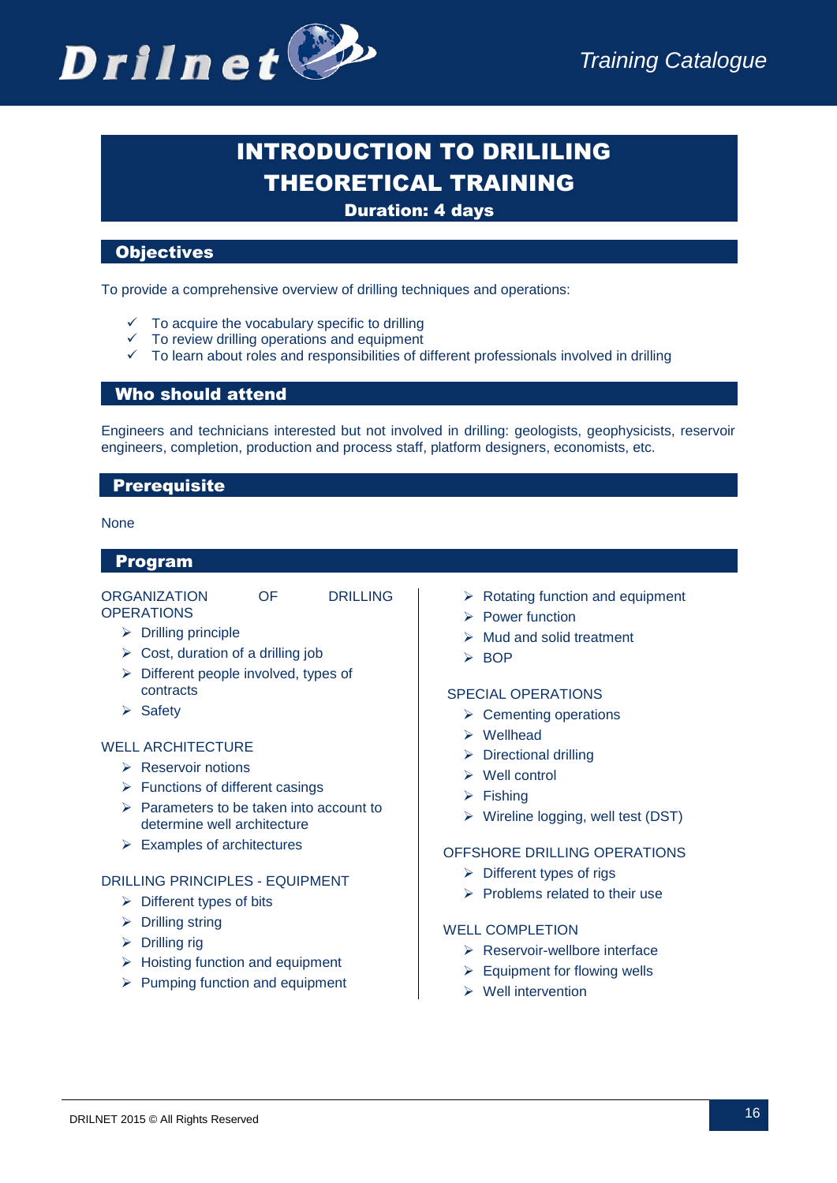# INTRODUCTION TO DRILILING THEORETICAL TRAINING

**Duration: 4 days**

## Objectives

To provide a comprehensive overview of drilling techniques and operations:

- ✓ To acquire the vocabulary specific to drilling
- ✓ To review drilling operations and equipment
- ✓ To learn about roles and responsibilities of different professionals involved in drilling

## Who should attend

Engineers and technicians interested but not involved in drilling: geologists, geophysicists, reservoir engineers, completion, production and process staff, platform designers, economists, etc.

## Prerequisite

None

## Program

ORGANIZATION OF DRILLING OPERATIONS

- Drilling principle
- Cost, duration of a drilling job
- Different people involved, types of contracts
- Safety

WELL ARCHITECTURE

- Reservoir notions
- Functions of different casings
- Parameters to be taken into account to determine well architecture
- Examples of architectures

DRILLING PRINCIPLES - EQUIPMENT

- Different types of bits
- Drilling string
- Drilling rig
- Hoisting function and equipment
- Pumping function and equipment
- Rotating function and equipment
- Power function
- Mud and solid treatment
- BOP

SPECIAL OPERATIONS

- Cementing operations
- Wellhead
- Directional drilling
- Well control
- Fishing
- Wireline logging, well test (DST)

OFFSHORE DRILLING OPERATIONS

- Different types of rigs
- Problems related to their use

WELL COMPLETION

- Reservoir-wellbore interface
- Equipment for flowing wells
- Well intervention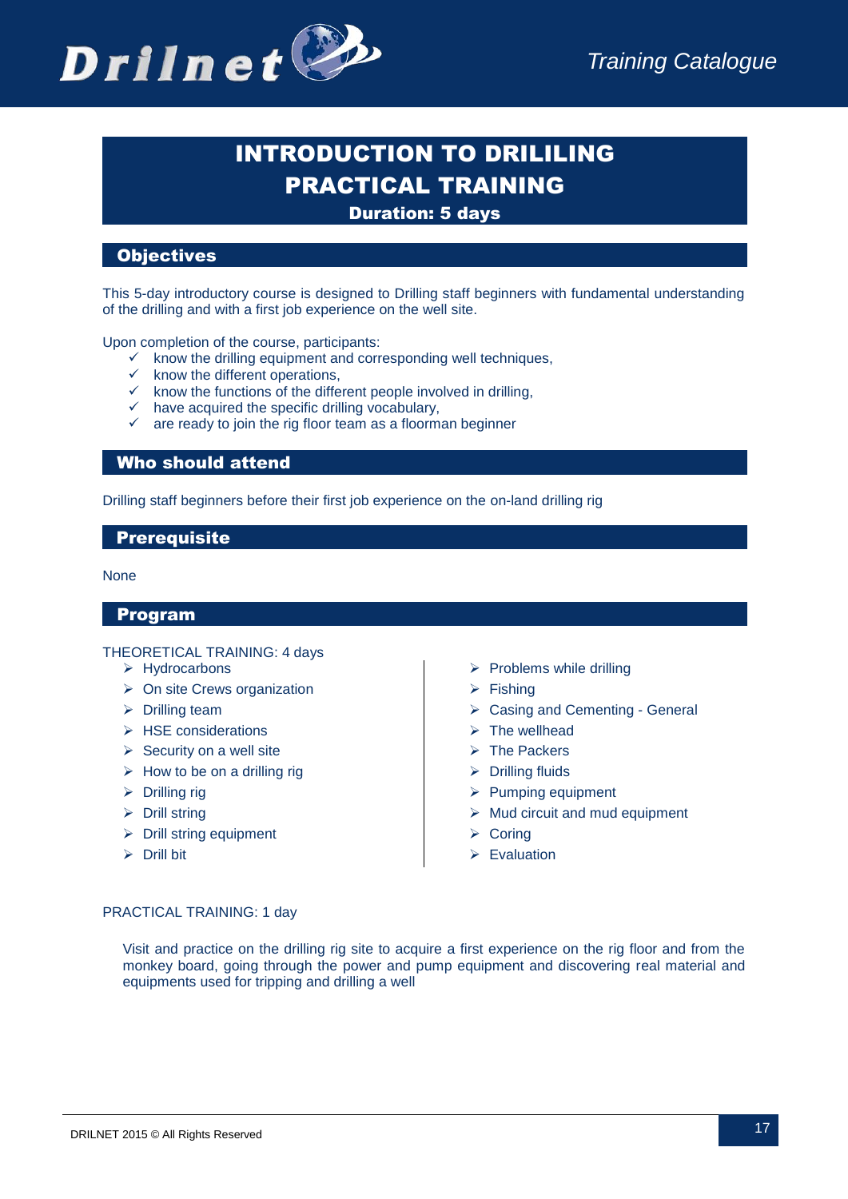# INTRODUCTION TO DRILILING PRACTICAL TRAINING

**Duration: 5 days**

## Objectives

This 5-day introductory course is designed to Drilling staff beginners with fundamental understanding of the drilling and with a first job experience on the well site.

Upon completion of the course, participants:

- know the drilling equipment and corresponding well techniques,
- know the different operations,
- know the functions of the different people involved in drilling,
- have acquired the specific drilling vocabulary,
- are ready to join the rig floor team as a floorman beginner

## Who should attend

Drilling staff beginners before their first job experience on the on-land drilling rig

## Prerequisite

None

## Program

THEORETICAL TRAINING: 4 days

- Hydrocarbons
- On site Crews organization
- Drilling team
- HSE considerations
- Security on a well site
- How to be on a drilling rig
- Drilling rig
- Drill string
- Drill string equipment
- Drill bit
- Problems while drilling
- Fishing
- Casing and Cementing - General
- The wellhead
- The Packers
- Drilling fluids
- Pumping equipment
- Mud circuit and mud equipment
- Coring
- Evaluation

PRACTICAL TRAINING: 1 day

Visit and practice on the drilling rig site to acquire a first experience on the rig floor and from the monkey board, going through the power and pump equipment and discovering real material and equipments used for tripping and drilling a well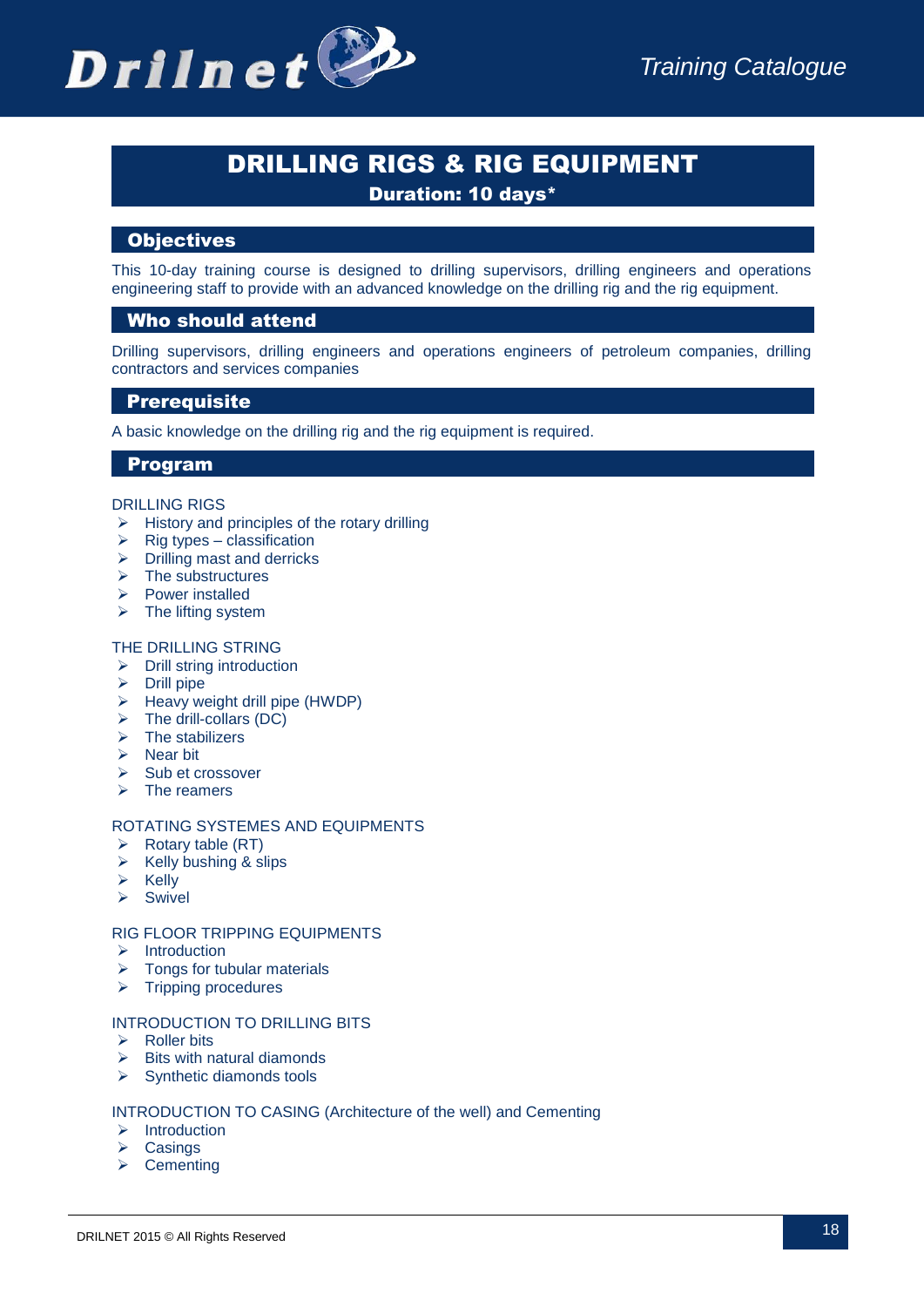# DRILLING RIGS & RIG EQUIPMENT

**Duration: 10 days***

## Objectives

This 10-day training course is designed to drilling supervisors, drilling engineers and operations engineering staff to provide with an advanced knowledge on the drilling rig and the rig equipment.

## Who should attend

Drilling supervisors, drilling engineers and operations engineers of petroleum companies, drilling contractors and services companies

## Prerequisite

A basic knowledge on the drilling rig and the rig equipment is required.

## Program

DRILLING RIGS

- History and principles of the rotary drilling
- Rig types – classification
- Drilling mast and derricks
- The substructures
- Power installed
- The lifting system

THE DRILLING STRING

- Drill string introduction
- Drill pipe
- Heavy weight drill pipe (HWDP)
- The drill-collars (DC)
- The stabilizers
- Near bit
- Sub et crossover
- The reamers

ROTATING SYSTEMES AND EQUIPMENTS

- Rotary table (RT)
- Kelly bushing & slips
- Kelly
- Swivel

RIG FLOOR TRIPPING EQUIPMENTS

- Introduction
- Tongs for tubular materials
- Tripping procedures

INTRODUCTION TO DRILLING BITS

- Roller bits
- Bits with natural diamonds
- Synthetic diamonds tools

INTRODUCTION TO CASING (Architecture of the well) and Cementing

- Introduction
- Casings
- Cementing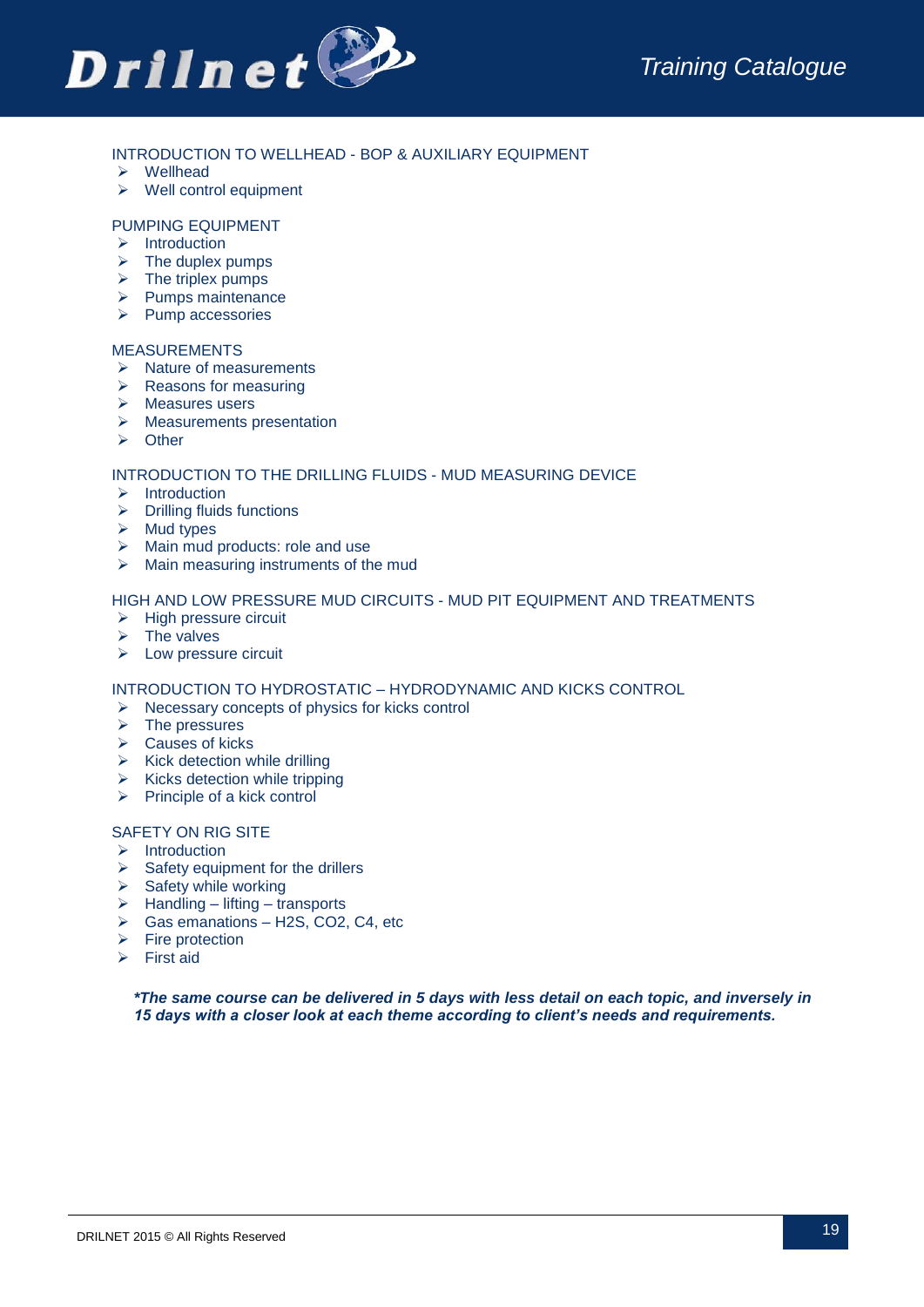### INTRODUCTION TO WELLHEAD - BOP & AUXILIARY EQUIPMENT

- Wellhead
- Well control equipment

### PUMPING EQUIPMENT

- Introduction
- The duplex pumps
- The triplex pumps
- Pumps maintenance
- Pump accessories

### MEASUREMENTS

- Nature of measurements
- Reasons for measuring
- Measures users
- Measurements presentation
- Other

### INTRODUCTION TO THE DRILLING FLUIDS - MUD MEASURING DEVICE

- Introduction
- Drilling fluids functions
- Mud types
- Main mud products: role and use
- Main measuring instruments of the mud

### HIGH AND LOW PRESSURE MUD CIRCUITS - MUD PIT EQUIPMENT AND TREATMENTS

- High pressure circuit
- The valves
- Low pressure circuit

### INTRODUCTION TO HYDROSTATIC – HYDRODYNAMIC AND KICKS CONTROL

- Necessary concepts of physics for kicks control
- The pressures
- Causes of kicks
- Kick detection while drilling
- Kicks detection while tripping
- Principle of a kick control

### SAFETY ON RIG SITE

- Introduction
- Safety equipment for the drillers
- Safety while working
- Handling – lifting – transports
- Gas emanations – $H_2S$, $CO_2$, C4, etc
- Fire protection
- First aid

***The same course can be delivered in 5 days with less detail on each topic, and inversely in 15 days with a closer look at each theme according to client's needs and requirements.***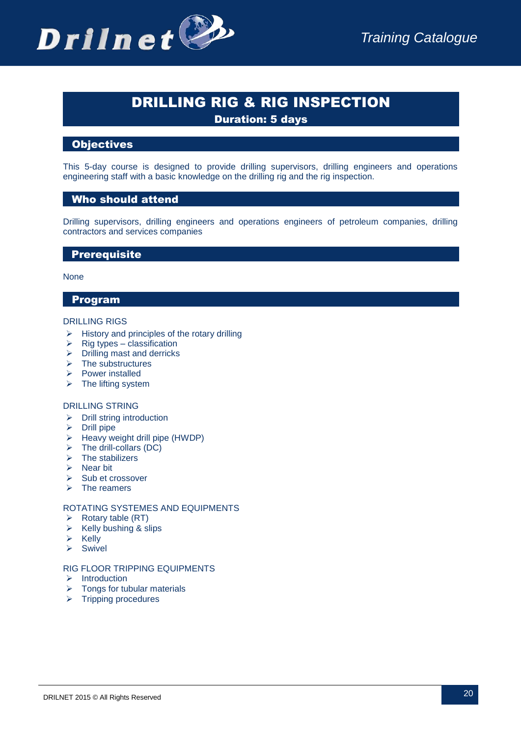# DRILLING RIG & RIG INSPECTION

**Duration: 5 days**

## Objectives

This 5-day course is designed to provide drilling supervisors, drilling engineers and operations engineering staff with a basic knowledge on the drilling rig and the rig inspection.

## Who should attend

Drilling supervisors, drilling engineers and operations engineers of petroleum companies, drilling contractors and services companies

## Prerequisite

None

## Program

DRILLING RIGS

- History and principles of the rotary drilling
- Rig types – classification
- Drilling mast and derricks
- The substructures
- Power installed
- The lifting system

DRILLING STRING

- Drill string introduction
- Drill pipe
- Heavy weight drill pipe (HWDP)
- The drill-collars (DC)
- The stabilizers
- Near bit
- Sub et crossover
- The reamers

ROTATING SYSTEMES AND EQUIPMENTS

- Rotary table (RT)
- Kelly bushing & slips
- Kelly
- Swivel

RIG FLOOR TRIPPING EQUIPMENTS

- Introduction
- Tongs for tubular materials
- Tripping procedures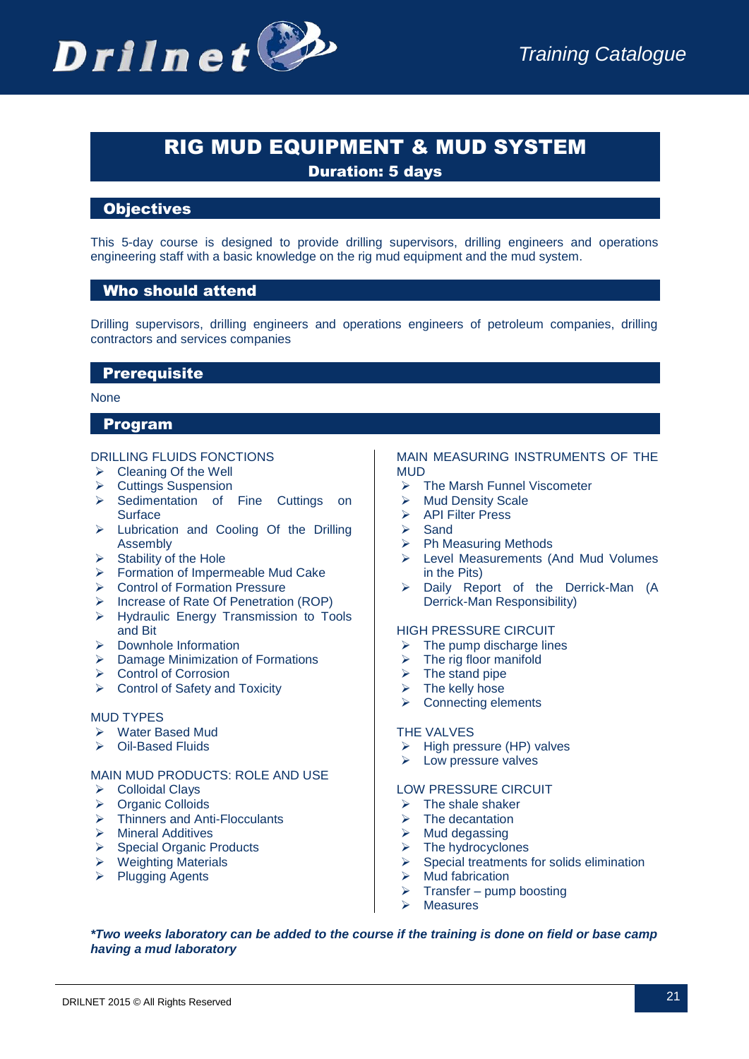# RIG MUD EQUIPMENT & MUD SYSTEM

**Duration: 5 days**

## Objectives

This 5-day course is designed to provide drilling supervisors, drilling engineers and operations engineering staff with a basic knowledge on the rig mud equipment and the mud system.

## Who should attend

Drilling supervisors, drilling engineers and operations engineers of petroleum companies, drilling contractors and services companies

## Prerequisite

None

## Program

DRILLING FLUIDS FONCTIONS

- Cleaning Of the Well
- Cuttings Suspension
- Sedimentation of Fine Cuttings on Surface
- Lubrication and Cooling Of the Drilling Assembly
- Stability of the Hole
- Formation of Impermeable Mud Cake
- Control of Formation Pressure
- Increase of Rate Of Penetration (ROP)
- Hydraulic Energy Transmission to Tools and Bit
- Downhole Information
- Damage Minimization of Formations
- Control of Corrosion
- Control of Safety and Toxicity

MUD TYPES

- Water Based Mud
- Oil-Based Fluids

MAIN MUD PRODUCTS: ROLE AND USE

- Colloidal Clays
- Organic Colloids
- Thinners and Anti-Flocculants
- Mineral Additives
- Special Organic Products
- Weighting Materials
- Plugging Agents

MAIN MEASURING INSTRUMENTS OF THE MUD

- The Marsh Funnel Viscometer
- Mud Density Scale
- API Filter Press
- Sand
- Ph Measuring Methods
- Level Measurements (And Mud Volumes in the Pits)
- Daily Report of the Derrick-Man (A Derrick-Man Responsibility)

HIGH PRESSURE CIRCUIT

- The pump discharge lines
- The rig floor manifold
- The stand pipe
- The kelly hose
- Connecting elements

THE VALVES

- High pressure (HP) valves
- Low pressure valves

LOW PRESSURE CIRCUIT

- The shale shaker
- The decantation
- Mud degassing
- The hydrocyclones
- Special treatments for solids elimination
- Mud fabrication
- Transfer – pump boosting
- Measures

***Two weeks laboratory can be added to the course if the training is done on field or base camp having a mud laboratory**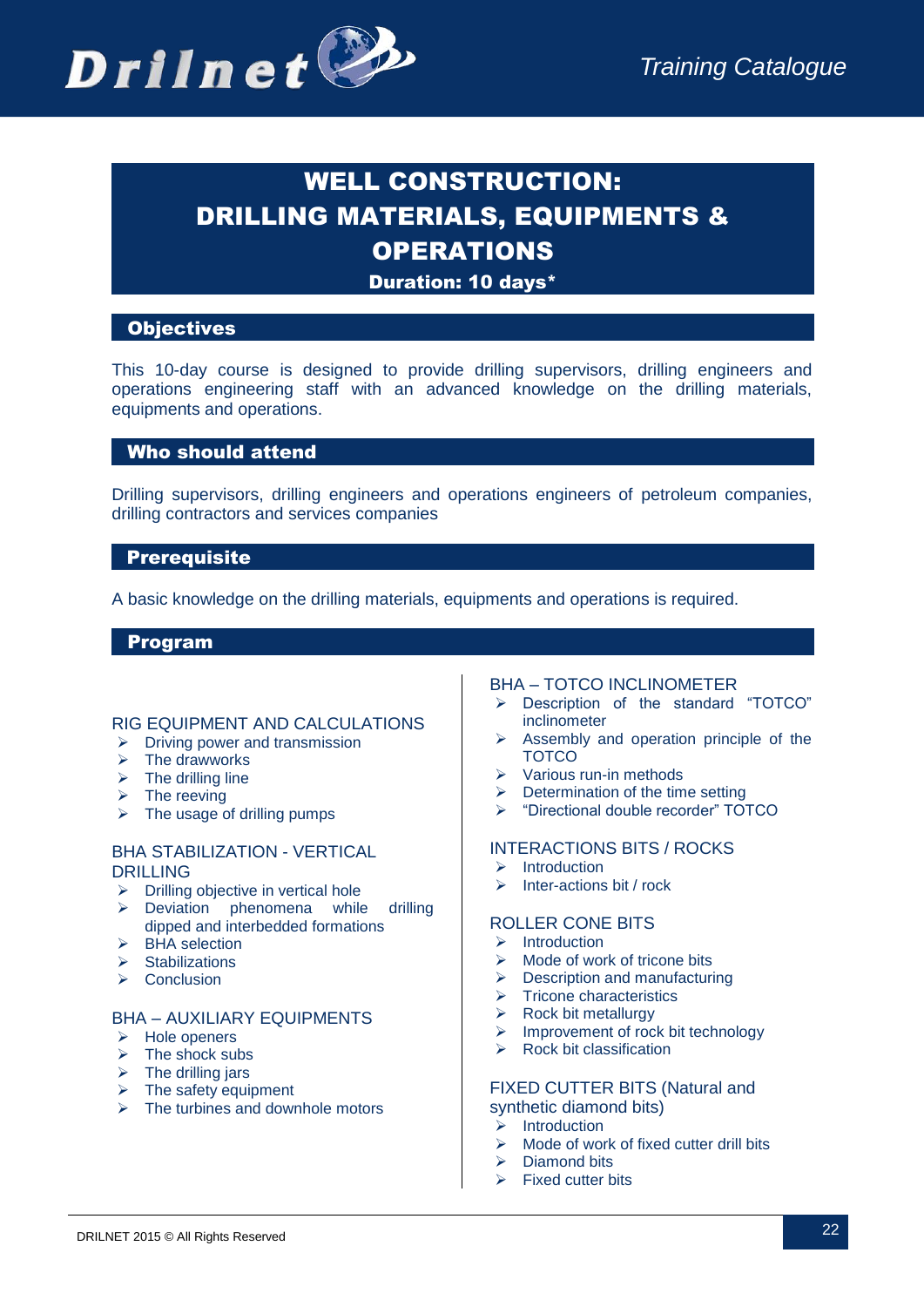# WELL CONSTRUCTION: DRILLING MATERIALS, EQUIPMENTS & OPERATIONS

**Duration: 10 days***

## Objectives

This 10-day course is designed to provide drilling supervisors, drilling engineers and operations engineering staff with an advanced knowledge on the drilling materials, equipments and operations.

## Who should attend

Drilling supervisors, drilling engineers and operations engineers of petroleum companies, drilling contractors and services companies

## Prerequisite

A basic knowledge on the drilling materials, equipments and operations is required.

## Program

### RIG EQUIPMENT AND CALCULATIONS

- Driving power and transmission
- The drawworks
- The drilling line
- The reeving
- The usage of drilling pumps

### BHA STABILIZATION - VERTICAL DRILLING

- Drilling objective in vertical hole
- Deviation phenomena while drilling dipped and interbedded formations
- BHA selection
- Stabilizations
- Conclusion

### BHA – AUXILIARY EQUIPMENTS

- Hole openers
- The shock subs
- The drilling jars
- The safety equipment
- The turbines and downhole motors

### BHA – TOTCO INCLINOMETER

- Description of the standard "TOTCO" inclinometer
- Assembly and operation principle of the TOTCO
- Various run-in methods
- Determination of the time setting
- "Directional double recorder" TOTCO

### INTERACTIONS BITS / ROCKS

- Introduction
- Inter-actions bit / rock

### ROLLER CONE BITS

- Introduction
- Mode of work of tricone bits
- Description and manufacturing
- Tricone characteristics
- Rock bit metallurgy
- Improvement of rock bit technology
- Rock bit classification

### FIXED CUTTER BITS (Natural and synthetic diamond bits)

- Introduction
- Mode of work of fixed cutter drill bits
- Diamond bits
- Fixed cutter bits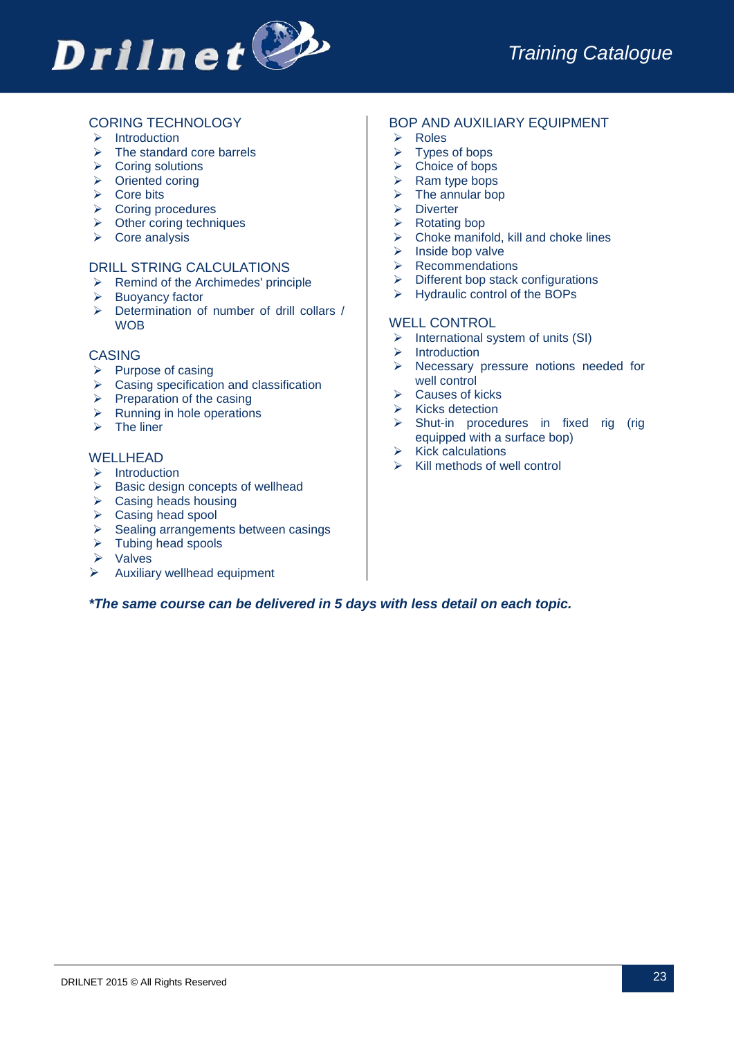## CORING TECHNOLOGY

- Introduction
- The standard core barrels
- Coring solutions
- Oriented coring
- Core bits
- Coring procedures
- Other coring techniques
- Core analysis

## DRILL STRING CALCULATIONS

- Remind of the Archimedes' principle
- Buoyancy factor
- Determination of number of drill collars / WOB

## CASING

- Purpose of casing
- Casing specification and classification
- Preparation of the casing
- Running in hole operations
- The liner

## WELLHEAD

- Introduction
- Basic design concepts of wellhead
- Casing heads housing
- Casing head spool
- Sealing arrangements between casings
- Tubing head spools
- Valves
- Auxiliary wellhead equipment

## BOP AND AUXILIARY EQUIPMENT

- Roles
- Types of bops
- Choice of bops
- Ram type bops
- The annular bop
- Diverter
- Rotating bop
- Choke manifold, kill and choke lines
- Inside bop valve
- Recommendations
- Different bop stack configurations
- Hydraulic control of the BOPs

## WELL CONTROL

- International system of units (SI)
- Introduction
- Necessary pressure notions needed for well control
- Causes of kicks
- Kicks detection
- Shut-in procedures in fixed rig (rig equipped with a surface bop)
- Kick calculations
- Kill methods of well control

***The same course can be delivered in 5 days with less detail on each topic.**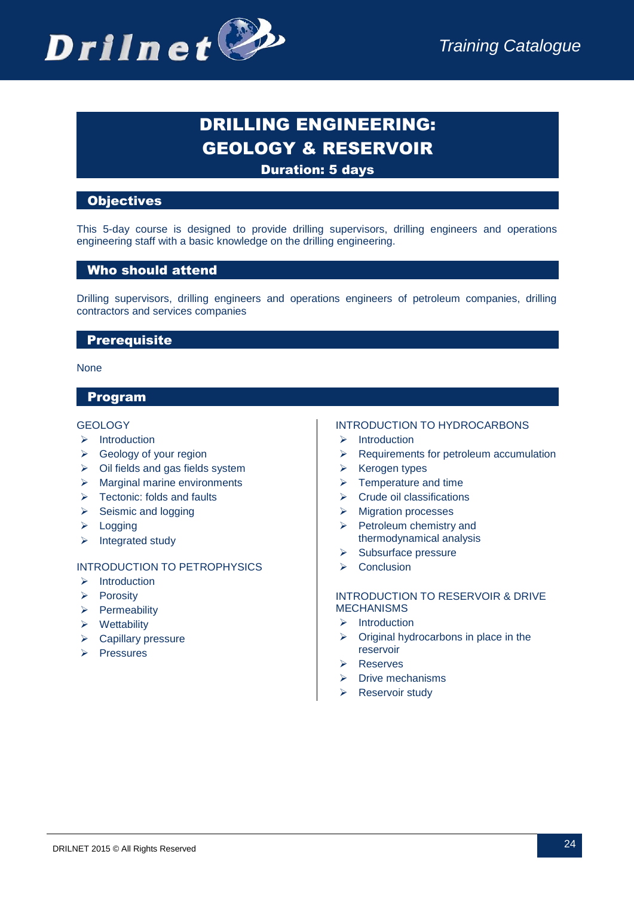# DRILLING ENGINEERING: GEOLOGY & RESERVOIR

**Duration: 5 days**

## Objectives

This 5-day course is designed to provide drilling supervisors, drilling engineers and operations engineering staff with a basic knowledge on the drilling engineering.

## Who should attend

Drilling supervisors, drilling engineers and operations engineers of petroleum companies, drilling contractors and services companies

## Prerequisite

None

## Program

GEOLOGY

- Introduction
- Geology of your region
- Oil fields and gas fields system
- Marginal marine environments
- Tectonic: folds and faults
- Seismic and logging
- Logging
- Integrated study

INTRODUCTION TO PETROPHYSICS

- Introduction
- Porosity
- Permeability
- Wettability
- Capillary pressure
- Pressures

INTRODUCTION TO HYDROCARBONS

- Introduction
- Requirements for petroleum accumulation
- Kerogen types
- Temperature and time
- Crude oil classifications
- Migration processes
- Petroleum chemistry and thermodynamical analysis
- Subsurface pressure
- Conclusion

INTRODUCTION TO RESERVOIR & DRIVE MECHANISMS

- Introduction
- Original hydrocarbons in place in the reservoir
- Reserves
- Drive mechanisms
- Reservoir study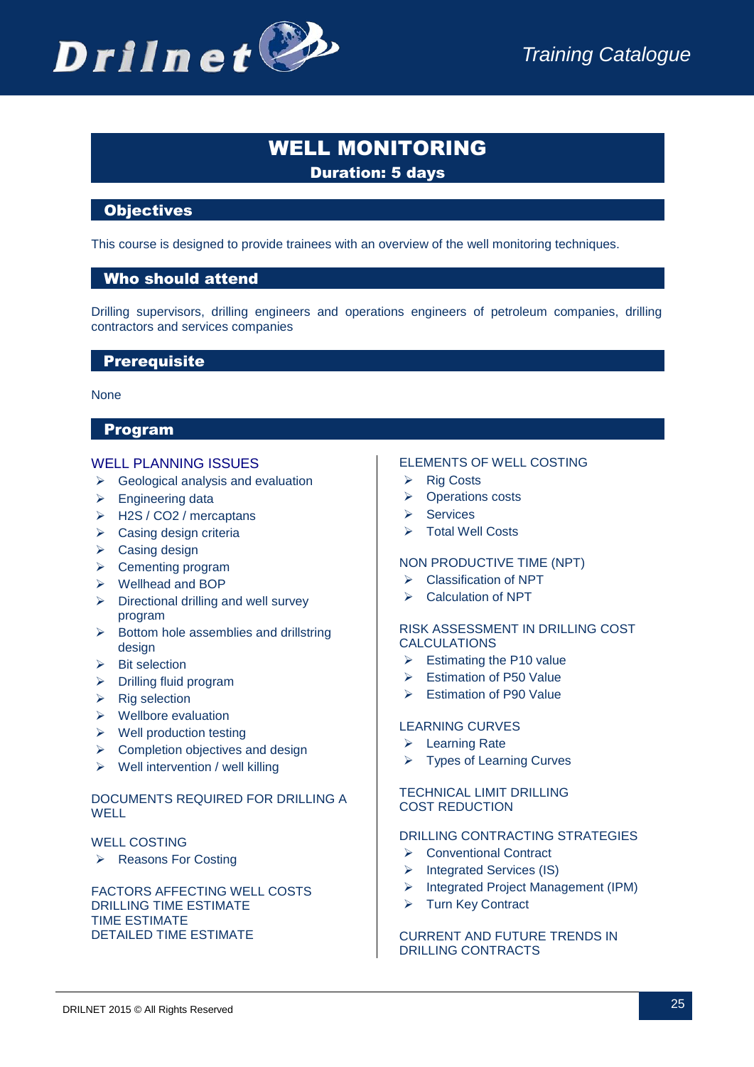# WELL MONITORING

**Duration: 5 days**

## Objectives

This course is designed to provide trainees with an overview of the well monitoring techniques.

## Who should attend

Drilling supervisors, drilling engineers and operations engineers of petroleum companies, drilling contractors and services companies

## Prerequisite

None

## Program

### WELL PLANNING ISSUES

- Geological analysis and evaluation
- Engineering data
- H2S / CO2 / mercaptans
- Casing design criteria
- Casing design
- Cementing program
- Wellhead and BOP
- Directional drilling and well survey program
- Bottom hole assemblies and drillstring design
- Bit selection
- Drilling fluid program
- Rig selection
- Wellbore evaluation
- Well production testing
- Completion objectives and design
- Well intervention / well killing

### DOCUMENTS REQUIRED FOR DRILLING A WELL

### WELL COSTING

- Reasons For Costing

### FACTORS AFFECTING WELL COSTS
### DRILLING TIME ESTIMATE
### TIME ESTIMATE
### DETAILED TIME ESTIMATE

### ELEMENTS OF WELL COSTING

- Rig Costs
- Operations costs
- Services
- Total Well Costs

### NON PRODUCTIVE TIME (NPT)

- Classification of NPT
- Calculation of NPT

### RISK ASSESSMENT IN DRILLING COST CALCULATIONS

- Estimating the P10 value
- Estimation of P50 Value
- Estimation of P90 Value

### LEARNING CURVES

- Learning Rate
- Types of Learning Curves

### TECHNICAL LIMIT DRILLING COST REDUCTION

### DRILLING CONTRACTING STRATEGIES

- Conventional Contract
- Integrated Services (IS)
- Integrated Project Management (IPM)
- Turn Key Contract

### CURRENT AND FUTURE TRENDS IN DRILLING CONTRACTS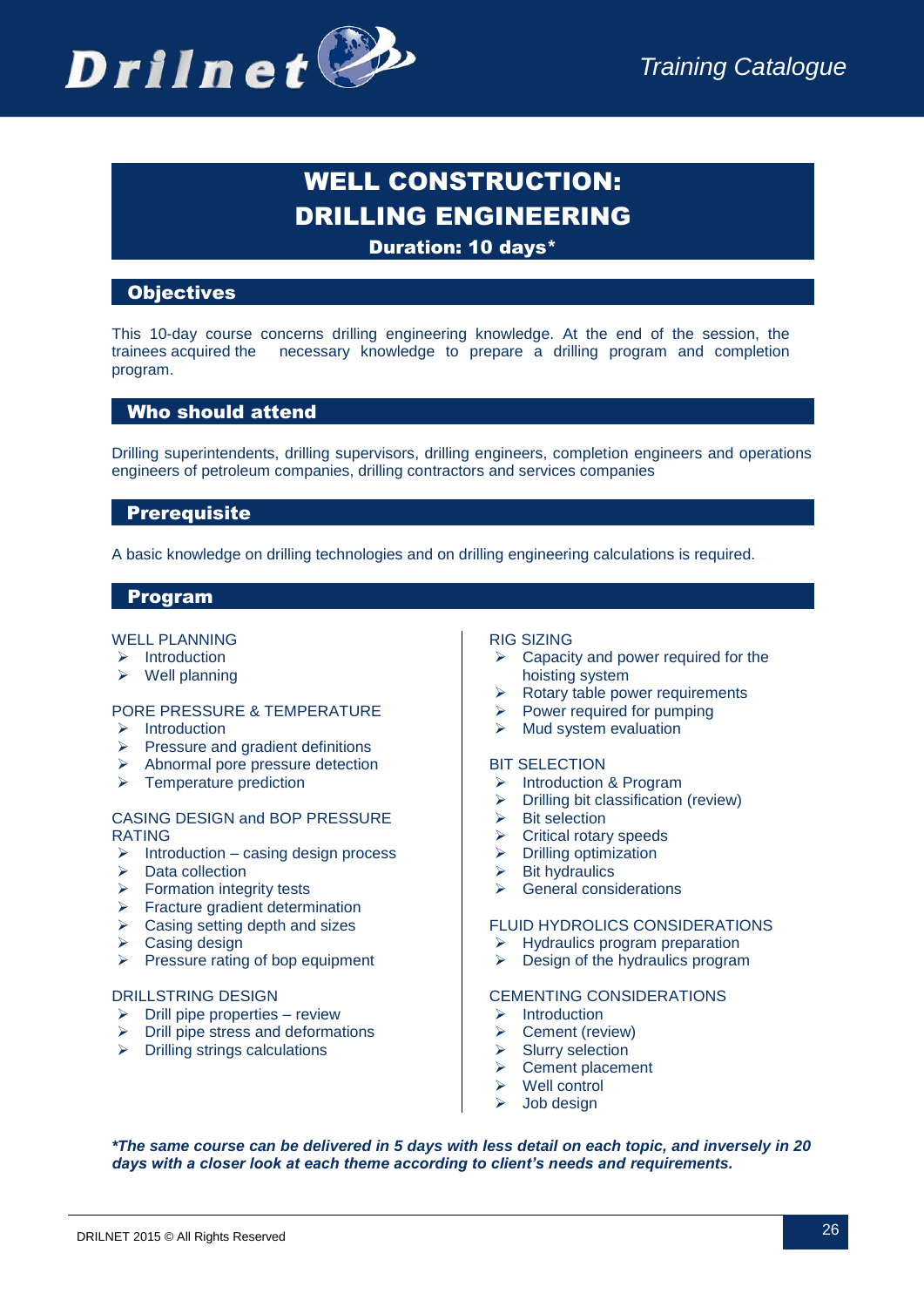# WELL CONSTRUCTION: DRILLING ENGINEERING

**Duration: 10 days***

## Objectives

This 10-day course concerns drilling engineering knowledge. At the end of the session, the trainees acquired the necessary knowledge to prepare a drilling program and completion program.

## Who should attend

Drilling superintendents, drilling supervisors, drilling engineers, completion engineers and operations engineers of petroleum companies, drilling contractors and services companies

## Prerequisite

A basic knowledge on drilling technologies and on drilling engineering calculations is required.

## Program

WELL PLANNING

- Introduction
- Well planning

PORE PRESSURE & TEMPERATURE

- Introduction
- Pressure and gradient definitions
- Abnormal pore pressure detection
- Temperature prediction

CASING DESIGN and BOP PRESSURE RATING

- Introduction – casing design process
- Data collection
- Formation integrity tests
- Fracture gradient determination
- Casing setting depth and sizes
- Casing design
- Pressure rating of bop equipment

DRILLSTRING DESIGN

- Drill pipe properties – review
- Drill pipe stress and deformations
- Drilling strings calculations

RIG SIZING

- Capacity and power required for the hoisting system
- Rotary table power requirements
- Power required for pumping
- Mud system evaluation

BIT SELECTION

- Introduction & Program
- Drilling bit classification (review)
- Bit selection
- Critical rotary speeds
- Drilling optimization
- Bit hydraulics
- General considerations

FLUID HYDROLICS CONSIDERATIONS

- Hydraulics program preparation
- Design of the hydraulics program

CEMENTING CONSIDERATIONS

- Introduction
- Cement (review)
- Slurry selection
- Cement placement
- Well control
- Job design

***The same course can be delivered in 5 days with less detail on each topic, and inversely in 20 days with a closer look at each theme according to client's needs and requirements.***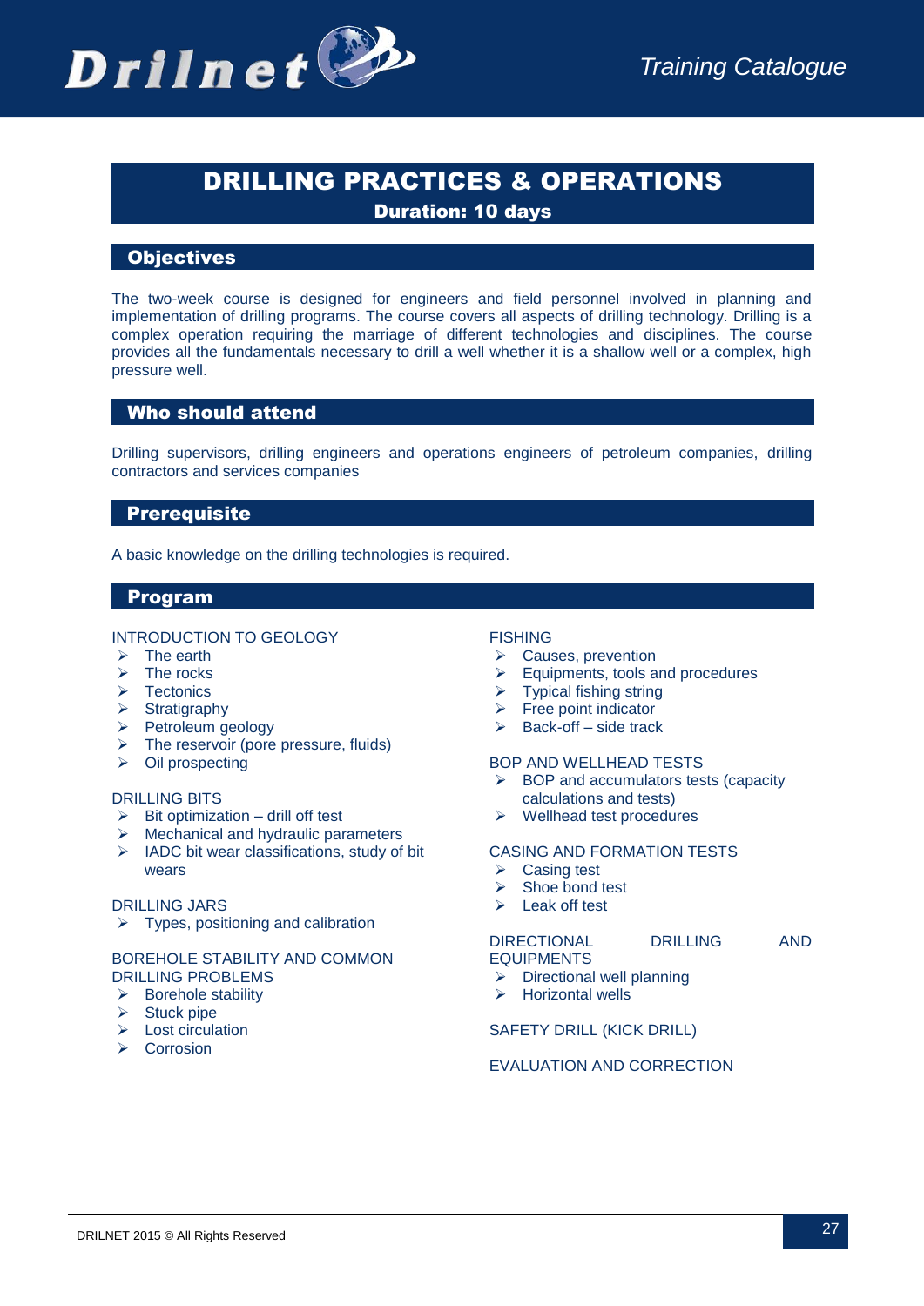# DRILLING PRACTICES & OPERATIONS

**Duration: 10 days**

## Objectives

The two-week course is designed for engineers and field personnel involved in planning and implementation of drilling programs. The course covers all aspects of drilling technology. Drilling is a complex operation requiring the marriage of different technologies and disciplines. The course provides all the fundamentals necessary to drill a well whether it is a shallow well or a complex, high pressure well.

## Who should attend

Drilling supervisors, drilling engineers and operations engineers of petroleum companies, drilling contractors and services companies

## Prerequisite

A basic knowledge on the drilling technologies is required.

## Program

INTRODUCTION TO GEOLOGY

- The earth
- The rocks
- Tectonics
- Stratigraphy
- Petroleum geology
- The reservoir (pore pressure, fluids)
- Oil prospecting

DRILLING BITS

- Bit optimization – drill off test
- Mechanical and hydraulic parameters
- IADC bit wear classifications, study of bit wears

DRILLING JARS

- Types, positioning and calibration

BOREHOLE STABILITY AND COMMON DRILLING PROBLEMS

- Borehole stability
- Stuck pipe
- Lost circulation
- Corrosion

FISHING

- Causes, prevention
- Equipments, tools and procedures
- Typical fishing string
- Free point indicator
- Back-off – side track

BOP AND WELLHEAD TESTS

- BOP and accumulators tests (capacity calculations and tests)
- Wellhead test procedures

CASING AND FORMATION TESTS

- Casing test
- Shoe bond test
- Leak off test

DIRECTIONAL DRILLING AND EQUIPMENTS

- Directional well planning
- Horizontal wells

SAFETY DRILL (KICK DRILL)

EVALUATION AND CORRECTION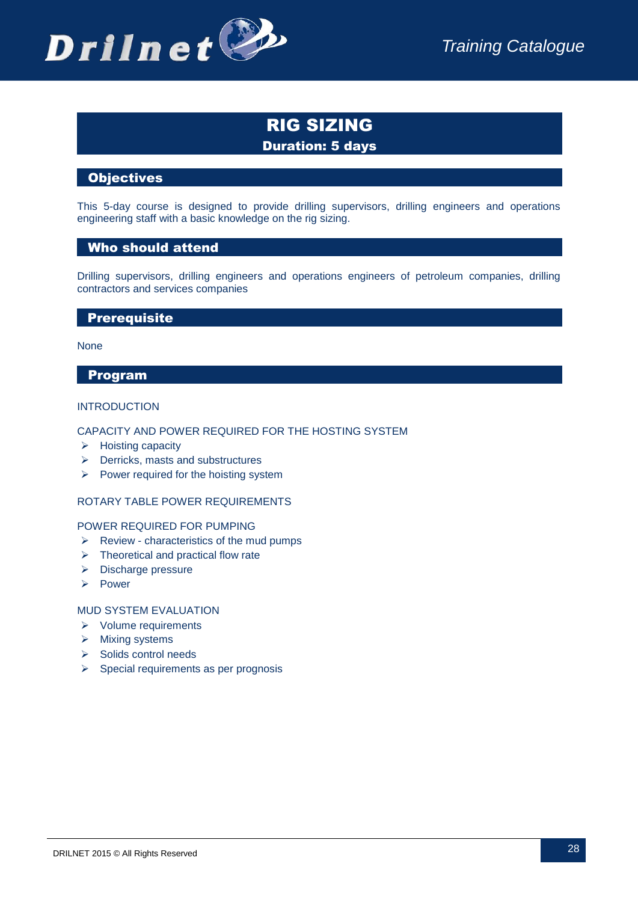# RIG SIZING

**Duration: 5 days**

## Objectives

This 5-day course is designed to provide drilling supervisors, drilling engineers and operations engineering staff with a basic knowledge on the rig sizing.

## Who should attend

Drilling supervisors, drilling engineers and operations engineers of petroleum companies, drilling contractors and services companies

## Prerequisite

None

## Program

INTRODUCTION

CAPACITY AND POWER REQUIRED FOR THE HOSTING SYSTEM

- Hoisting capacity
- Derricks, masts and substructures
- Power required for the hoisting system

ROTARY TABLE POWER REQUIREMENTS

POWER REQUIRED FOR PUMPING

- Review - characteristics of the mud pumps
- Theoretical and practical flow rate
- Discharge pressure
- Power

MUD SYSTEM EVALUATION

- Volume requirements
- Mixing systems
- Solids control needs
- Special requirements as per prognosis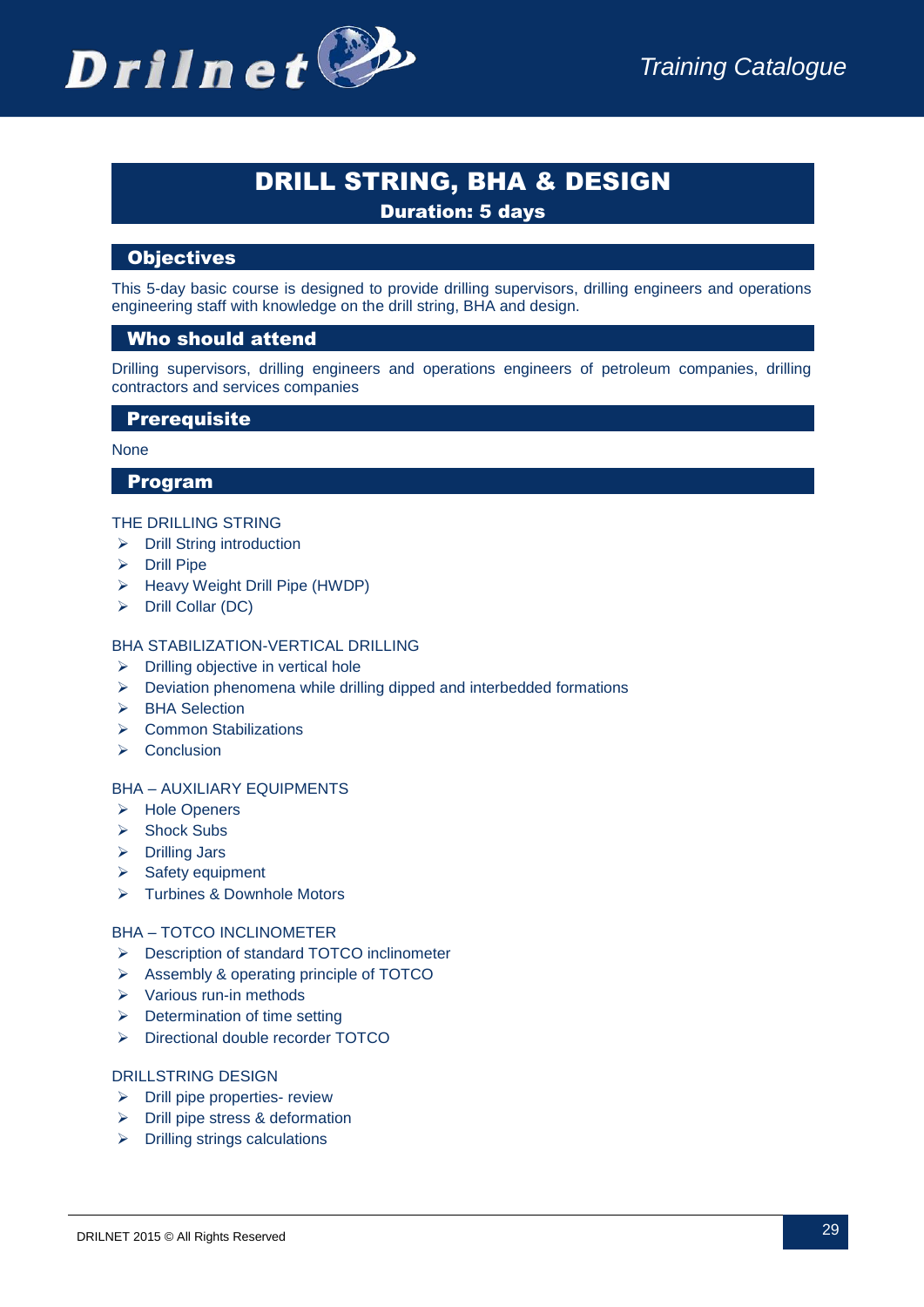# DRILL STRING, BHA & DESIGN

**Duration: 5 days**

## Objectives

This 5-day basic course is designed to provide drilling supervisors, drilling engineers and operations engineering staff with knowledge on the drill string, BHA and design.

## Who should attend

Drilling supervisors, drilling engineers and operations engineers of petroleum companies, drilling contractors and services companies

## Prerequisite

None

## Program

THE DRILLING STRING

- Drill String introduction
- Drill Pipe
- Heavy Weight Drill Pipe (HWDP)
- Drill Collar (DC)

BHA STABILIZATION-VERTICAL DRILLING

- Drilling objective in vertical hole
- Deviation phenomena while drilling dipped and interbedded formations
- BHA Selection
- Common Stabilizations
- Conclusion

BHA – AUXILIARY EQUIPMENTS

- Hole Openers
- Shock Subs
- Drilling Jars
- Safety equipment
- Turbines & Downhole Motors

BHA – TOTCO INCLINOMETER

- Description of standard TOTCO inclinometer
- Assembly & operating principle of TOTCO
- Various run-in methods
- Determination of time setting
- Directional double recorder TOTCO

DRILLSTRING DESIGN

- Drill pipe properties- review
- Drill pipe stress & deformation
- Drilling strings calculations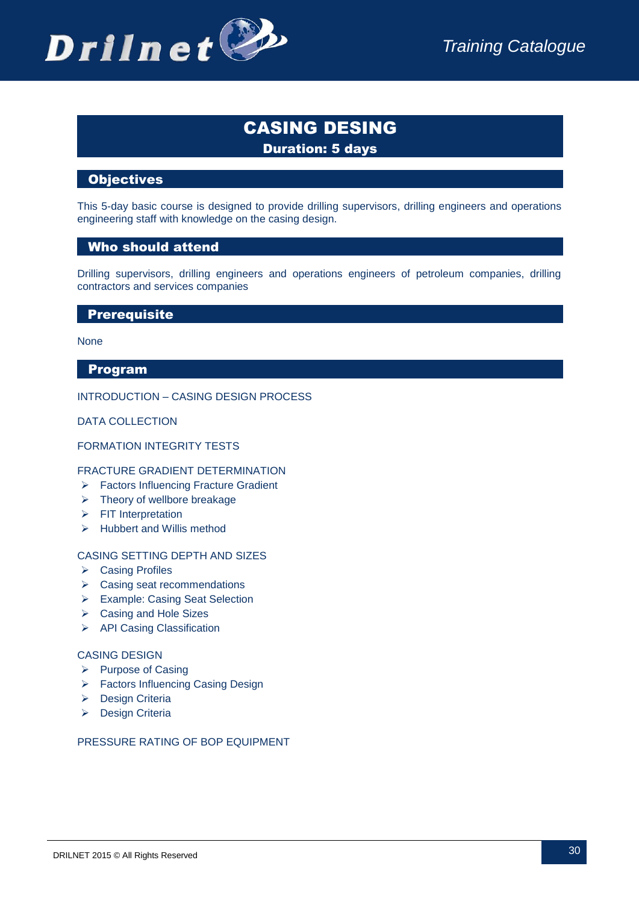# CASING DESING

**Duration: 5 days**

## Objectives

This 5-day basic course is designed to provide drilling supervisors, drilling engineers and operations engineering staff with knowledge on the casing design.

## Who should attend

Drilling supervisors, drilling engineers and operations engineers of petroleum companies, drilling contractors and services companies

## Prerequisite

None

## Program

INTRODUCTION – CASING DESIGN PROCESS

DATA COLLECTION

FORMATION INTEGRITY TESTS

FRACTURE GRADIENT DETERMINATION

- Factors Influencing Fracture Gradient
- Theory of wellbore breakage
- FIT Interpretation
- Hubbert and Willis method

CASING SETTING DEPTH AND SIZES

- Casing Profiles
- Casing seat recommendations
- Example: Casing Seat Selection
- Casing and Hole Sizes
- API Casing Classification

CASING DESIGN

- Purpose of Casing
- Factors Influencing Casing Design
- Design Criteria
- Design Criteria

PRESSURE RATING OF BOP EQUIPMENT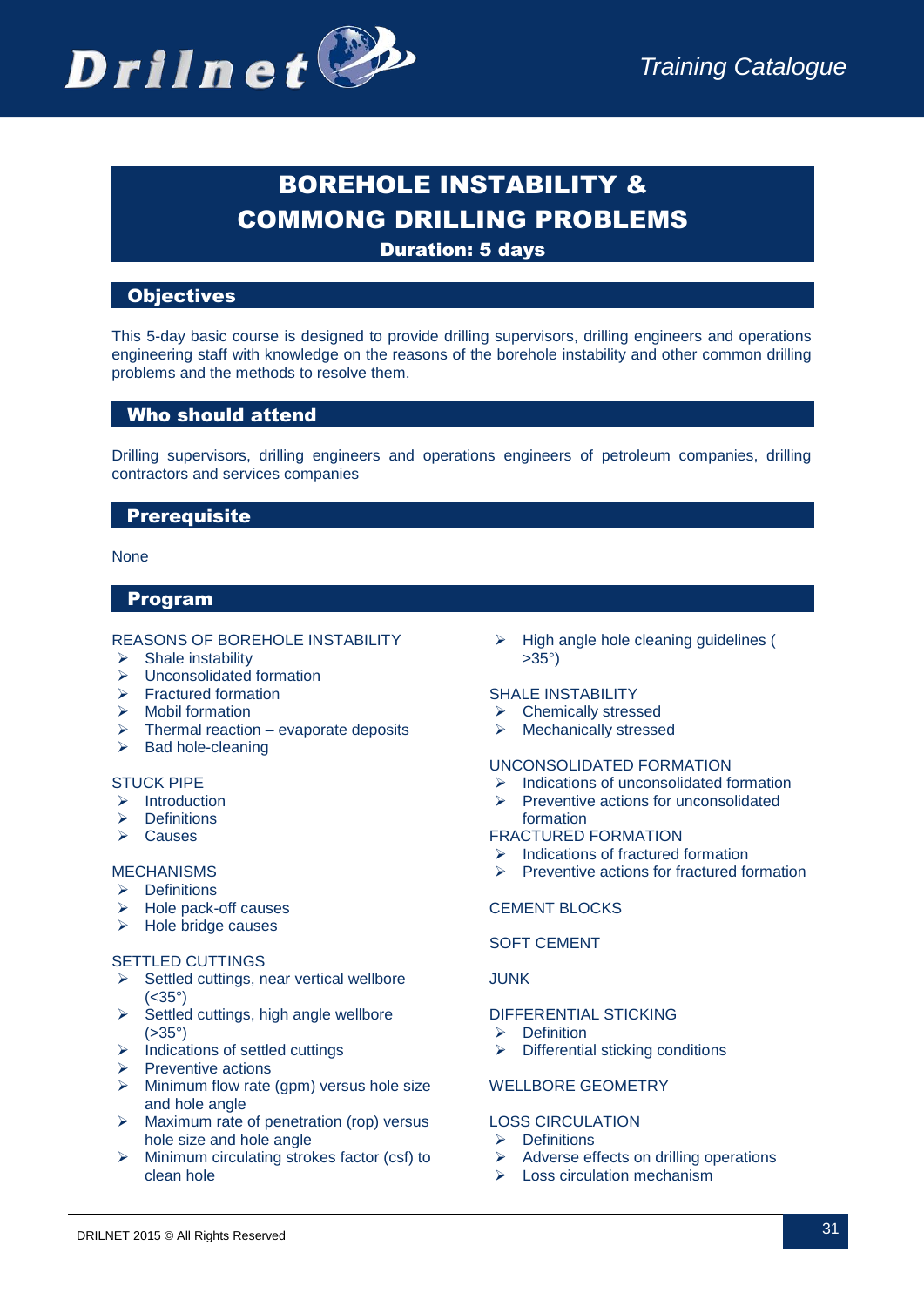# BOREHOLE INSTABILITY & COMMONG DRILLING PROBLEMS

**Duration: 5 days**

## Objectives

This 5-day basic course is designed to provide drilling supervisors, drilling engineers and operations engineering staff with knowledge on the reasons of the borehole instability and other common drilling problems and the methods to resolve them.

## Who should attend

Drilling supervisors, drilling engineers and operations engineers of petroleum companies, drilling contractors and services companies

## Prerequisite

None

## Program

REASONS OF BOREHOLE INSTABILITY

- Shale instability
- Unconsolidated formation
- Fractured formation
- Mobil formation
- Thermal reaction – evaporate deposits
- Bad hole-cleaning

STUCK PIPE

- Introduction
- Definitions
- Causes

MECHANISMS

- Definitions
- Hole pack-off causes
- Hole bridge causes

SETTLED CUTTINGS

- Settled cuttings, near vertical wellbore (<35°)
- Settled cuttings, high angle wellbore (>35°)
- Indications of settled cuttings
- Preventive actions
- Minimum flow rate (gpm) versus hole size and hole angle
- Maximum rate of penetration (rop) versus hole size and hole angle
- Minimum circulating strokes factor (csf) to clean hole
- High angle hole cleaning guidelines ( >35°)

SHALE INSTABILITY

- Chemically stressed
- Mechanically stressed

UNCONSOLIDATED FORMATION

- Indications of unconsolidated formation
- Preventive actions for unconsolidated formation

FRACTURED FORMATION

- Indications of fractured formation
- Preventive actions for fractured formation

CEMENT BLOCKS

SOFT CEMENT

JUNK

DIFFERENTIAL STICKING

- Definition
- Differential sticking conditions

WELLBORE GEOMETRY

LOSS CIRCULATION

- Definitions
- Adverse effects on drilling operations
- Loss circulation mechanism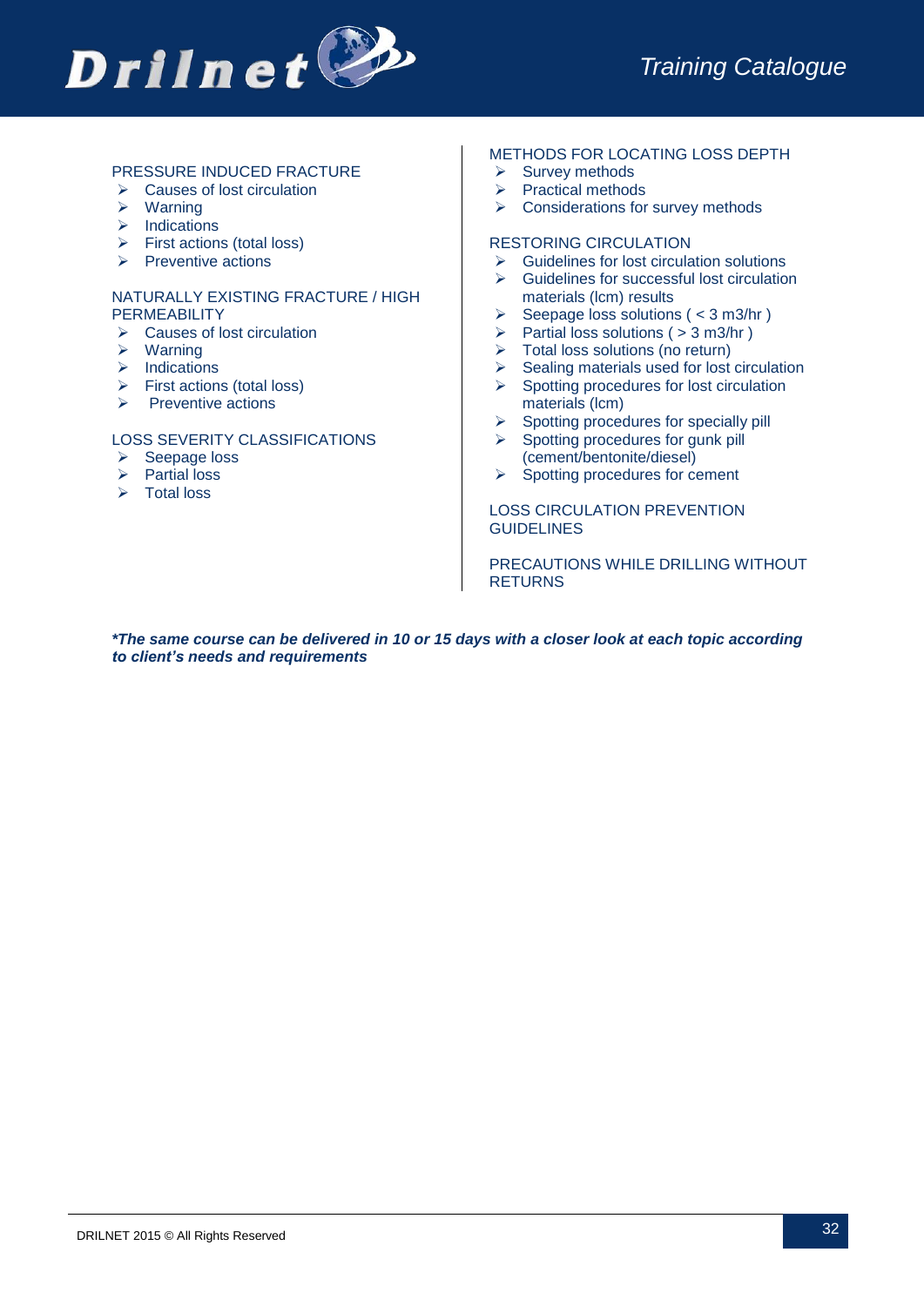### PRESSURE INDUCED FRACTURE

- Causes of lost circulation
- Warning
- Indications
- First actions (total loss)
- Preventive actions

### NATURALLY EXISTING FRACTURE / HIGH PERMEABILITY

- Causes of lost circulation
- Warning
- Indications
- First actions (total loss)
- Preventive actions

### LOSS SEVERITY CLASSIFICATIONS

- Seepage loss
- Partial loss
- Total loss

### METHODS FOR LOCATING LOSS DEPTH

- Survey methods
- Practical methods
- Considerations for survey methods

### RESTORING CIRCULATION

- Guidelines for lost circulation solutions
- Guidelines for successful lost circulation materials (lcm) results
- Seepage loss solutions ( < 3 m3/hr )
- Partial loss solutions ( > 3 m3/hr )
- Total loss solutions (no return)
- Sealing materials used for lost circulation
- Spotting procedures for lost circulation materials (lcm)
- Spotting procedures for specially pill
- Spotting procedures for gunk pill (cement/bentonite/diesel)
- Spotting procedures for cement

### LOSS CIRCULATION PREVENTION GUIDELINES

### PRECAUTIONS WHILE DRILLING WITHOUT RETURNS

***The same course can be delivered in 10 or 15 days with a closer look at each topic according to client's needs and requirements**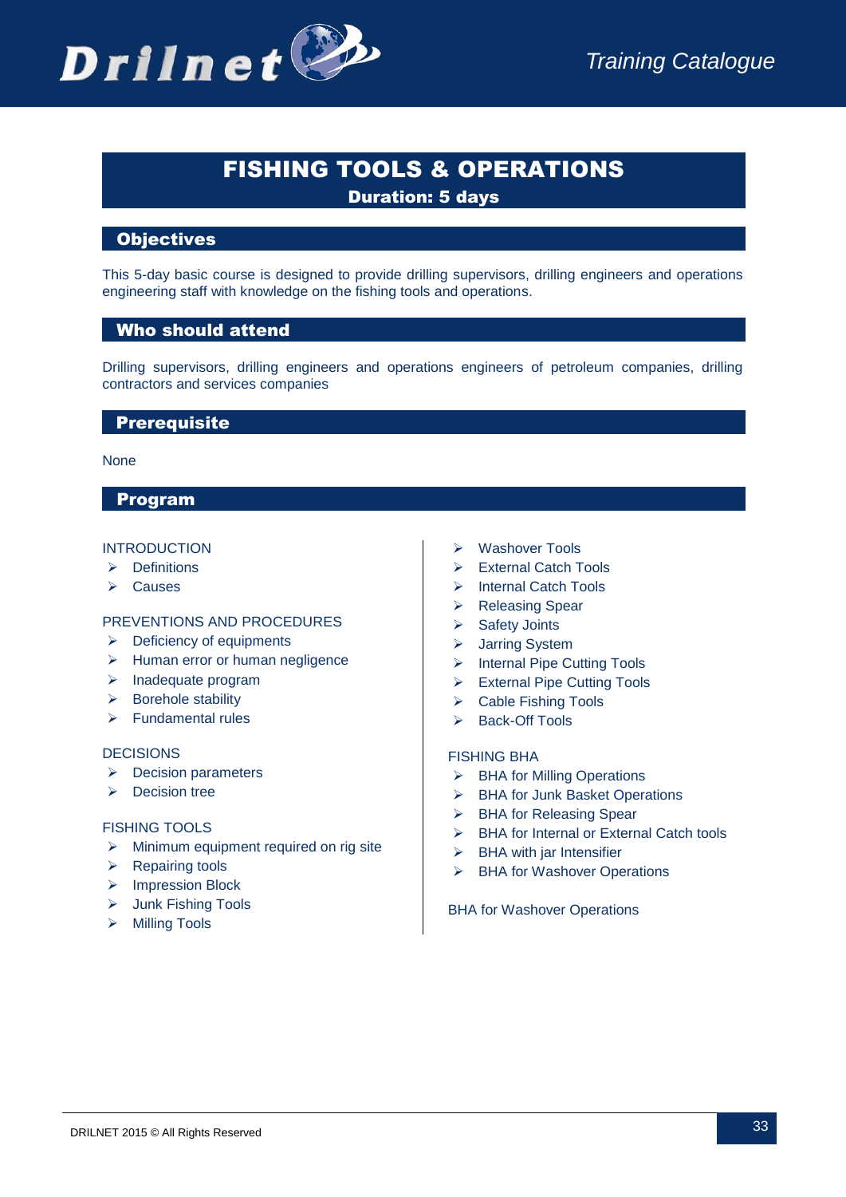# FISHING TOOLS & OPERATIONS

**Duration: 5 days**

## Objectives

This 5-day basic course is designed to provide drilling supervisors, drilling engineers and operations engineering staff with knowledge on the fishing tools and operations.

## Who should attend

Drilling supervisors, drilling engineers and operations engineers of petroleum companies, drilling contractors and services companies

## Prerequisite

None

## Program

INTRODUCTION

- Definitions
- Causes

PREVENTIONS AND PROCEDURES

- Deficiency of equipments
- Human error or human negligence
- Inadequate program
- Borehole stability
- Fundamental rules

DECISIONS

- Decision parameters
- Decision tree

FISHING TOOLS

- Minimum equipment required on rig site
- Repairing tools
- Impression Block
- Junk Fishing Tools
- Milling Tools
- Washover Tools
- External Catch Tools
- Internal Catch Tools
- Releasing Spear
- Safety Joints
- Jarring System
- Internal Pipe Cutting Tools
- External Pipe Cutting Tools
- Cable Fishing Tools
- Back-Off Tools

FISHING BHA

- BHA for Milling Operations
- BHA for Junk Basket Operations
- BHA for Releasing Spear
- BHA for Internal or External Catch tools
- BHA with jar Intensifier
- BHA for Washover Operations

BHA for Washover Operations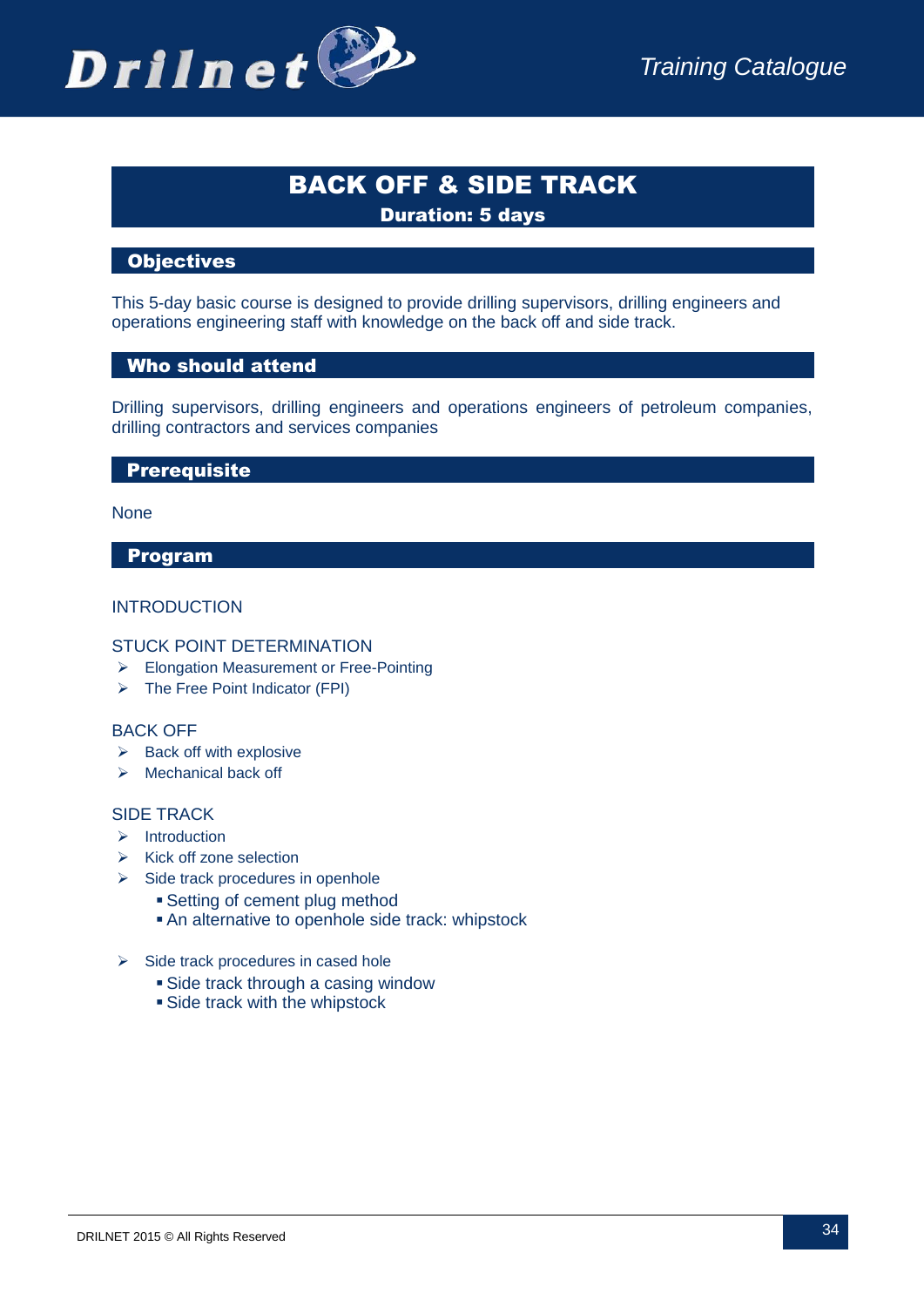# BACK OFF & SIDE TRACK

**Duration: 5 days**

## Objectives

This 5-day basic course is designed to provide drilling supervisors, drilling engineers and operations engineering staff with knowledge on the back off and side track.

## Who should attend

Drilling supervisors, drilling engineers and operations engineers of petroleum companies, drilling contractors and services companies

## Prerequisite

None

## Program

INTRODUCTION

STUCK POINT DETERMINATION

- Elongation Measurement or Free-Pointing
- The Free Point Indicator (FPI)

BACK OFF

- Back off with explosive
- Mechanical back off

SIDE TRACK

- Introduction
- Kick off zone selection
- Side track procedures in openhole
  - Setting of cement plug method
  - An alternative to openhole side track: whipstock
- Side track procedures in cased hole
  - Side track through a casing window
  - Side track with the whipstock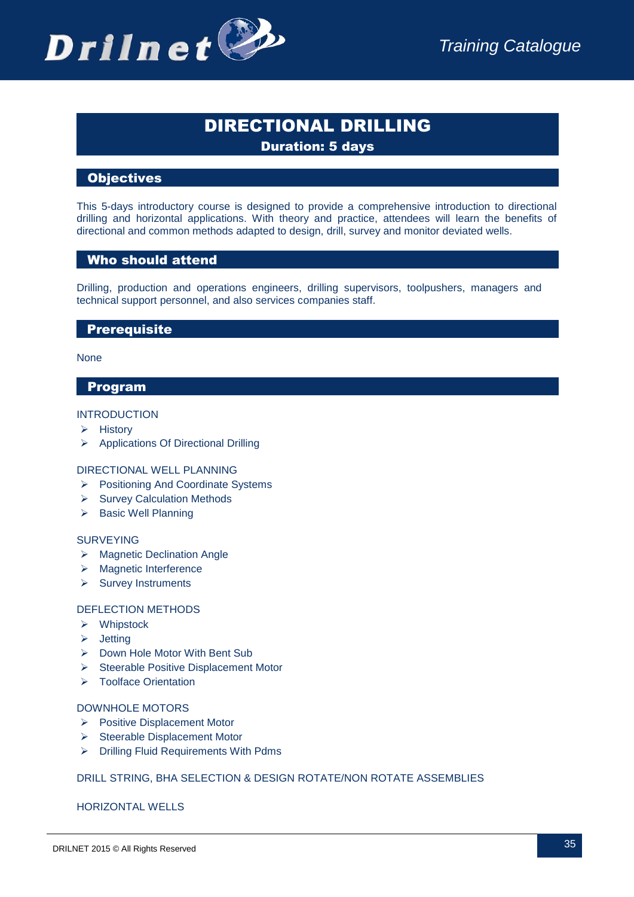# DIRECTIONAL DRILLING

**Duration: 5 days**

## Objectives

This 5-days introductory course is designed to provide a comprehensive introduction to directional drilling and horizontal applications. With theory and practice, attendees will learn the benefits of directional and common methods adapted to design, drill, survey and monitor deviated wells.

## Who should attend

Drilling, production and operations engineers, drilling supervisors, toolpushers, managers and technical support personnel, and also services companies staff.

## Prerequisite

None

## Program

INTRODUCTION

- History
- Applications Of Directional Drilling

DIRECTIONAL WELL PLANNING

- Positioning And Coordinate Systems
- Survey Calculation Methods
- Basic Well Planning

SURVEYING

- Magnetic Declination Angle
- Magnetic Interference
- Survey Instruments

DEFLECTION METHODS

- Whipstock
- Jetting
- Down Hole Motor With Bent Sub
- Steerable Positive Displacement Motor
- Toolface Orientation

DOWNHOLE MOTORS

- Positive Displacement Motor
- Steerable Displacement Motor
- Drilling Fluid Requirements With Pdms

DRILL STRING, BHA SELECTION & DESIGN ROTATE/NON ROTATE ASSEMBLIES

HORIZONTAL WELLS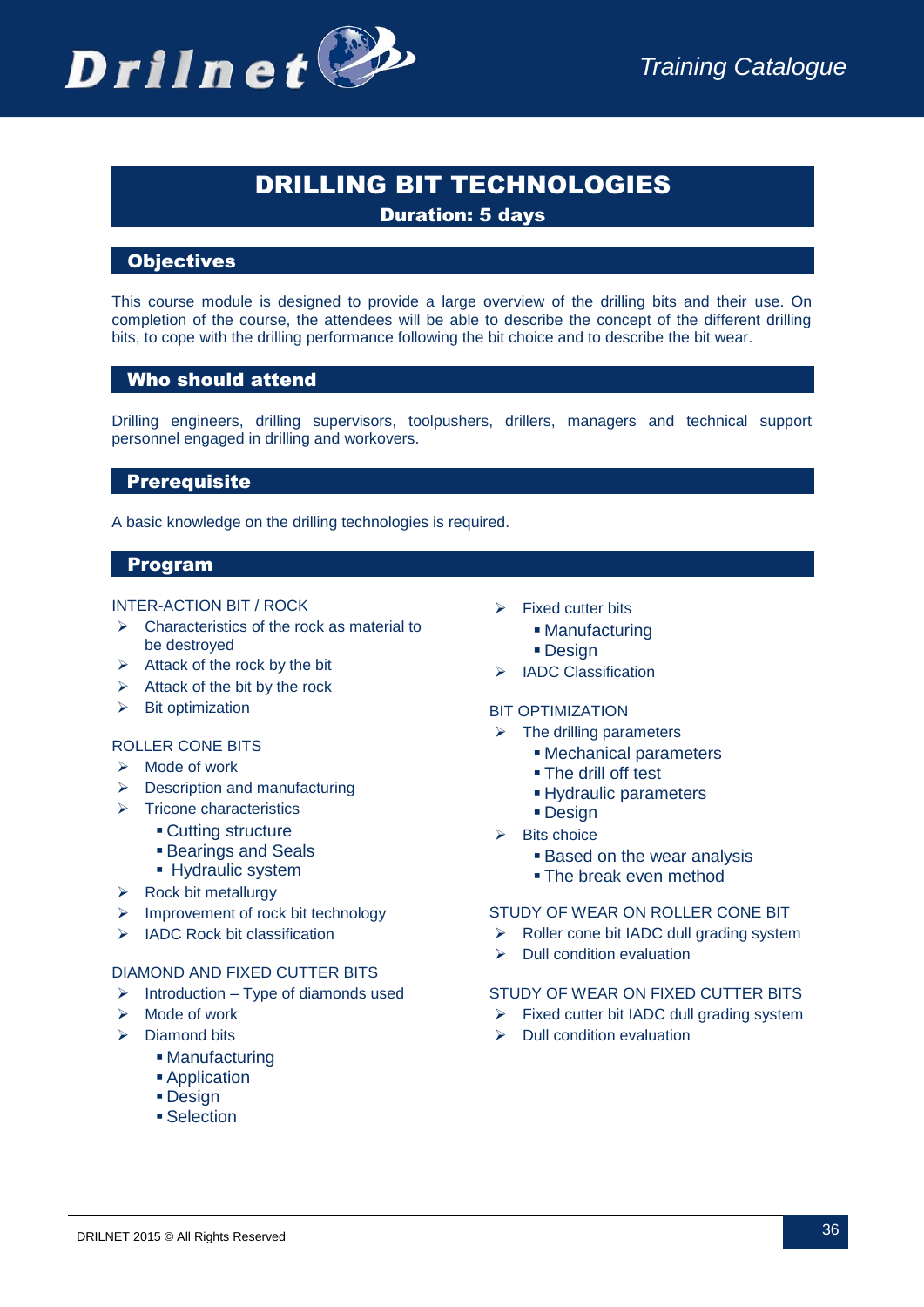# DRILLING BIT TECHNOLOGIES

**Duration: 5 days**

## Objectives

This course module is designed to provide a large overview of the drilling bits and their use. On completion of the course, the attendees will be able to describe the concept of the different drilling bits, to cope with the drilling performance following the bit choice and to describe the bit wear.

## Who should attend

Drilling engineers, drilling supervisors, toolpushers, drillers, managers and technical support personnel engaged in drilling and workovers.

## Prerequisite

A basic knowledge on the drilling technologies is required.

## Program

INTER-ACTION BIT / ROCK

- Characteristics of the rock as material to be destroyed
- Attack of the rock by the bit
- Attack of the bit by the rock
- Bit optimization

ROLLER CONE BITS

- Mode of work
- Description and manufacturing
- Tricone characteristics
  - Cutting structure
  - Bearings and Seals
  - Hydraulic system
- Rock bit metallurgy
- Improvement of rock bit technology
- IADC Rock bit classification

DIAMOND AND FIXED CUTTER BITS

- Introduction – Type of diamonds used
- Mode of work
- Diamond bits
  - Manufacturing
  - Application
  - Design
  - Selection
- Fixed cutter bits
  - Manufacturing
  - Design
- IADC Classification

BIT OPTIMIZATION

- The drilling parameters
  - Mechanical parameters
  - The drill off test
  - Hydraulic parameters
  - Design
- Bits choice
  - Based on the wear analysis
  - The break even method

STUDY OF WEAR ON ROLLER CONE BIT

- Roller cone bit IADC dull grading system
- Dull condition evaluation

STUDY OF WEAR ON FIXED CUTTER BITS

- Fixed cutter bit IADC dull grading system
- Dull condition evaluation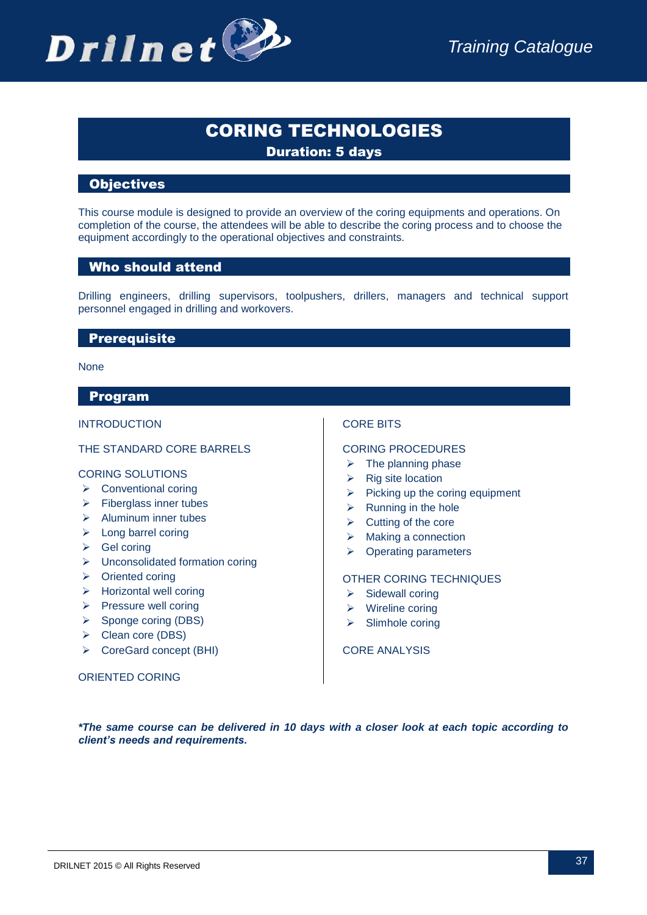# CORING TECHNOLOGIES

**Duration: 5 days**

## Objectives

This course module is designed to provide an overview of the coring equipments and operations. On completion of the course, the attendees will be able to describe the coring process and to choose the equipment accordingly to the operational objectives and constraints.

## Who should attend

Drilling engineers, drilling supervisors, toolpushers, drillers, managers and technical support personnel engaged in drilling and workovers.

## Prerequisite

None

## Program

INTRODUCTION

THE STANDARD CORE BARRELS

CORING SOLUTIONS

- Conventional coring
- Fiberglass inner tubes
- Aluminum inner tubes
- Long barrel coring
- Gel coring
- Unconsolidated formation coring
- Oriented coring
- Horizontal well coring
- Pressure well coring
- Sponge coring (DBS)
- Clean core (DBS)
- CoreGard concept (BHI)

ORIENTED CORING

CORE BITS

CORING PROCEDURES

- The planning phase
- Rig site location
- Picking up the coring equipment
- Running in the hole
- Cutting of the core
- Making a connection
- Operating parameters

OTHER CORING TECHNIQUES

- Sidewall coring
- Wireline coring
- Slimhole coring

CORE ANALYSIS

***The same course can be delivered in 10 days with a closer look at each topic according to client's needs and requirements.***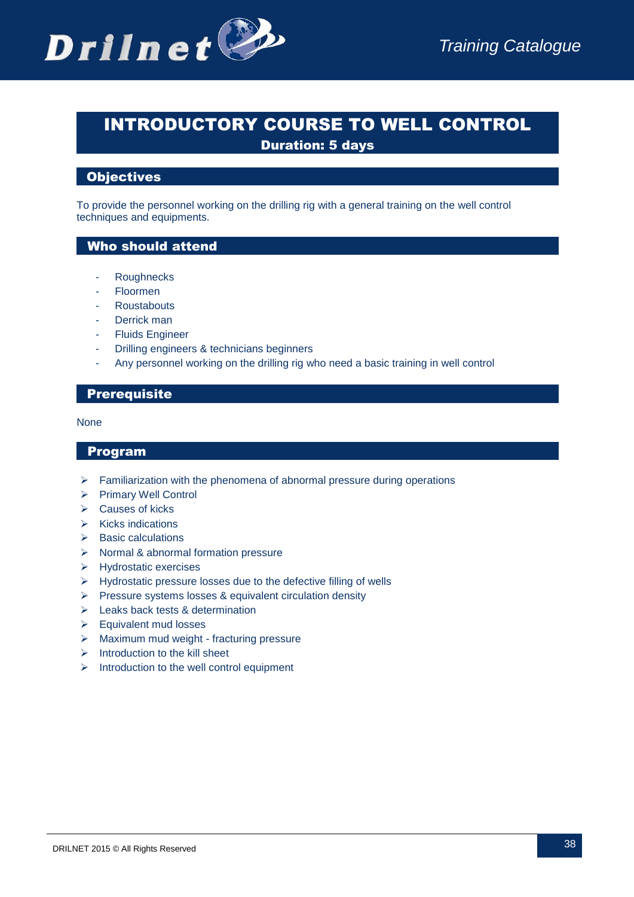# INTRODUCTORY COURSE TO WELL CONTROL

**Duration: 5 days**

## Objectives

To provide the personnel working on the drilling rig with a general training on the well control techniques and equipments.

## Who should attend

- Roughnecks
- Floormen
- Roustabouts
- Derrick man
- Fluids Engineer
- Drilling engineers & technicians beginners
- Any personnel working on the drilling rig who need a basic training in well control

## Prerequisite

None

## Program

- Familiarization with the phenomena of abnormal pressure during operations
- Primary Well Control
- Causes of kicks
- Kicks indications
- Basic calculations
- Normal & abnormal formation pressure
- Hydrostatic exercises
- Hydrostatic pressure losses due to the defective filling of wells
- Pressure systems losses & equivalent circulation density
- Leaks back tests & determination
- Equivalent mud losses
- Maximum mud weight - fracturing pressure
- Introduction to the kill sheet
- Introduction to the well control equipment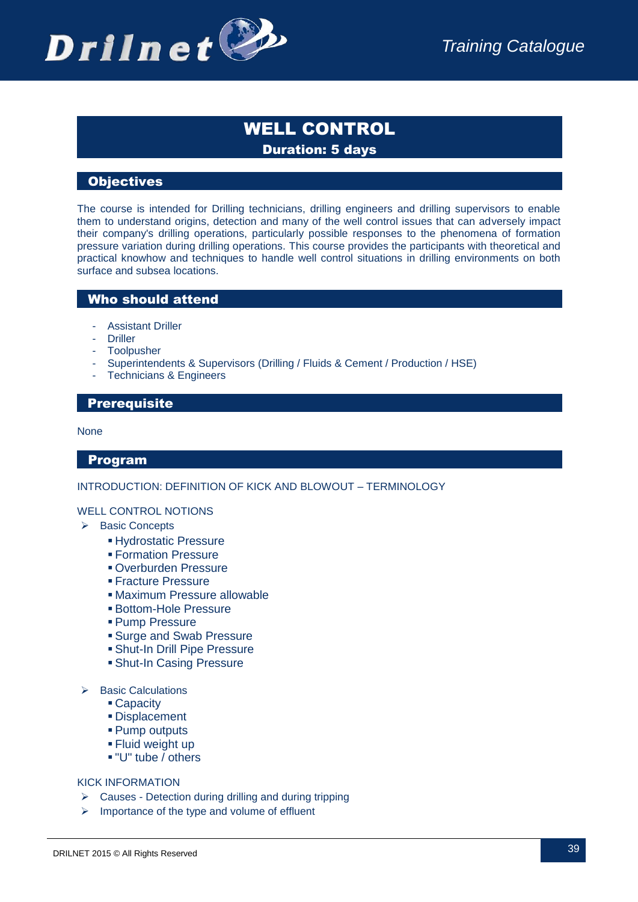# WELL CONTROL

**Duration: 5 days**

## Objectives

The course is intended for Drilling technicians, drilling engineers and drilling supervisors to enable them to understand origins, detection and many of the well control issues that can adversely impact their company's drilling operations, particularly possible responses to the phenomena of formation pressure variation during drilling operations. This course provides the participants with theoretical and practical knowhow and techniques to handle well control situations in drilling environments on both surface and subsea locations.

## Who should attend

- Assistant Driller
- Driller
- Toolpusher
- Superintendents & Supervisors (Drilling / Fluids & Cement / Production / HSE)
- Technicians & Engineers

## Prerequisite

None

## Program

INTRODUCTION: DEFINITION OF KICK AND BLOWOUT – TERMINOLOGY

WELL CONTROL NOTIONS

- Basic Concepts
  - Hydrostatic Pressure
  - Formation Pressure
  - Overburden Pressure
  - Fracture Pressure
  - Maximum Pressure allowable
  - Bottom-Hole Pressure
  - Pump Pressure
  - Surge and Swab Pressure
  - Shut-In Drill Pipe Pressure
  - Shut-In Casing Pressure

- Basic Calculations
  - Capacity
  - Displacement
  - Pump outputs
  - Fluid weight up
  - "U" tube / others

KICK INFORMATION

- Causes - Detection during drilling and during tripping
- Importance of the type and volume of effluent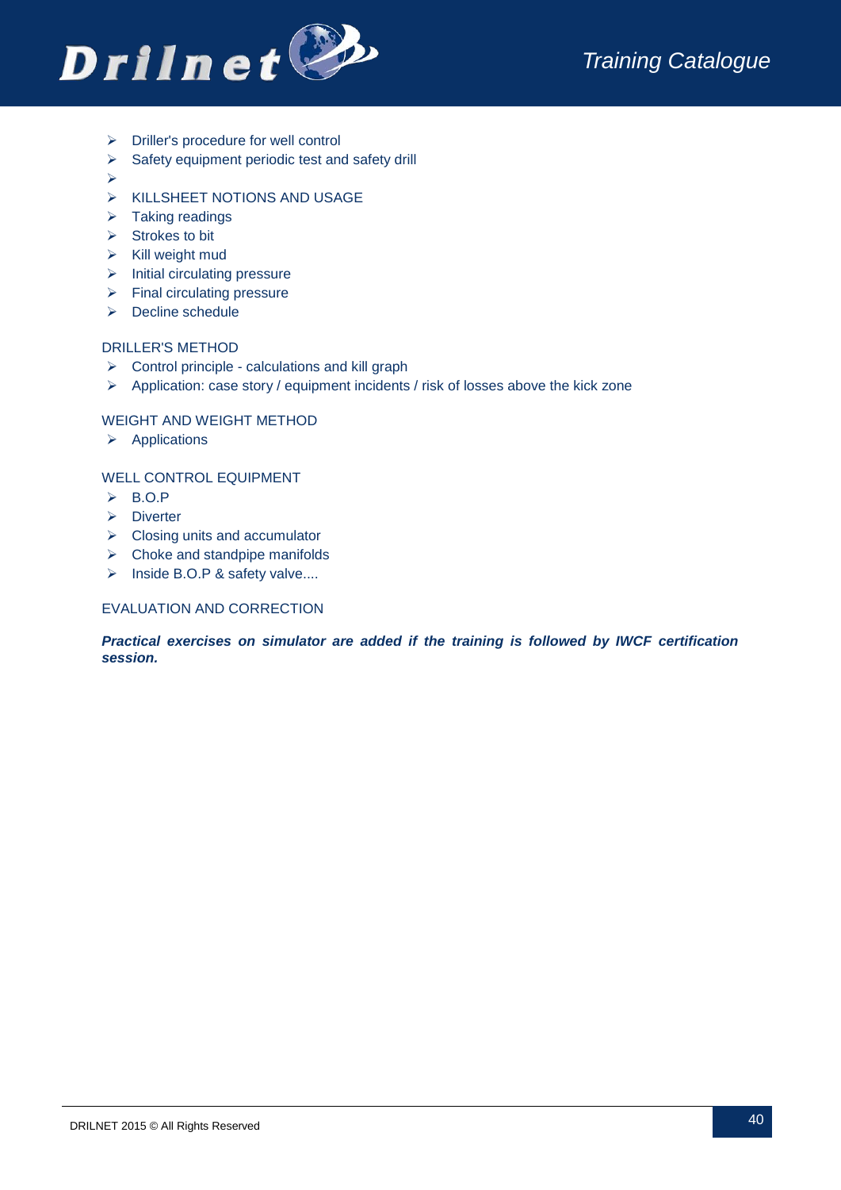- Driller's procedure for well control
- Safety equipment periodic test and safety drill
- 
- KILLSHEET NOTIONS AND USAGE
- Taking readings
- Strokes to bit
- Kill weight mud
- Initial circulating pressure
- Final circulating pressure
- Decline schedule

DRILLER'S METHOD

- Control principle - calculations and kill graph
- Application: case story / equipment incidents / risk of losses above the kick zone

WEIGHT AND WEIGHT METHOD

- Applications

WELL CONTROL EQUIPMENT

- B.O.P
- Diverter
- Closing units and accumulator
- Choke and standpipe manifolds
- Inside B.O.P & safety valve....

EVALUATION AND CORRECTION

***Practical exercises on simulator are added if the training is followed by IWCF certification session.***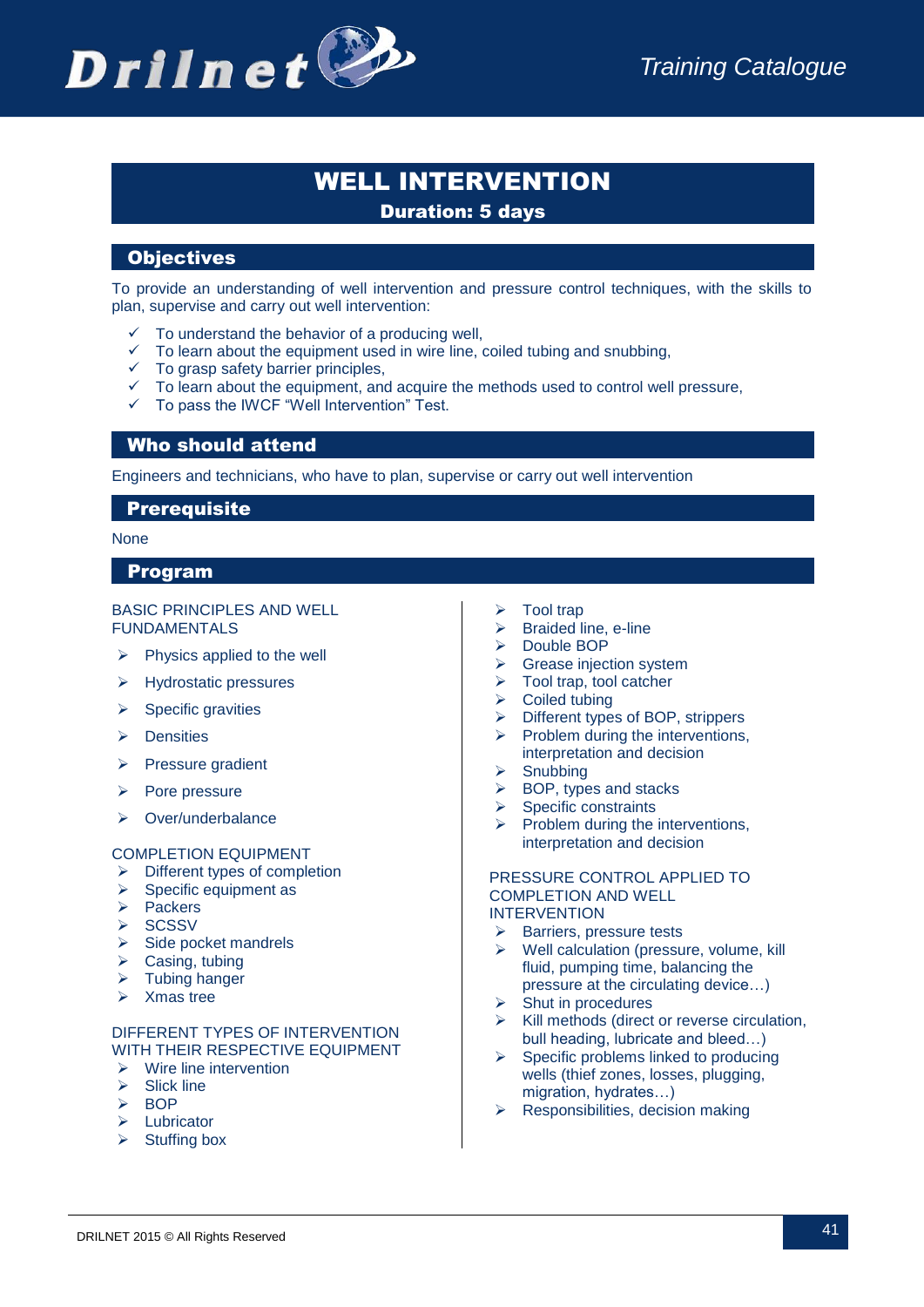# WELL INTERVENTION

**Duration: 5 days**

## Objectives

To provide an understanding of well intervention and pressure control techniques, with the skills to plan, supervise and carry out well intervention:

- ✓ To understand the behavior of a producing well,
- ✓ To learn about the equipment used in wire line, coiled tubing and snubbing,
- ✓ To grasp safety barrier principles,
- ✓ To learn about the equipment, and acquire the methods used to control well pressure,
- ✓ To pass the IWCF "Well Intervention" Test.

## Who should attend

Engineers and technicians, who have to plan, supervise or carry out well intervention

## Prerequisite

None

## Program

BASIC PRINCIPLES AND WELL FUNDAMENTALS

- Physics applied to the well
- Hydrostatic pressures
- Specific gravities
- Densities
- Pressure gradient
- Pore pressure
- Over/underbalance

COMPLETION EQUIPMENT

- Different types of completion
- Specific equipment as
- Packers
- SCSSV
- Side pocket mandrels
- Casing, tubing
- Tubing hanger
- Xmas tree

DIFFERENT TYPES OF INTERVENTION WITH THEIR RESPECTIVE EQUIPMENT

- Wire line intervention
- Slick line
- BOP
- Lubricator
- Stuffing box
- Tool trap
- Braided line, e-line
- Double BOP
- Grease injection system
- Tool trap, tool catcher
- Coiled tubing
- Different types of BOP, strippers
- Problem during the interventions, interpretation and decision
- Snubbing
- BOP, types and stacks
- Specific constraints
- Problem during the interventions, interpretation and decision

PRESSURE CONTROL APPLIED TO COMPLETION AND WELL INTERVENTION

- Barriers, pressure tests
- Well calculation (pressure, volume, kill fluid, pumping time, balancing the pressure at the circulating device…)
- Shut in procedures
- Kill methods (direct or reverse circulation, bull heading, lubricate and bleed…)
- Specific problems linked to producing wells (thief zones, losses, plugging, migration, hydrates…)
- Responsibilities, decision making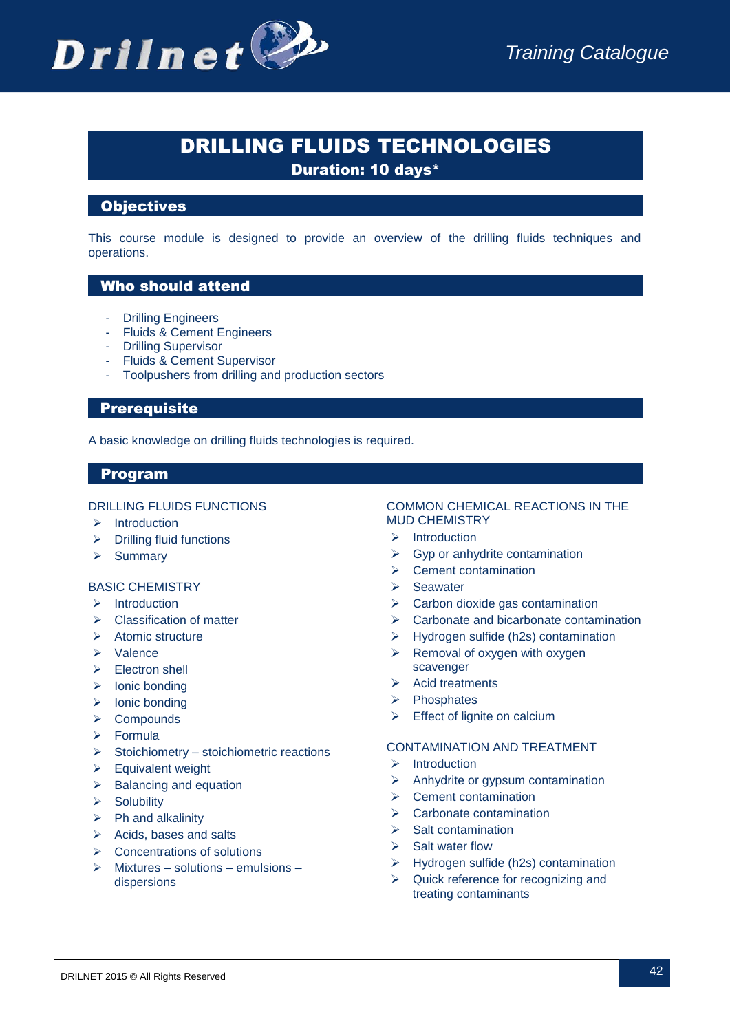# DRILLING FLUIDS TECHNOLOGIES

**Duration: 10 days***

## Objectives

This course module is designed to provide an overview of the drilling fluids techniques and operations.

## Who should attend

- Drilling Engineers
- Fluids & Cement Engineers
- Drilling Supervisor
- Fluids & Cement Supervisor
- Toolpushers from drilling and production sectors

## Prerequisite

A basic knowledge on drilling fluids technologies is required.

## Program

DRILLING FLUIDS FUNCTIONS

- Introduction
- Drilling fluid functions
- Summary

BASIC CHEMISTRY

- Introduction
- Classification of matter
- Atomic structure
- Valence
- Electron shell
- Ionic bonding
- Ionic bonding
- Compounds
- Formula
- Stoichiometry – stoichiometric reactions
- Equivalent weight
- Balancing and equation
- Solubility
- Ph and alkalinity
- Acids, bases and salts
- Concentrations of solutions
- Mixtures – solutions – emulsions – dispersions

COMMON CHEMICAL REACTIONS IN THE MUD CHEMISTRY

- Introduction
- Gyp or anhydrite contamination
- Cement contamination
- Seawater
- Carbon dioxide gas contamination
- Carbonate and bicarbonate contamination
- Hydrogen sulfide (h2s) contamination
- Removal of oxygen with oxygen scavenger
- Acid treatments
- Phosphates
- Effect of lignite on calcium

CONTAMINATION AND TREATMENT

- Introduction
- Anhydrite or gypsum contamination
- Cement contamination
- Carbonate contamination
- Salt contamination
- Salt water flow
- Hydrogen sulfide (h2s) contamination
- Quick reference for recognizing and treating contaminants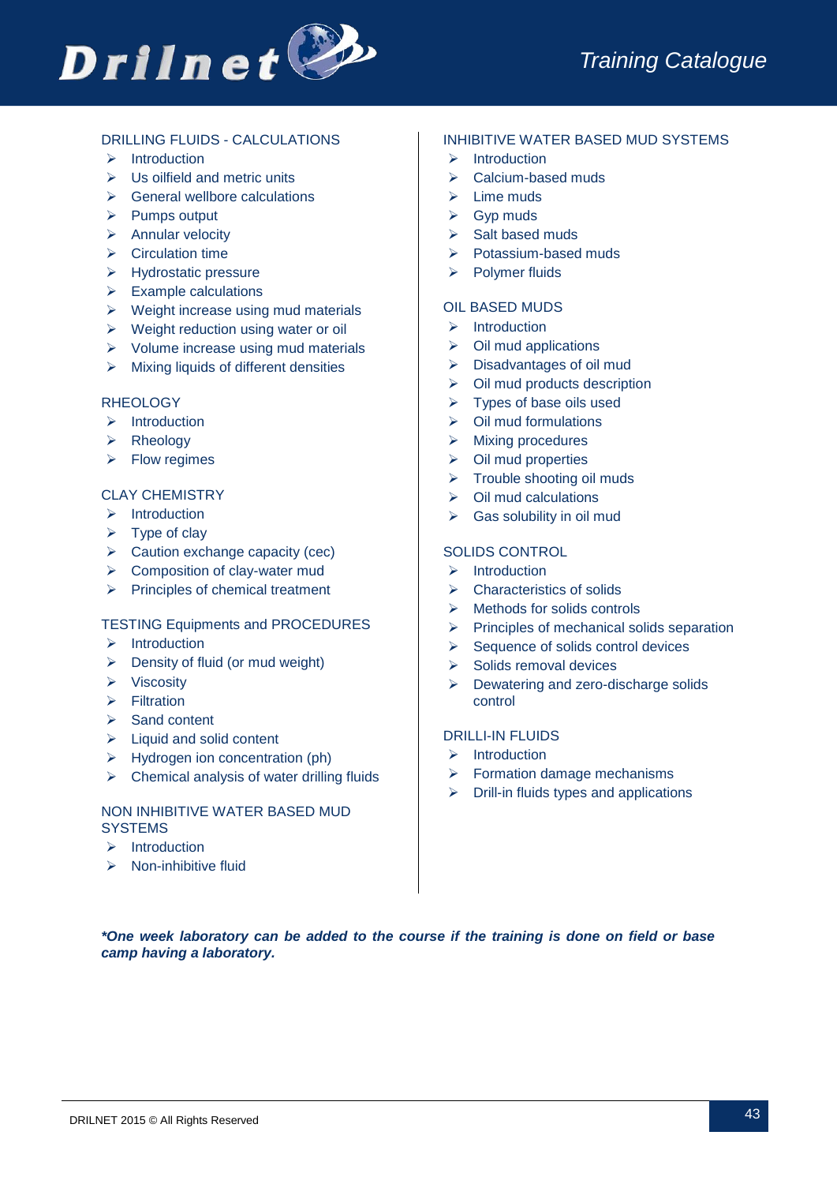### DRILLING FLUIDS - CALCULATIONS

- Introduction
- Us oilfield and metric units
- General wellbore calculations
- Pumps output
- Annular velocity
- Circulation time
- Hydrostatic pressure
- Example calculations
- Weight increase using mud materials
- Weight reduction using water or oil
- Volume increase using mud materials
- Mixing liquids of different densities

### RHEOLOGY

- Introduction
- Rheology
- Flow regimes

### CLAY CHEMISTRY

- Introduction
- Type of clay
- Caution exchange capacity (cec)
- Composition of clay-water mud
- Principles of chemical treatment

### TESTING Equipments and PROCEDURES

- Introduction
- Density of fluid (or mud weight)
- Viscosity
- Filtration
- Sand content
- Liquid and solid content
- Hydrogen ion concentration (ph)
- Chemical analysis of water drilling fluids

### NON INHIBITIVE WATER BASED MUD SYSTEMS

- Introduction
- Non-inhibitive fluid

### INHIBITIVE WATER BASED MUD SYSTEMS

- Introduction
- Calcium-based muds
- Lime muds
- Gyp muds
- Salt based muds
- Potassium-based muds
- Polymer fluids

### OIL BASED MUDS

- Introduction
- Oil mud applications
- Disadvantages of oil mud
- Oil mud products description
- Types of base oils used
- Oil mud formulations
- Mixing procedures
- Oil mud properties
- Trouble shooting oil muds
- Oil mud calculations
- Gas solubility in oil mud

### SOLIDS CONTROL

- Introduction
- Characteristics of solids
- Methods for solids controls
- Principles of mechanical solids separation
- Sequence of solids control devices
- Solids removal devices
- Dewatering and zero-discharge solids control

### DRILLI-IN FLUIDS

- Introduction
- Formation damage mechanisms
- Drill-in fluids types and applications

***One week laboratory can be added to the course if the training is done on field or base camp having a laboratory.***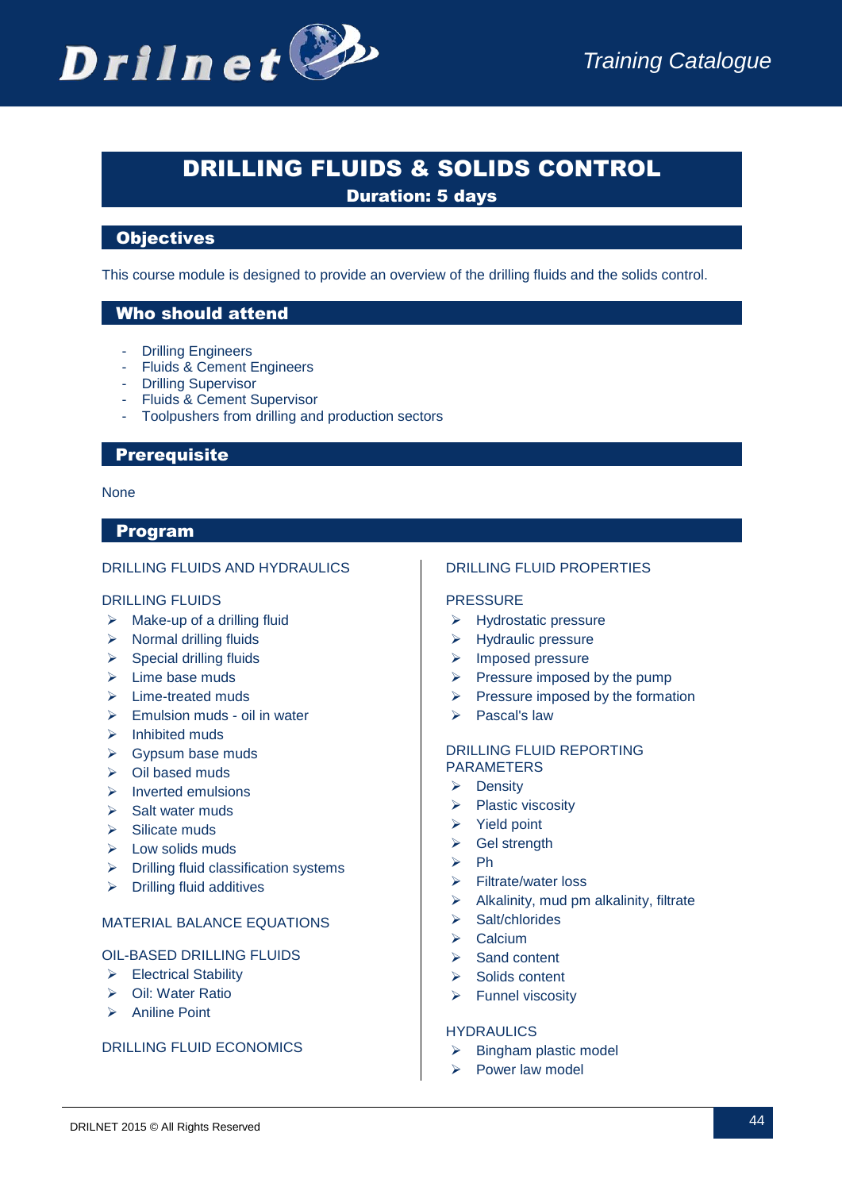# DRILLING FLUIDS & SOLIDS CONTROL

**Duration: 5 days**

## Objectives

This course module is designed to provide an overview of the drilling fluids and the solids control.

## Who should attend

- Drilling Engineers
- Fluids & Cement Engineers
- Drilling Supervisor
- Fluids & Cement Supervisor
- Toolpushers from drilling and production sectors

## Prerequisite

None

## Program

DRILLING FLUIDS AND HYDRAULICS

DRILLING FLUIDS

- Make-up of a drilling fluid
- Normal drilling fluids
- Special drilling fluids
- Lime base muds
- Lime-treated muds
- Emulsion muds - oil in water
- Inhibited muds
- Gypsum base muds
- Oil based muds
- Inverted emulsions
- Salt water muds
- Silicate muds
- Low solids muds
- Drilling fluid classification systems
- Drilling fluid additives

MATERIAL BALANCE EQUATIONS

OIL-BASED DRILLING FLUIDS

- Electrical Stability
- Oil: Water Ratio
- Aniline Point

DRILLING FLUID ECONOMICS

DRILLING FLUID PROPERTIES

PRESSURE

- Hydrostatic pressure
- Hydraulic pressure
- Imposed pressure
- Pressure imposed by the pump
- Pressure imposed by the formation
- Pascal's law

DRILLING FLUID REPORTING PARAMETERS

- Density
- Plastic viscosity
- Yield point
- Gel strength
- Ph
- Filtrate/water loss
- Alkalinity, mud pm alkalinity, filtrate
- Salt/chlorides
- Calcium
- Sand content
- Solids content
- Funnel viscosity

HYDRAULICS

- Bingham plastic model
- Power law model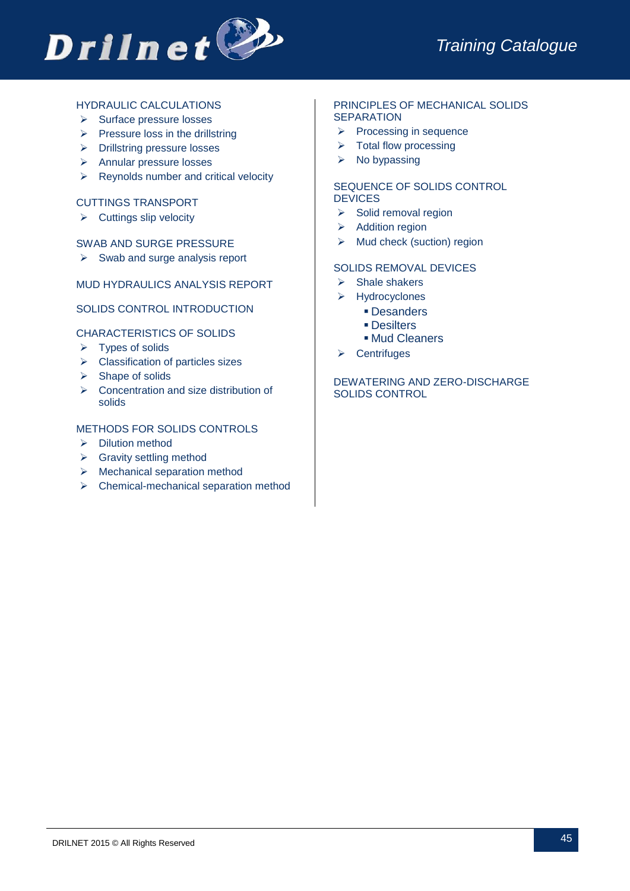### HYDRAULIC CALCULATIONS

- Surface pressure losses
- Pressure loss in the drillstring
- Drillstring pressure losses
- Annular pressure losses
- Reynolds number and critical velocity

### CUTTINGS TRANSPORT

- Cuttings slip velocity

### SWAB AND SURGE PRESSURE

- Swab and surge analysis report

### MUD HYDRAULICS ANALYSIS REPORT

### SOLIDS CONTROL INTRODUCTION

### CHARACTERISTICS OF SOLIDS

- Types of solids
- Classification of particles sizes
- Shape of solids
- Concentration and size distribution of solids

### METHODS FOR SOLIDS CONTROLS

- Dilution method
- Gravity settling method
- Mechanical separation method
- Chemical-mechanical separation method

### PRINCIPLES OF MECHANICAL SOLIDS SEPARATION

- Processing in sequence
- Total flow processing
- No bypassing

### SEQUENCE OF SOLIDS CONTROL DEVICES

- Solid removal region
- Addition region
- Mud check (suction) region

### SOLIDS REMOVAL DEVICES

- Shale shakers
- Hydrocyclones
  - Desanders
  - Desilters
  - Mud Cleaners
- Centrifuges

### DEWATERING AND ZERO-DISCHARGE SOLIDS CONTROL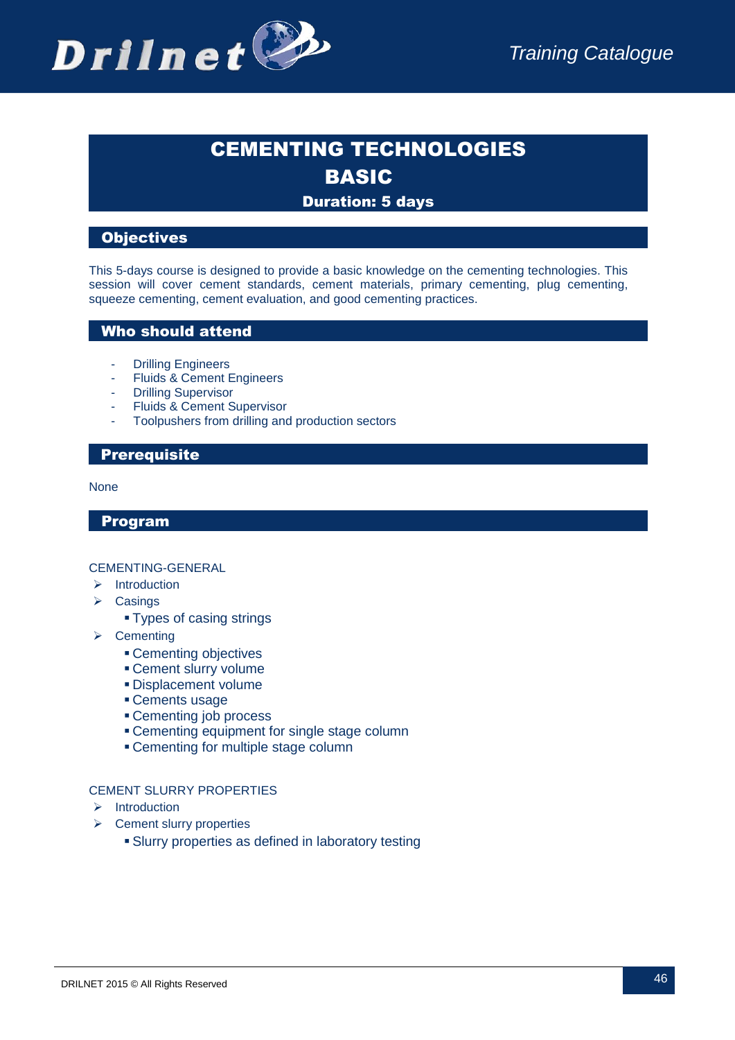# CEMENTING TECHNOLOGIES
# BASIC

**Duration: 5 days**

## Objectives

This 5-days course is designed to provide a basic knowledge on the cementing technologies. This session will cover cement standards, cement materials, primary cementing, plug cementing, squeeze cementing, cement evaluation, and good cementing practices.

## Who should attend

- Drilling Engineers
- Fluids & Cement Engineers
- Drilling Supervisor
- Fluids & Cement Supervisor
- Toolpushers from drilling and production sectors

## Prerequisite

None

## Program

CEMENTING-GENERAL

- Introduction
- Casings
  - Types of casing strings
- Cementing
  - Cementing objectives
  - Cement slurry volume
  - Displacement volume
  - Cements usage
  - Cementing job process
  - Cementing equipment for single stage column
  - Cementing for multiple stage column

CEMENT SLURRY PROPERTIES

- Introduction
- Cement slurry properties
  - Slurry properties as defined in laboratory testing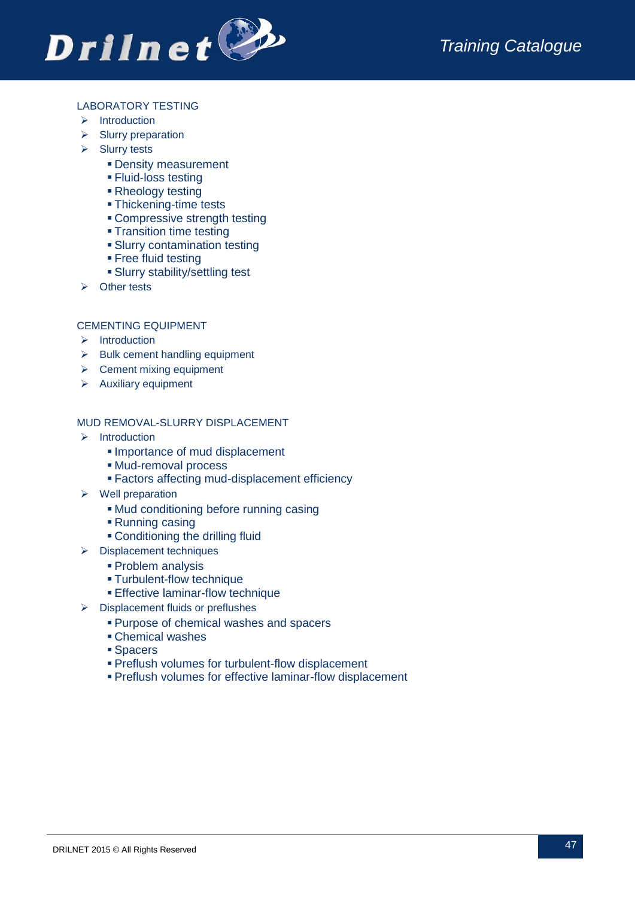## LABORATORY TESTING

- Introduction
- Slurry preparation
- Slurry tests
  - Density measurement
  - Fluid-loss testing
  - Rheology testing
  - Thickening-time tests
  - Compressive strength testing
  - Transition time testing
  - Slurry contamination testing
  - Free fluid testing
  - Slurry stability/settling test
- Other tests

## CEMENTING EQUIPMENT

- Introduction
- Bulk cement handling equipment
- Cement mixing equipment
- Auxiliary equipment

## MUD REMOVAL-SLURRY DISPLACEMENT

- Introduction
  - Importance of mud displacement
  - Mud-removal process
  - Factors affecting mud-displacement efficiency
- Well preparation
  - Mud conditioning before running casing
  - Running casing
  - Conditioning the drilling fluid
- Displacement techniques
  - Problem analysis
  - Turbulent-flow technique
  - Effective laminar-flow technique
- Displacement fluids or preflushes
  - Purpose of chemical washes and spacers
  - Chemical washes
  - Spacers
  - Preflush volumes for turbulent-flow displacement
  - Preflush volumes for effective laminar-flow displacement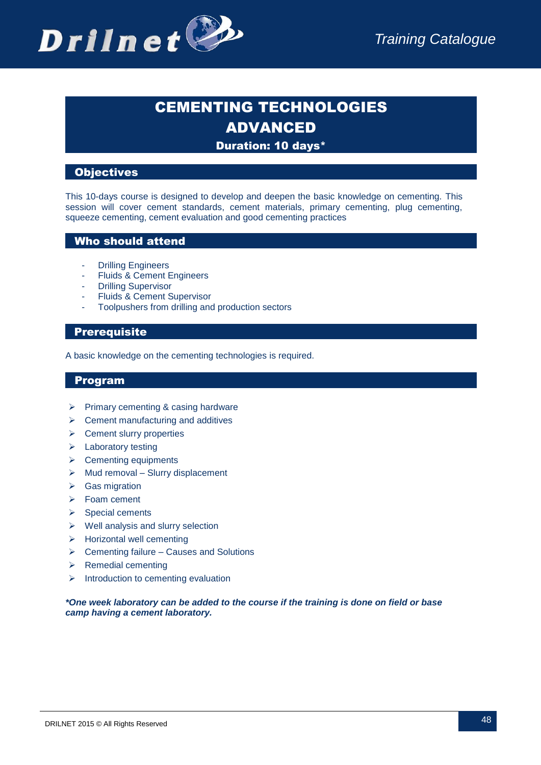# CEMENTING TECHNOLOGIES ADVANCED

**Duration: 10 days***

## Objectives

This 10-days course is designed to develop and deepen the basic knowledge on cementing. This session will cover cement standards, cement materials, primary cementing, plug cementing, squeeze cementing, cement evaluation and good cementing practices

## Who should attend

- Drilling Engineers
- Fluids & Cement Engineers
- Drilling Supervisor
- Fluids & Cement Supervisor
- Toolpushers from drilling and production sectors

## Prerequisite

A basic knowledge on the cementing technologies is required.

## Program

- Primary cementing & casing hardware
- Cement manufacturing and additives
- Cement slurry properties
- Laboratory testing
- Cementing equipments
- Mud removal – Slurry displacement
- Gas migration
- Foam cement
- Special cements
- Well analysis and slurry selection
- Horizontal well cementing
- Cementing failure – Causes and Solutions
- Remedial cementing
- Introduction to cementing evaluation

***One week laboratory can be added to the course if the training is done on field or base camp having a cement laboratory.***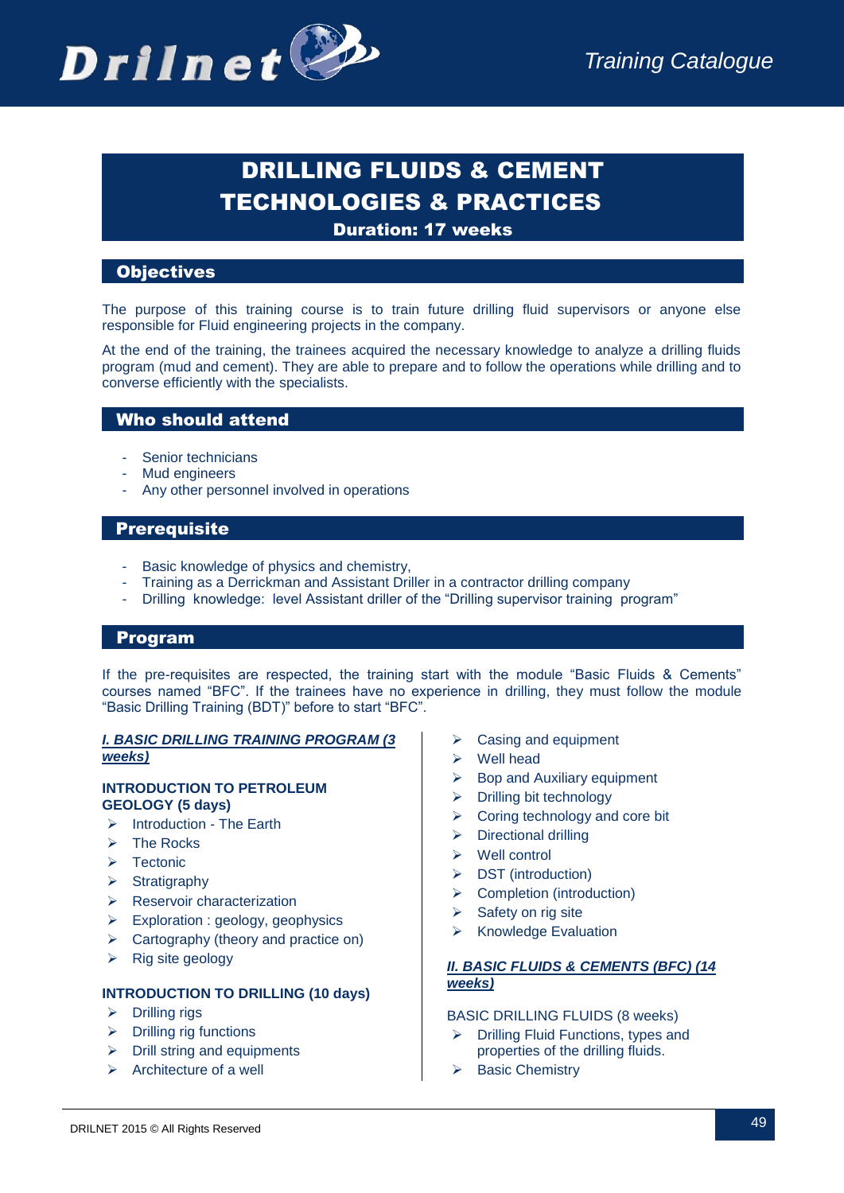# DRILLING FLUIDS & CEMENT TECHNOLOGIES & PRACTICES

**Duration: 17 weeks**

## Objectives

The purpose of this training course is to train future drilling fluid supervisors or anyone else responsible for Fluid engineering projects in the company.

At the end of the training, the trainees acquired the necessary knowledge to analyze a drilling fluids program (mud and cement). They are able to prepare and to follow the operations while drilling and to converse efficiently with the specialists.

## Who should attend

- Senior technicians
- Mud engineers
- Any other personnel involved in operations

## Prerequisite

- Basic knowledge of physics and chemistry,
- Training as a Derrickman and Assistant Driller in a contractor drilling company
- Drilling knowledge: level Assistant driller of the "Drilling supervisor training program"

## Program

If the pre-requisites are respected, the training start with the module "Basic Fluids & Cements" courses named "BFC". If the trainees have no experience in drilling, they must follow the module "Basic Drilling Training (BDT)" before to start "BFC".

***I. BASIC DRILLING TRAINING PROGRAM (3 weeks)***

**INTRODUCTION TO PETROLEUM GEOLOGY (5 days)**

- Introduction - The Earth
- The Rocks
- Tectonic
- Stratigraphy
- Reservoir characterization
- Exploration : geology, geophysics
- Cartography (theory and practice on)
- Rig site geology

**INTRODUCTION TO DRILLING (10 days)**

- Drilling rigs
- Drilling rig functions
- Drill string and equipments
- Architecture of a well
- Casing and equipment
- Well head
- Bop and Auxiliary equipment
- Drilling bit technology
- Coring technology and core bit
- Directional drilling
- Well control
- DST (introduction)
- Completion (introduction)
- Safety on rig site
- Knowledge Evaluation

***II. BASIC FLUIDS & CEMENTS (BFC) (14 weeks)***

BASIC DRILLING FLUIDS (8 weeks)

- Drilling Fluid Functions, types and properties of the drilling fluids.
- Basic Chemistry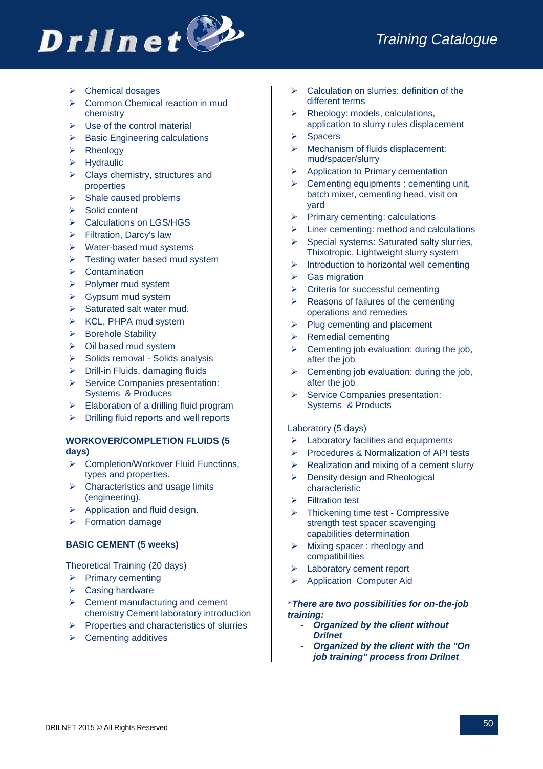- Chemical dosages
- Common Chemical reaction in mud chemistry
- Use of the control material
- Basic Engineering calculations
- Rheology
- Hydraulic
- Clays chemistry, structures and properties
- Shale caused problems
- Solid content
- Calculations on LGS/HGS
- Filtration, Darcy's law
- Water-based mud systems
- Testing water based mud system
- Contamination
- Polymer mud system
- Gypsum mud system
- Saturated salt water mud.
- KCL, PHPA mud system
- Borehole Stability
- Oil based mud system
- Solids removal - Solids analysis
- Drill-in Fluids, damaging fluids
- Service Companies presentation: Systems & Produces
- Elaboration of a drilling fluid program
- Drilling fluid reports and well reports

**WORKOVER/COMPLETION FLUIDS (5 days)**

- Completion/Workover Fluid Functions, types and properties.
- Characteristics and usage limits (engineering).
- Application and fluid design.
- Formation damage

**BASIC CEMENT (5 weeks)**

Theoretical Training (20 days)

- Primary cementing
- Casing hardware
- Cement manufacturing and cement chemistry Cement laboratory introduction
- Properties and characteristics of slurries
- Cementing additives
- Calculation on slurries: definition of the different terms
- Rheology: models, calculations, application to slurry rules displacement
- Spacers
- Mechanism of fluids displacement: mud/spacer/slurry
- Application to Primary cementation
- Cementing equipments : cementing unit, batch mixer, cementing head, visit on yard
- Primary cementing: calculations
- Liner cementing: method and calculations
- Special systems: Saturated salty slurries, Thixotropic, Lightweight slurry system
- Introduction to horizontal well cementing
- Gas migration
- Criteria for successful cementing
- Reasons of failures of the cementing operations and remedies
- Plug cementing and placement
- Remedial cementing
- Cementing job evaluation: during the job, after the job
- Cementing job evaluation: during the job, after the job
- Service Companies presentation: Systems & Products

Laboratory (5 days)

- Laboratory facilities and equipments
- Procedures & Normalization of API tests
- Realization and mixing of a cement slurry
- Density design and Rheological characteristic
- Filtration test
- Thickening time test - Compressive strength test spacer scavenging capabilities determination
- Mixing spacer : rheology and compatibilities
- Laboratory cement report
- Application Computer Aid

****There are two possibilities for on-the-job training:***

- ***Organized by the client without Drilnet***
- ***Organized by the client with the "On job training" process from Drilnet***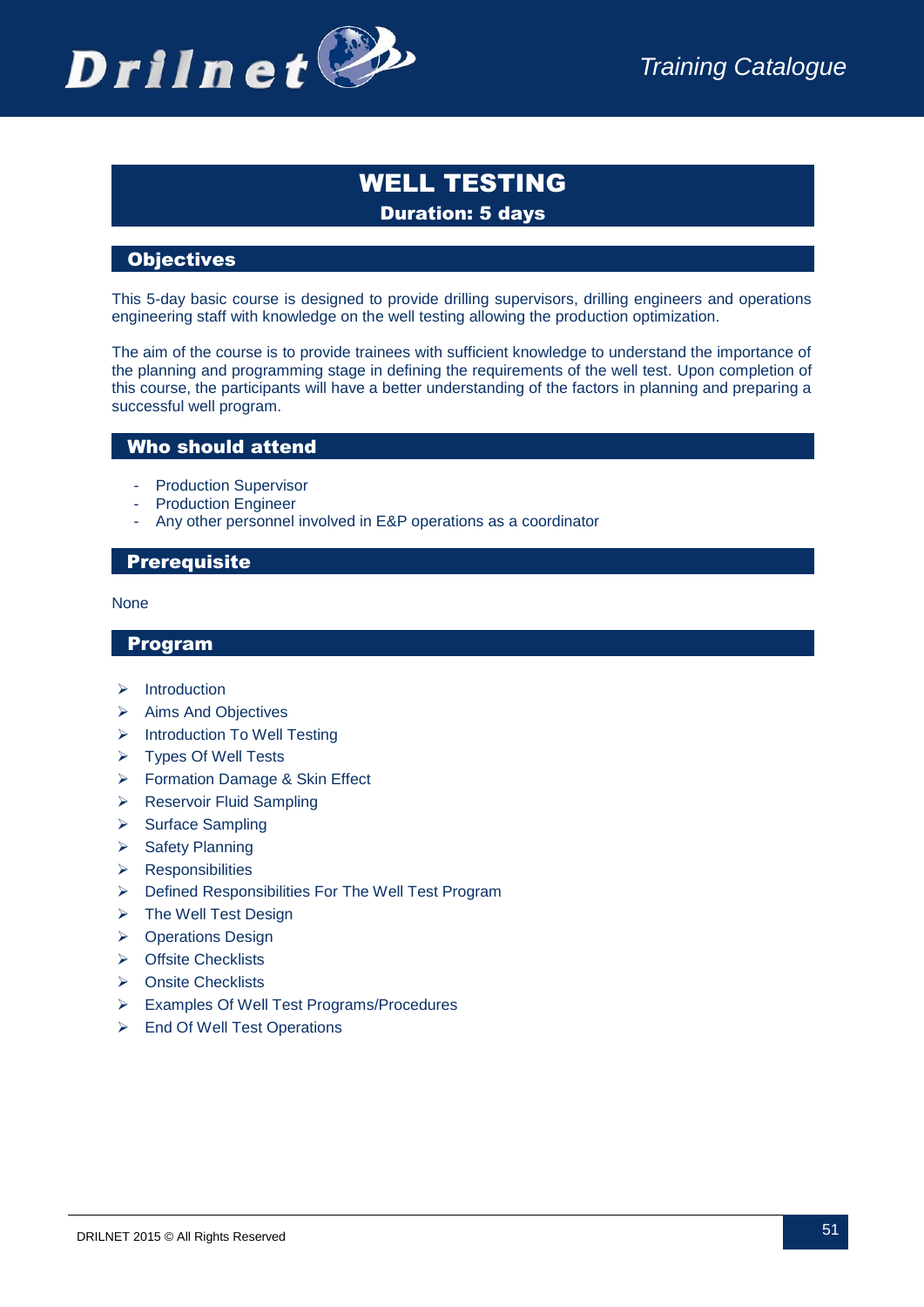# WELL TESTING

**Duration: 5 days**

## Objectives

This 5-day basic course is designed to provide drilling supervisors, drilling engineers and operations engineering staff with knowledge on the well testing allowing the production optimization.

The aim of the course is to provide trainees with sufficient knowledge to understand the importance of the planning and programming stage in defining the requirements of the well test. Upon completion of this course, the participants will have a better understanding of the factors in planning and preparing a successful well program.

## Who should attend

- Production Supervisor
- Production Engineer
- Any other personnel involved in E&P operations as a coordinator

## Prerequisite

None

## Program

- Introduction
- Aims And Objectives
- Introduction To Well Testing
- Types Of Well Tests
- Formation Damage & Skin Effect
- Reservoir Fluid Sampling
- Surface Sampling
- Safety Planning
- Responsibilities
- Defined Responsibilities For The Well Test Program
- The Well Test Design
- Operations Design
- Offsite Checklists
- Onsite Checklists
- Examples Of Well Test Programs/Procedures
- End Of Well Test Operations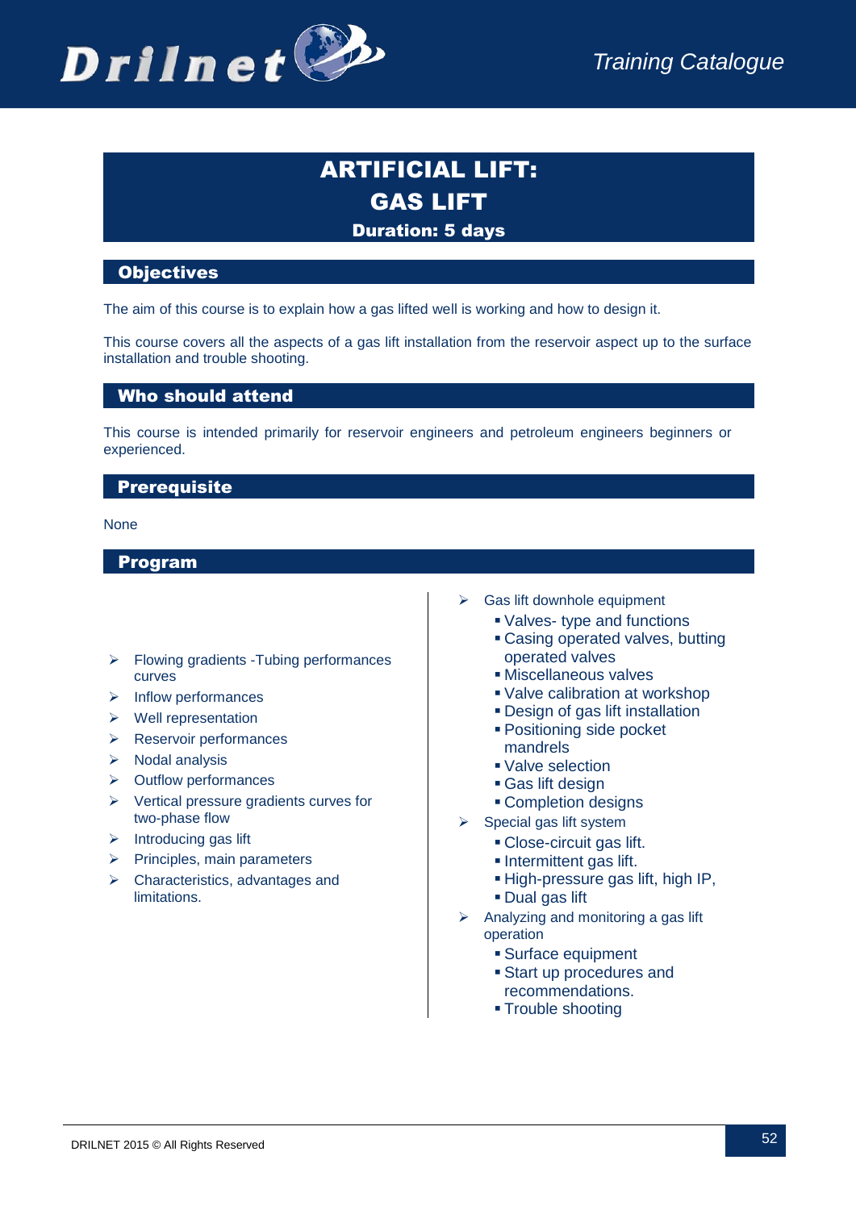# ARTIFICIAL LIFT: GAS LIFT

**Duration: 5 days**

## Objectives

The aim of this course is to explain how a gas lifted well is working and how to design it.

This course covers all the aspects of a gas lift installation from the reservoir aspect up to the surface installation and trouble shooting.

## Who should attend

This course is intended primarily for reservoir engineers and petroleum engineers beginners or experienced.

## Prerequisite

None

## Program

- Flowing gradients -Tubing performances curves
- Inflow performances
- Well representation
- Reservoir performances
- Nodal analysis
- Outflow performances
- Vertical pressure gradients curves for two-phase flow
- Introducing gas lift
- Principles, main parameters
- Characteristics, advantages and limitations.
- Gas lift downhole equipment
  - Valves- type and functions
  - Casing operated valves, butting operated valves
  - Miscellaneous valves
  - Valve calibration at workshop
  - Design of gas lift installation
  - Positioning side pocket mandrels
  - Valve selection
  - Gas lift design
  - Completion designs
- Special gas lift system
  - Close-circuit gas lift.
  - Intermittent gas lift.
  - High-pressure gas lift, high IP,
  - Dual gas lift
- Analyzing and monitoring a gas lift operation
  - Surface equipment
  - Start up procedures and recommendations.
  - Trouble shooting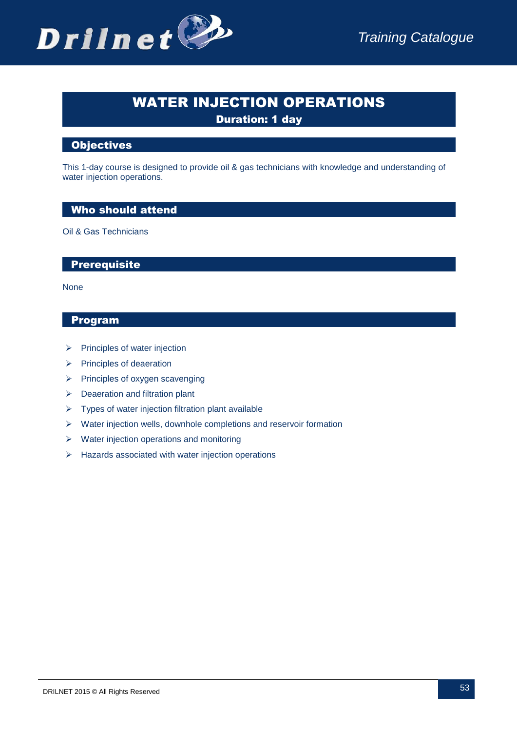# WATER INJECTION OPERATIONS

**Duration: 1 day**

## Objectives

This 1-day course is designed to provide oil & gas technicians with knowledge and understanding of water injection operations.

## Who should attend

Oil & Gas Technicians

## Prerequisite

None

## Program

- Principles of water injection
- Principles of deaeration
- Principles of oxygen scavenging
- Deaeration and filtration plant
- Types of water injection filtration plant available
- Water injection wells, downhole completions and reservoir formation
- Water injection operations and monitoring
- Hazards associated with water injection operations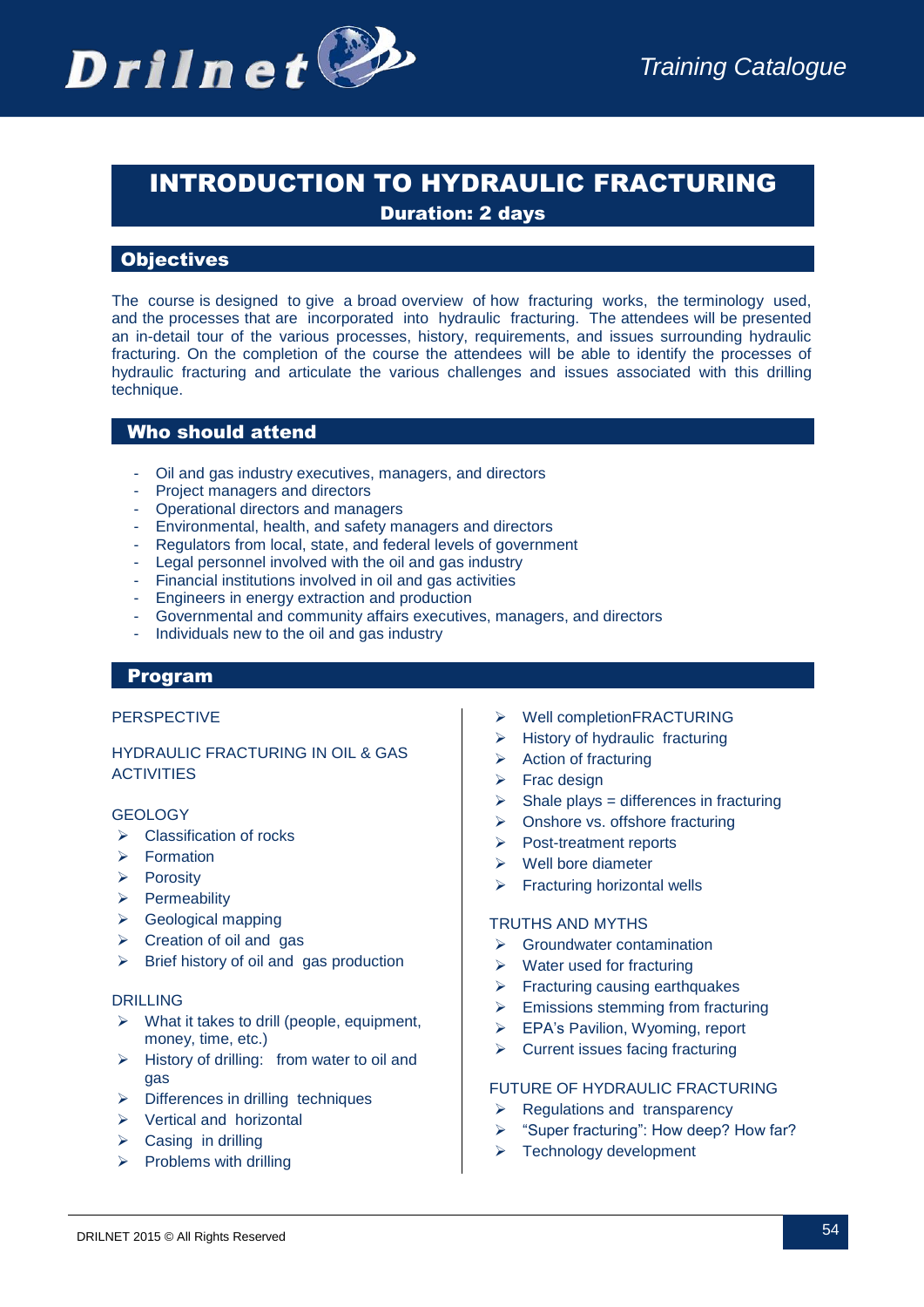# INTRODUCTION TO HYDRAULIC FRACTURING

**Duration: 2 days**

## Objectives

The course is designed to give a broad overview of how fracturing works, the terminology used, and the processes that are incorporated into hydraulic fracturing. The attendees will be presented an in-detail tour of the various processes, history, requirements, and issues surrounding hydraulic fracturing. On the completion of the course the attendees will be able to identify the processes of hydraulic fracturing and articulate the various challenges and issues associated with this drilling technique.

## Who should attend

- Oil and gas industry executives, managers, and directors
- Project managers and directors
- Operational directors and managers
- Environmental, health, and safety managers and directors
- Regulators from local, state, and federal levels of government
- Legal personnel involved with the oil and gas industry
- Financial institutions involved in oil and gas activities
- Engineers in energy extraction and production
- Governmental and community affairs executives, managers, and directors
- Individuals new to the oil and gas industry

## Program

PERSPECTIVE

HYDRAULIC FRACTURING IN OIL & GAS ACTIVITIES

GEOLOGY

- Classification of rocks
- Formation
- Porosity
- Permeability
- Geological mapping
- Creation of oil and gas
- Brief history of oil and gas production

DRILLING

- What it takes to drill (people, equipment, money, time, etc.)
- History of drilling: from water to oil and gas
- Differences in drilling techniques
- Vertical and horizontal
- Casing in drilling
- Problems with drilling
- Well completionFRACTURING
- History of hydraulic fracturing
- Action of fracturing
- Frac design
- Shale plays = differences in fracturing
- Onshore vs. offshore fracturing
- Post-treatment reports
- Well bore diameter
- Fracturing horizontal wells

TRUTHS AND MYTHS

- Groundwater contamination
- Water used for fracturing
- Fracturing causing earthquakes
- Emissions stemming from fracturing
- EPA's Pavilion, Wyoming, report
- Current issues facing fracturing

FUTURE OF HYDRAULIC FRACTURING

- Regulations and transparency
- "Super fracturing": How deep? How far?
- Technology development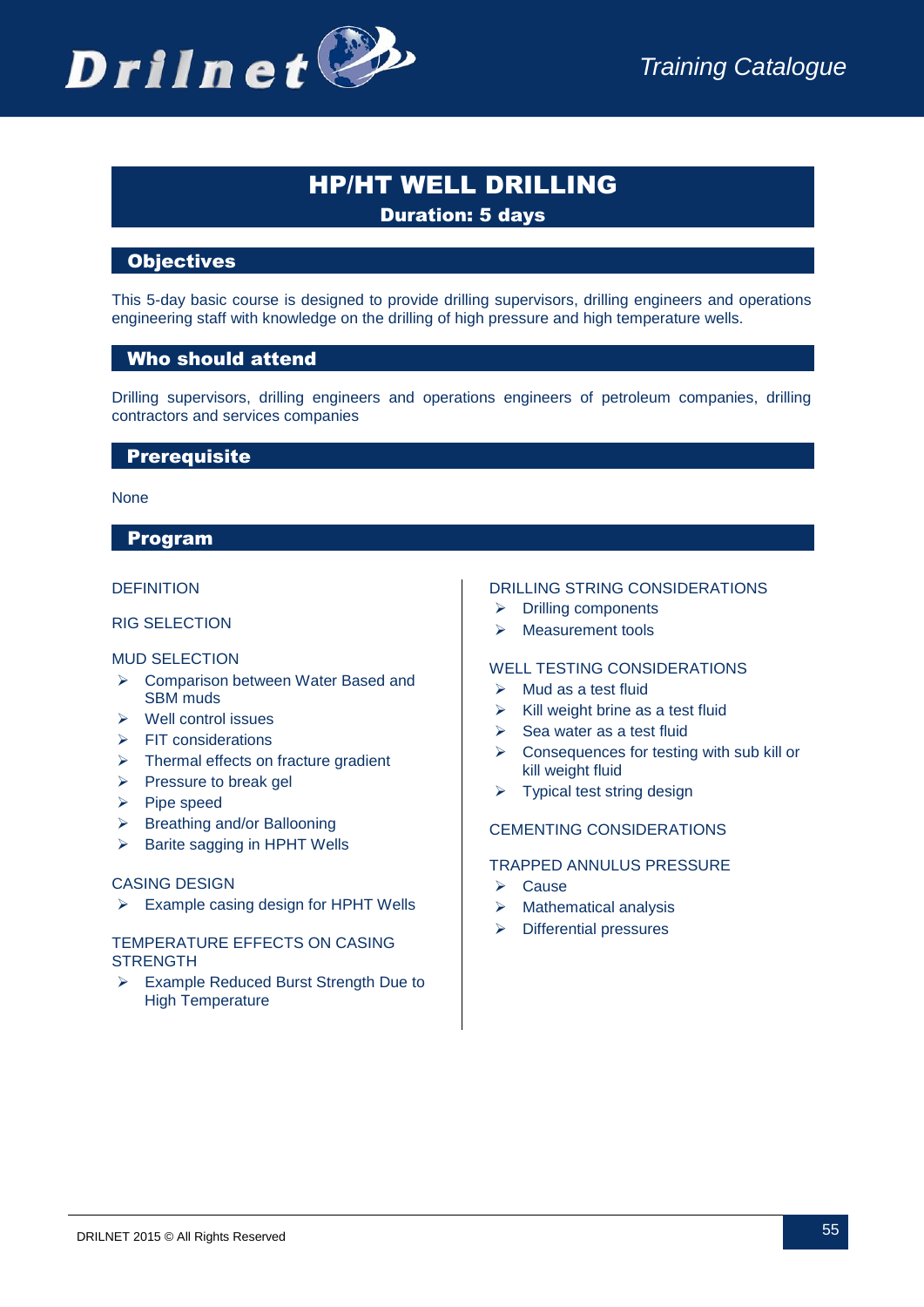# HP/HT WELL DRILLING

**Duration: 5 days**

## Objectives

This 5-day basic course is designed to provide drilling supervisors, drilling engineers and operations engineering staff with knowledge on the drilling of high pressure and high temperature wells.

## Who should attend

Drilling supervisors, drilling engineers and operations engineers of petroleum companies, drilling contractors and services companies

## Prerequisite

None

## Program

DEFINITION

RIG SELECTION

MUD SELECTION

- Comparison between Water Based and SBM muds
- Well control issues
- FIT considerations
- Thermal effects on fracture gradient
- Pressure to break gel
- Pipe speed
- Breathing and/or Ballooning
- Barite sagging in HPHT Wells

CASING DESIGN

- Example casing design for HPHT Wells

TEMPERATURE EFFECTS ON CASING STRENGTH

- Example Reduced Burst Strength Due to High Temperature

DRILLING STRING CONSIDERATIONS

- Drilling components
- Measurement tools

WELL TESTING CONSIDERATIONS

- Mud as a test fluid
- Kill weight brine as a test fluid
- Sea water as a test fluid
- Consequences for testing with sub kill or kill weight fluid
- Typical test string design

CEMENTING CONSIDERATIONS

TRAPPED ANNULUS PRESSURE

- Cause
- Mathematical analysis
- Differential pressures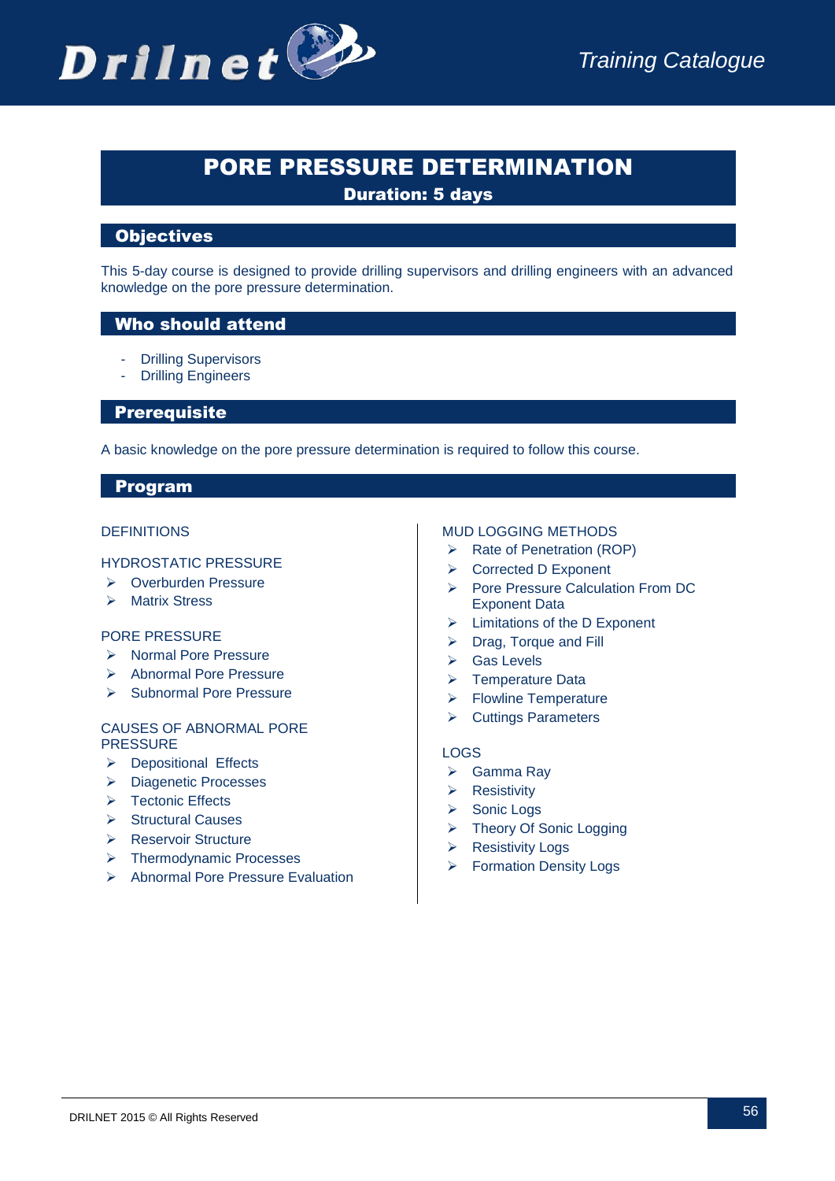# PORE PRESSURE DETERMINATION

**Duration: 5 days**

## Objectives

This 5-day course is designed to provide drilling supervisors and drilling engineers with an advanced knowledge on the pore pressure determination.

## Who should attend

- Drilling Supervisors
- Drilling Engineers

## Prerequisite

A basic knowledge on the pore pressure determination is required to follow this course.

## Program

DEFINITIONS

HYDROSTATIC PRESSURE

- Overburden Pressure
- Matrix Stress

PORE PRESSURE

- Normal Pore Pressure
- Abnormal Pore Pressure
- Subnormal Pore Pressure

CAUSES OF ABNORMAL PORE PRESSURE

- Depositional Effects
- Diagenetic Processes
- Tectonic Effects
- Structural Causes
- Reservoir Structure
- Thermodynamic Processes
- Abnormal Pore Pressure Evaluation

MUD LOGGING METHODS

- Rate of Penetration (ROP)
- Corrected D Exponent
- Pore Pressure Calculation From DC Exponent Data
- Limitations of the D Exponent
- Drag, Torque and Fill
- Gas Levels
- Temperature Data
- Flowline Temperature
- Cuttings Parameters

LOGS

- Gamma Ray
- Resistivity
- Sonic Logs
- Theory Of Sonic Logging
- Resistivity Logs
- Formation Density Logs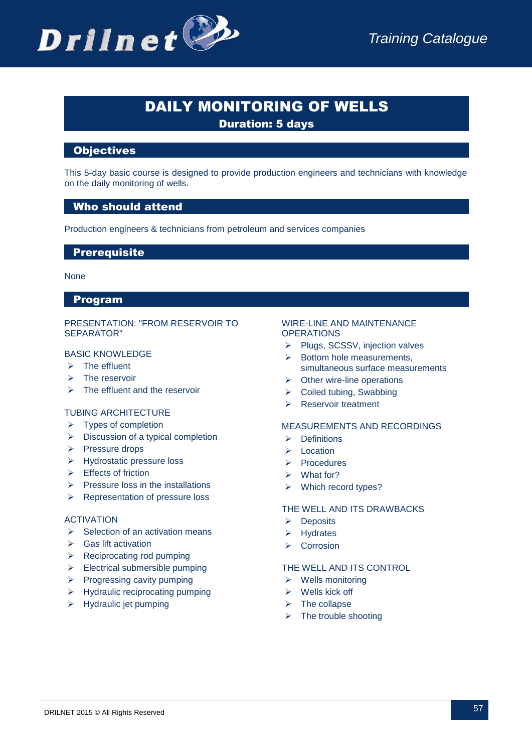# DAILY MONITORING OF WELLS

**Duration: 5 days**

## Objectives

This 5-day basic course is designed to provide production engineers and technicians with knowledge on the daily monitoring of wells.

## Who should attend

Production engineers & technicians from petroleum and services companies

## Prerequisite

None

## Program

PRESENTATION: "FROM RESERVOIR TO SEPARATOR"

BASIC KNOWLEDGE

- The effluent
- The reservoir
- The effluent and the reservoir

TUBING ARCHITECTURE

- Types of completion
- Discussion of a typical completion
- Pressure drops
- Hydrostatic pressure loss
- Effects of friction
- Pressure loss in the installations
- Representation of pressure loss

ACTIVATION

- Selection of an activation means
- Gas lift activation
- Reciprocating rod pumping
- Electrical submersible pumping
- Progressing cavity pumping
- Hydraulic reciprocating pumping
- Hydraulic jet pumping

WIRE-LINE AND MAINTENANCE OPERATIONS

- Plugs, SCSSV, injection valves
- Bottom hole measurements, simultaneous surface measurements
- Other wire-line operations
- Coiled tubing, Swabbing
- Reservoir treatment

MEASUREMENTS AND RECORDINGS

- Definitions
- Location
- Procedures
- What for?
- Which record types?

THE WELL AND ITS DRAWBACKS

- Deposits
- Hydrates
- Corrosion

THE WELL AND ITS CONTROL

- Wells monitoring
- Wells kick off
- The collapse
- The trouble shooting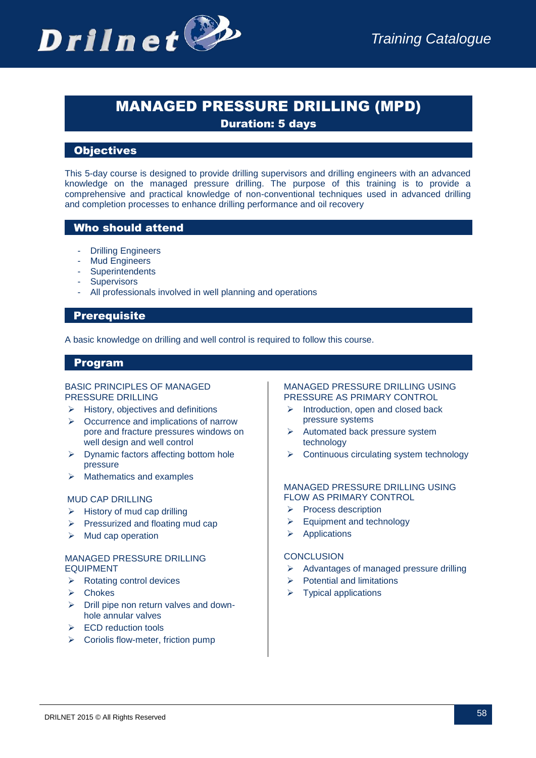# MANAGED PRESSURE DRILLING (MPD)

**Duration: 5 days**

## Objectives

This 5-day course is designed to provide drilling supervisors and drilling engineers with an advanced knowledge on the managed pressure drilling. The purpose of this training is to provide a comprehensive and practical knowledge of non-conventional techniques used in advanced drilling and completion processes to enhance drilling performance and oil recovery

## Who should attend

- Drilling Engineers
- Mud Engineers
- Superintendents
- Supervisors
- All professionals involved in well planning and operations

## Prerequisite

A basic knowledge on drilling and well control is required to follow this course.

## Program

### BASIC PRINCIPLES OF MANAGED PRESSURE DRILLING

- History, objectives and definitions
- Occurrence and implications of narrow pore and fracture pressures windows on well design and well control
- Dynamic factors affecting bottom hole pressure
- Mathematics and examples

### MUD CAP DRILLING

- History of mud cap drilling
- Pressurized and floating mud cap
- Mud cap operation

### MANAGED PRESSURE DRILLING EQUIPMENT

- Rotating control devices
- Chokes
- Drill pipe non return valves and down-hole annular valves
- ECD reduction tools
- Coriolis flow-meter, friction pump

### MANAGED PRESSURE DRILLING USING PRESSURE AS PRIMARY CONTROL

- Introduction, open and closed back pressure systems
- Automated back pressure system technology
- Continuous circulating system technology

### MANAGED PRESSURE DRILLING USING FLOW AS PRIMARY CONTROL

- Process description
- Equipment and technology
- Applications

### CONCLUSION

- Advantages of managed pressure drilling
- Potential and limitations
- Typical applications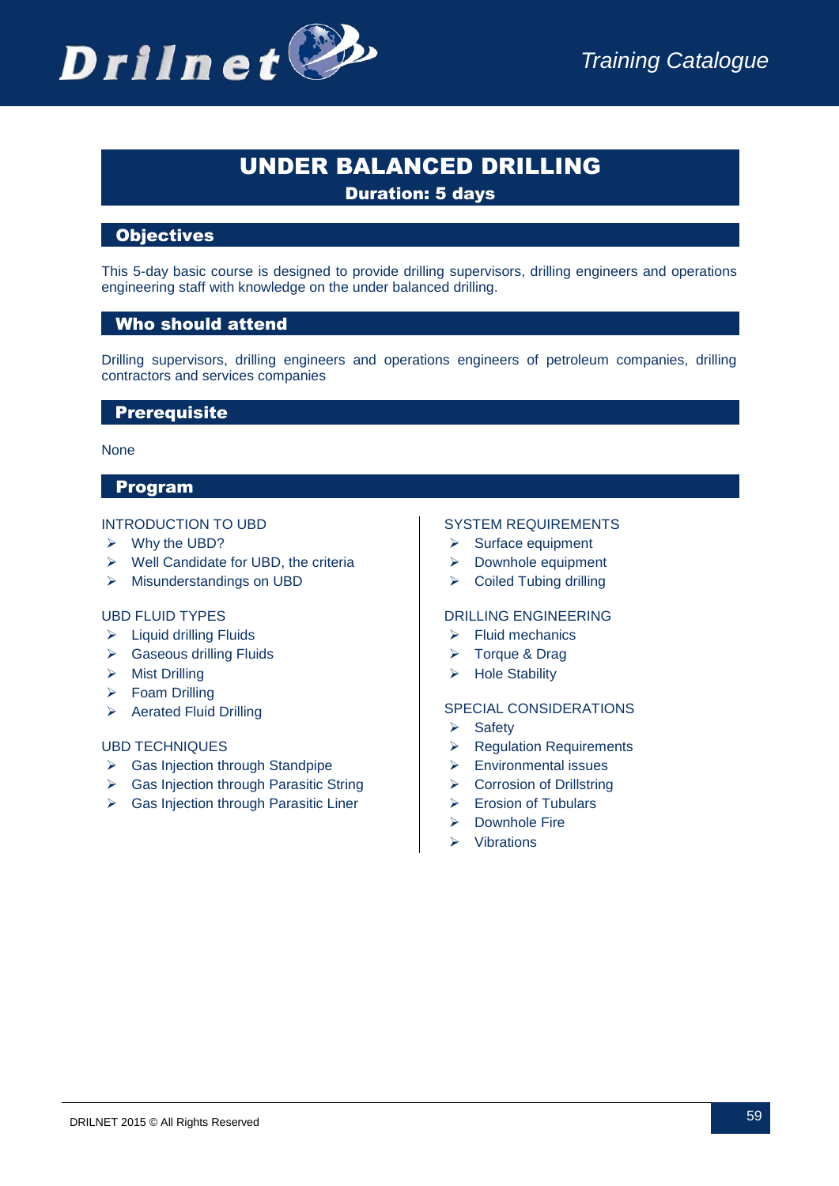# UNDER BALANCED DRILLING

**Duration: 5 days**

## Objectives

This 5-day basic course is designed to provide drilling supervisors, drilling engineers and operations engineering staff with knowledge on the under balanced drilling.

## Who should attend

Drilling supervisors, drilling engineers and operations engineers of petroleum companies, drilling contractors and services companies

## Prerequisite

None

## Program

INTRODUCTION TO UBD

- Why the UBD?
- Well Candidate for UBD, the criteria
- Misunderstandings on UBD

UBD FLUID TYPES

- Liquid drilling Fluids
- Gaseous drilling Fluids
- Mist Drilling
- Foam Drilling
- Aerated Fluid Drilling

UBD TECHNIQUES

- Gas Injection through Standpipe
- Gas Injection through Parasitic String
- Gas Injection through Parasitic Liner

SYSTEM REQUIREMENTS

- Surface equipment
- Downhole equipment
- Coiled Tubing drilling

DRILLING ENGINEERING

- Fluid mechanics
- Torque & Drag
- Hole Stability

SPECIAL CONSIDERATIONS

- Safety
- Regulation Requirements
- Environmental issues
- Corrosion of Drillstring
- Erosion of Tubulars
- Downhole Fire
- Vibrations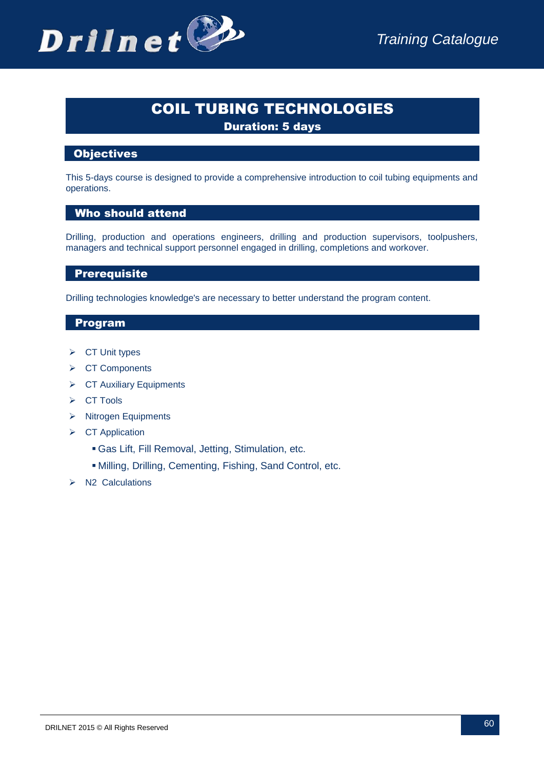# COIL TUBING TECHNOLOGIES

**Duration: 5 days**

## Objectives

This 5-days course is designed to provide a comprehensive introduction to coil tubing equipments and operations.

## Who should attend

Drilling, production and operations engineers, drilling and production supervisors, toolpushers, managers and technical support personnel engaged in drilling, completions and workover.

## Prerequisite

Drilling technologies knowledge's are necessary to better understand the program content.

## Program

- CT Unit types
- CT Components
- CT Auxiliary Equipments
- CT Tools
- Nitrogen Equipments
- CT Application
  - Gas Lift, Fill Removal, Jetting, Stimulation, etc.
  - Milling, Drilling, Cementing, Fishing, Sand Control, etc.
- N2 Calculations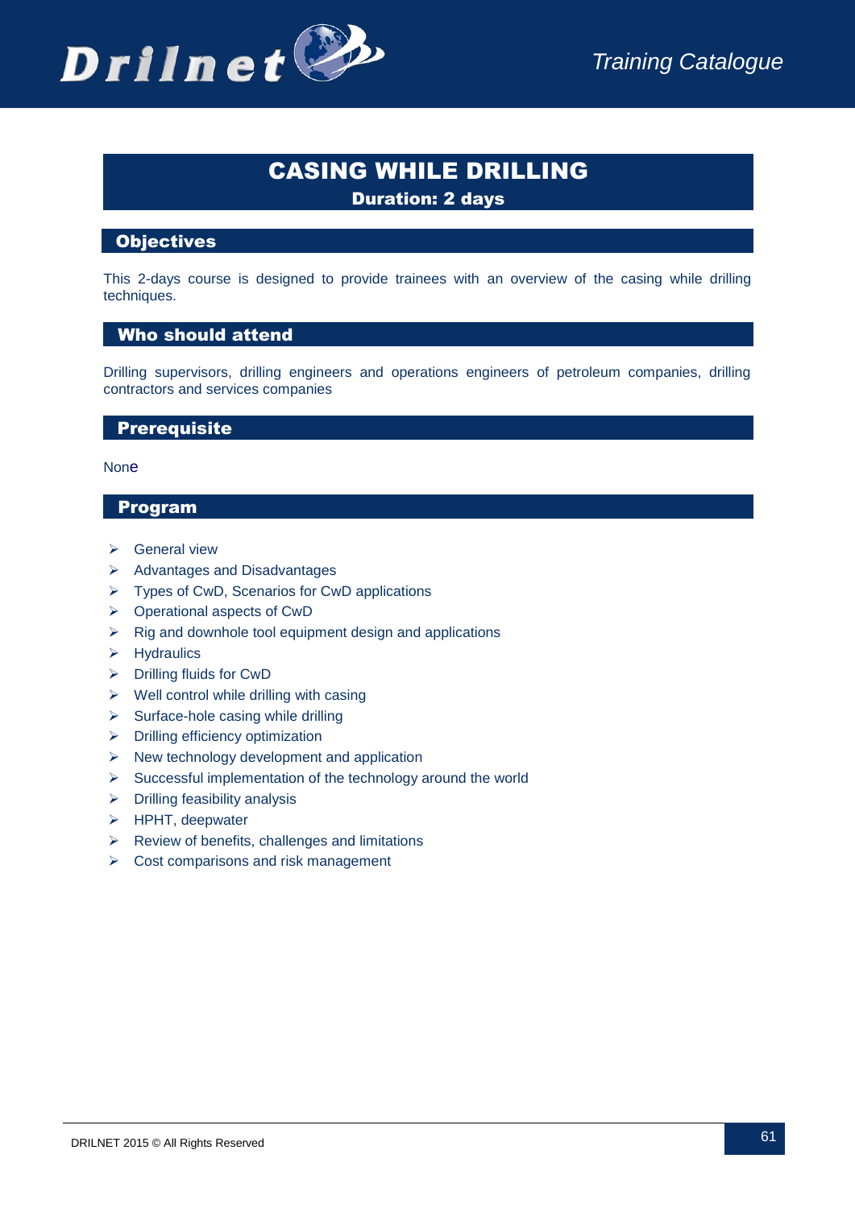# CASING WHILE DRILLING

**Duration: 2 days**

## Objectives

This 2-days course is designed to provide trainees with an overview of the casing while drilling techniques.

## Who should attend

Drilling supervisors, drilling engineers and operations engineers of petroleum companies, drilling contractors and services companies

## Prerequisite

None

## Program

- General view
- Advantages and Disadvantages
- Types of CwD, Scenarios for CwD applications
- Operational aspects of CwD
- Rig and downhole tool equipment design and applications
- Hydraulics
- Drilling fluids for CwD
- Well control while drilling with casing
- Surface-hole casing while drilling
- Drilling efficiency optimization
- New technology development and application
- Successful implementation of the technology around the world
- Drilling feasibility analysis
- HPHT, deepwater
- Review of benefits, challenges and limitations
- Cost comparisons and risk management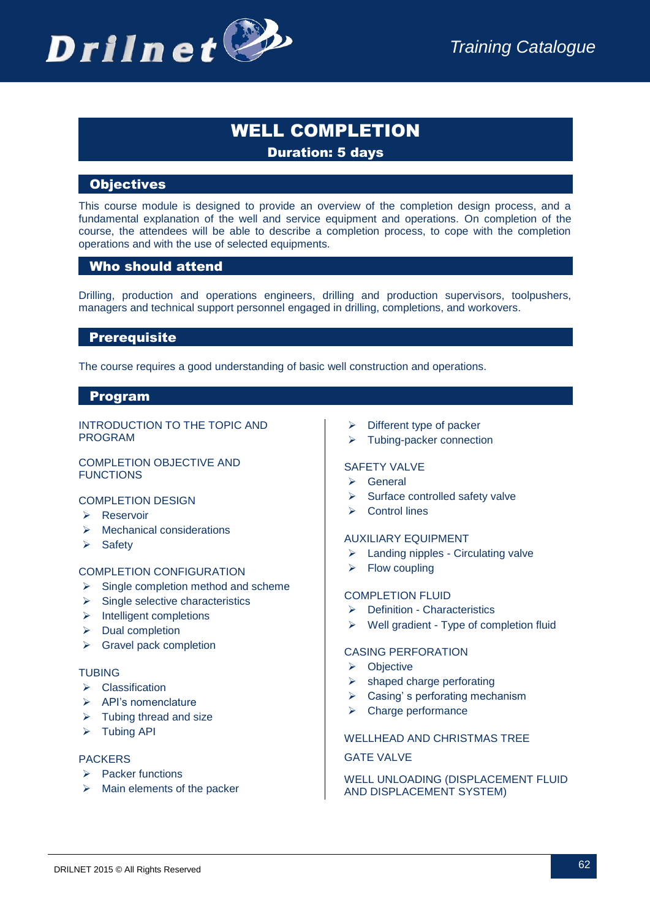# WELL COMPLETION

**Duration: 5 days**

## Objectives

This course module is designed to provide an overview of the completion design process, and a fundamental explanation of the well and service equipment and operations. On completion of the course, the attendees will be able to describe a completion process, to cope with the completion operations and with the use of selected equipments.

## Who should attend

Drilling, production and operations engineers, drilling and production supervisors, toolpushers, managers and technical support personnel engaged in drilling, completions, and workovers.

## Prerequisite

The course requires a good understanding of basic well construction and operations.

## Program

INTRODUCTION TO THE TOPIC AND PROGRAM

COMPLETION OBJECTIVE AND FUNCTIONS

COMPLETION DESIGN
- Reservoir
- Mechanical considerations
- Safety

COMPLETION CONFIGURATION
- Single completion method and scheme
- Single selective characteristics
- Intelligent completions
- Dual completion
- Gravel pack completion

TUBING
- Classification
- API's nomenclature
- Tubing thread and size
- Tubing API

PACKERS
- Packer functions
- Main elements of the packer
- Different type of packer
- Tubing-packer connection

SAFETY VALVE
- General
- Surface controlled safety valve
- Control lines

AUXILIARY EQUIPMENT
- Landing nipples - Circulating valve
- Flow coupling

COMPLETION FLUID
- Definition - Characteristics
- Well gradient - Type of completion fluid

CASING PERFORATION
- Objective
- shaped charge perforating
- Casing' s perforating mechanism
- Charge performance

WELLHEAD AND CHRISTMAS TREE

GATE VALVE

WELL UNLOADING (DISPLACEMENT FLUID AND DISPLACEMENT SYSTEM)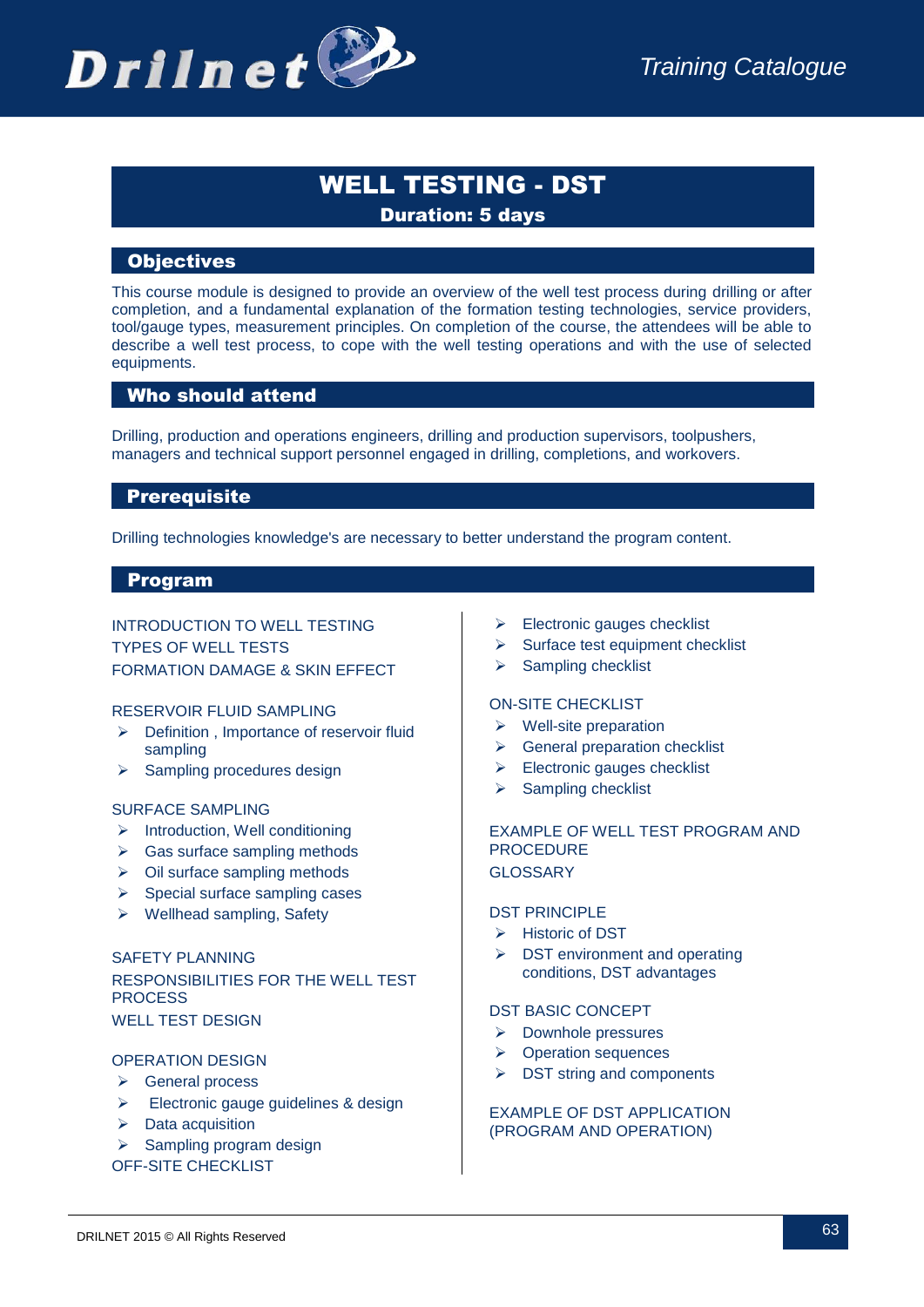# WELL TESTING - DST

**Duration: 5 days**

## Objectives

This course module is designed to provide an overview of the well test process during drilling or after completion, and a fundamental explanation of the formation testing technologies, service providers, tool/gauge types, measurement principles. On completion of the course, the attendees will be able to describe a well test process, to cope with the well testing operations and with the use of selected equipments.

## Who should attend

Drilling, production and operations engineers, drilling and production supervisors, toolpushers, managers and technical support personnel engaged in drilling, completions, and workovers.

## Prerequisite

Drilling technologies knowledge's are necessary to better understand the program content.

## Program

INTRODUCTION TO WELL TESTING
TYPES OF WELL TESTS
FORMATION DAMAGE & SKIN EFFECT

RESERVOIR FLUID SAMPLING

- Definition , Importance of reservoir fluid sampling
- Sampling procedures design

SURFACE SAMPLING

- Introduction, Well conditioning
- Gas surface sampling methods
- Oil surface sampling methods
- Special surface sampling cases
- Wellhead sampling, Safety

SAFETY PLANNING
RESPONSIBILITIES FOR THE WELL TEST PROCESS
WELL TEST DESIGN

OPERATION DESIGN

- General process
- Electronic gauge guidelines & design
- Data acquisition
- Sampling program design

OFF-SITE CHECKLIST

- Electronic gauges checklist
- Surface test equipment checklist
- Sampling checklist

ON-SITE CHECKLIST

- Well-site preparation
- General preparation checklist
- Electronic gauges checklist
- Sampling checklist

EXAMPLE OF WELL TEST PROGRAM AND PROCEDURE
GLOSSARY

DST PRINCIPLE

- Historic of DST
- DST environment and operating conditions, DST advantages

DST BASIC CONCEPT

- Downhole pressures
- Operation sequences
- DST string and components

EXAMPLE OF DST APPLICATION (PROGRAM AND OPERATION)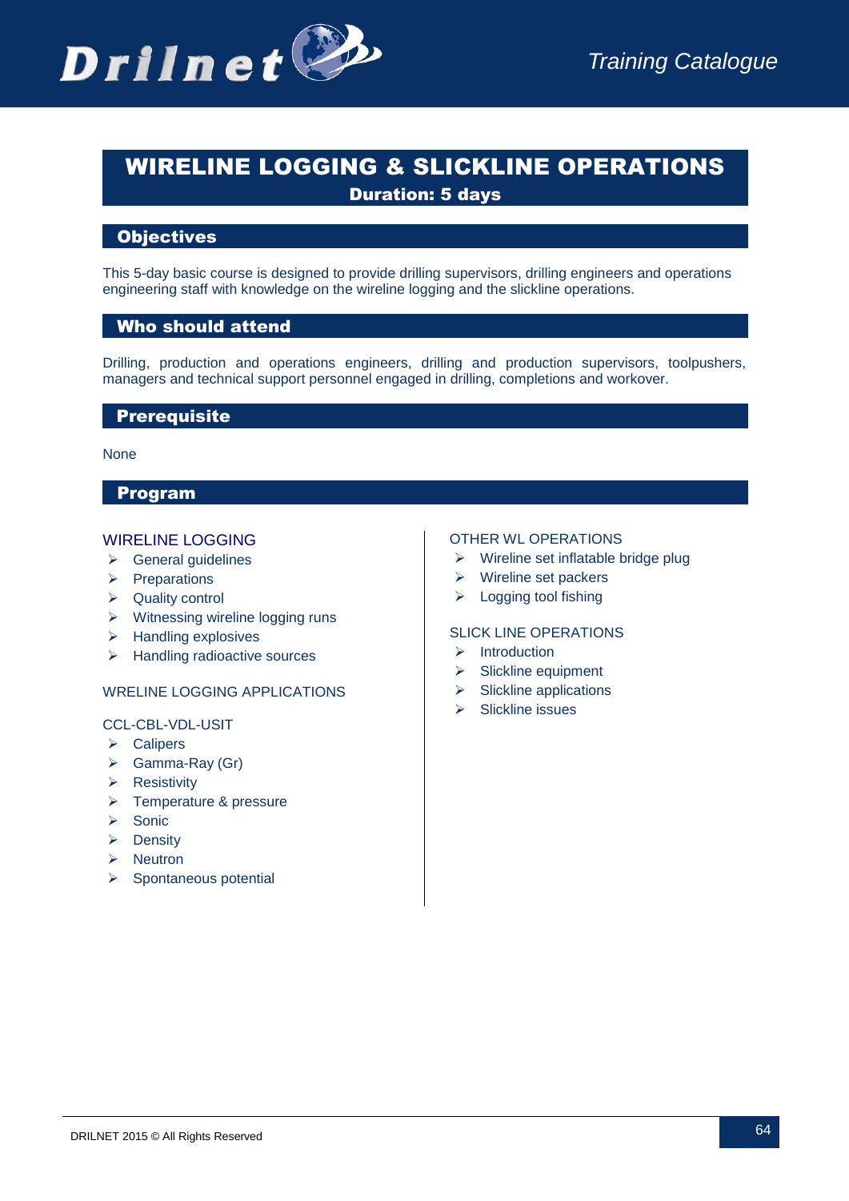# WIRELINE LOGGING & SLICKLINE OPERATIONS

**Duration: 5 days**

## Objectives

This 5-day basic course is designed to provide drilling supervisors, drilling engineers and operations engineering staff with knowledge on the wireline logging and the slickline operations.

## Who should attend

Drilling, production and operations engineers, drilling and production supervisors, toolpushers, managers and technical support personnel engaged in drilling, completions and workover.

## Prerequisite

None

## Program

### WIRELINE LOGGING

- General guidelines
- Preparations
- Quality control
- Witnessing wireline logging runs
- Handling explosives
- Handling radioactive sources

### WRELINE LOGGING APPLICATIONS

### CCL-CBL-VDL-USIT

- Calipers
- Gamma-Ray (Gr)
- Resistivity
- Temperature & pressure
- Sonic
- Density
- Neutron
- Spontaneous potential

### OTHER WL OPERATIONS

- Wireline set inflatable bridge plug
- Wireline set packers
- Logging tool fishing

### SLICK LINE OPERATIONS

- Introduction
- Slickline equipment
- Slickline applications
- Slickline issues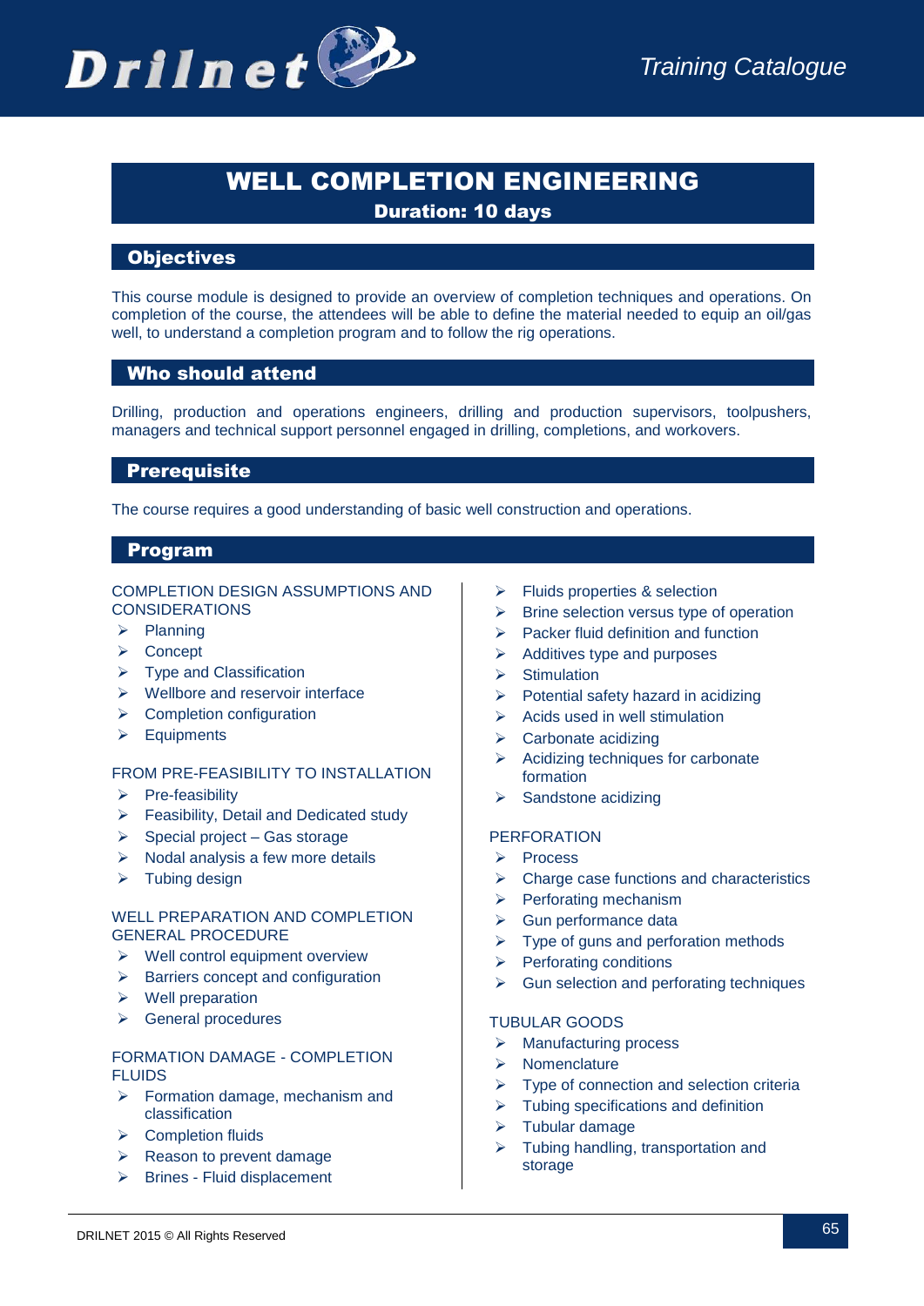# WELL COMPLETION ENGINEERING

**Duration: 10 days**

## Objectives

This course module is designed to provide an overview of completion techniques and operations. On completion of the course, the attendees will be able to define the material needed to equip an oil/gas well, to understand a completion program and to follow the rig operations.

## Who should attend

Drilling, production and operations engineers, drilling and production supervisors, toolpushers, managers and technical support personnel engaged in drilling, completions, and workovers.

## Prerequisite

The course requires a good understanding of basic well construction and operations.

## Program

COMPLETION DESIGN ASSUMPTIONS AND CONSIDERATIONS

- Planning
- Concept
- Type and Classification
- Wellbore and reservoir interface
- Completion configuration
- Equipments

FROM PRE-FEASIBILITY TO INSTALLATION

- Pre-feasibility
- Feasibility, Detail and Dedicated study
- Special project – Gas storage
- Nodal analysis a few more details
- Tubing design

WELL PREPARATION AND COMPLETION GENERAL PROCEDURE

- Well control equipment overview
- Barriers concept and configuration
- Well preparation
- General procedures

FORMATION DAMAGE - COMPLETION FLUIDS

- Formation damage, mechanism and classification
- Completion fluids
- Reason to prevent damage
- Brines - Fluid displacement
- Fluids properties & selection
- Brine selection versus type of operation
- Packer fluid definition and function
- Additives type and purposes
- Stimulation
- Potential safety hazard in acidizing
- Acids used in well stimulation
- Carbonate acidizing
- Acidizing techniques for carbonate formation
- Sandstone acidizing

PERFORATION

- Process
- Charge case functions and characteristics
- Perforating mechanism
- Gun performance data
- Type of guns and perforation methods
- Perforating conditions
- Gun selection and perforating techniques

TUBULAR GOODS

- Manufacturing process
- Nomenclature
- Type of connection and selection criteria
- Tubing specifications and definition
- Tubular damage
- Tubing handling, transportation and storage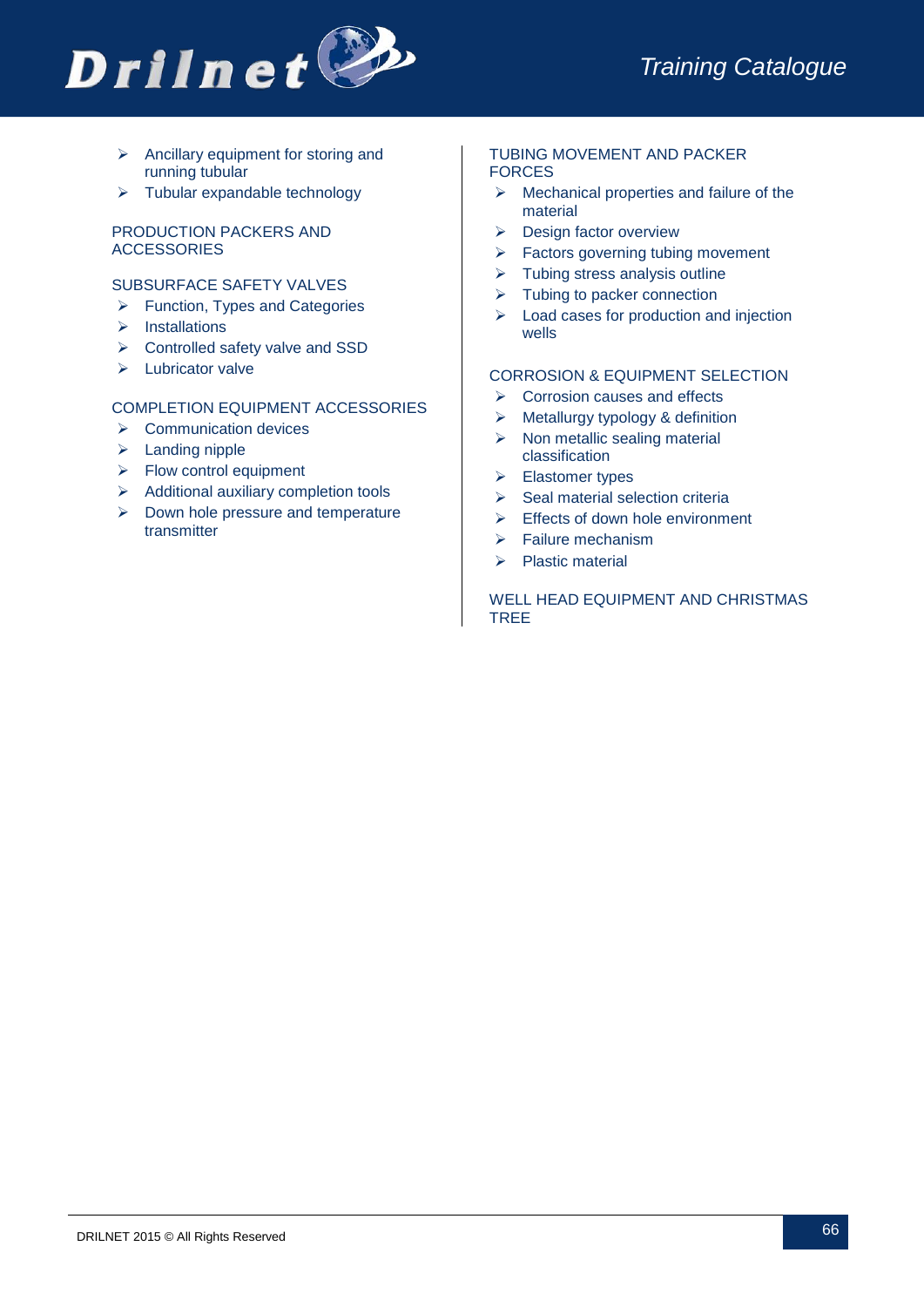- Ancillary equipment for storing and running tubular
- Tubular expandable technology

## PRODUCTION PACKERS AND ACCESSORIES

## SUBSURFACE SAFETY VALVES

- Function, Types and Categories
- Installations
- Controlled safety valve and SSD
- Lubricator valve

## COMPLETION EQUIPMENT ACCESSORIES

- Communication devices
- Landing nipple
- Flow control equipment
- Additional auxiliary completion tools
- Down hole pressure and temperature transmitter

## TUBING MOVEMENT AND PACKER FORCES

- Mechanical properties and failure of the material
- Design factor overview
- Factors governing tubing movement
- Tubing stress analysis outline
- Tubing to packer connection
- Load cases for production and injection wells

## CORROSION & EQUIPMENT SELECTION

- Corrosion causes and effects
- Metallurgy typology & definition
- Non metallic sealing material classification
- Elastomer types
- Seal material selection criteria
- Effects of down hole environment
- Failure mechanism
- Plastic material

## WELL HEAD EQUIPMENT AND CHRISTMAS TREE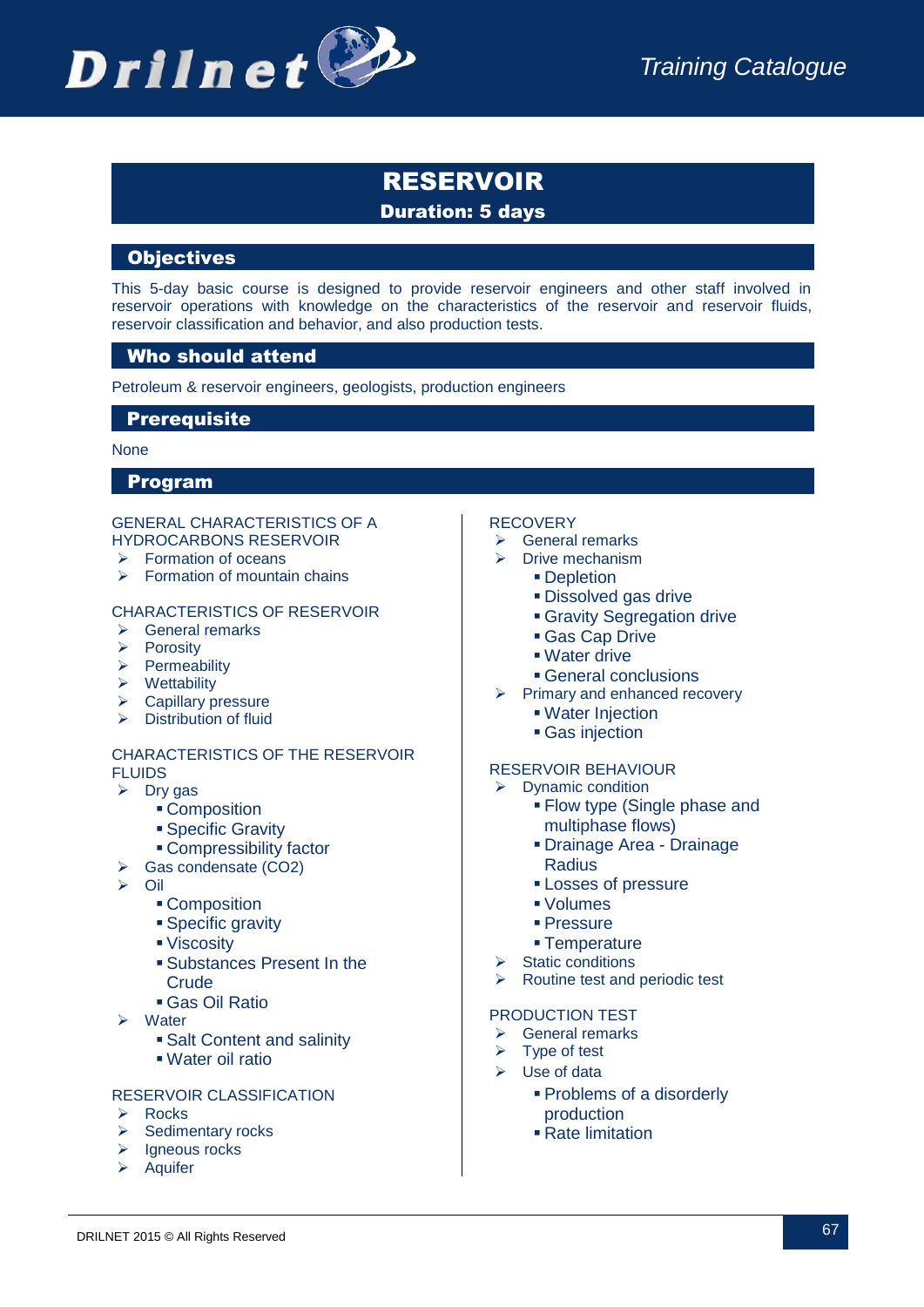# RESERVOIR

**Duration: 5 days**

## Objectives

This 5-day basic course is designed to provide reservoir engineers and other staff involved in reservoir operations with knowledge on the characteristics of the reservoir and reservoir fluids, reservoir classification and behavior, and also production tests.

## Who should attend

Petroleum & reservoir engineers, geologists, production engineers

## Prerequisite

None

## Program

GENERAL CHARACTERISTICS OF A HYDROCARBONS RESERVOIR

- Formation of oceans
- Formation of mountain chains

CHARACTERISTICS OF RESERVOIR

- General remarks
- Porosity
- Permeability
- Wettability
- Capillary pressure
- Distribution of fluid

CHARACTERISTICS OF THE RESERVOIR FLUIDS

- Dry gas
  - Composition
  - Specific Gravity
  - Compressibility factor
- Gas condensate ($CO_2$)
- Oil
  - Composition
  - Specific gravity
  - Viscosity
  - Substances Present In the Crude
  - Gas Oil Ratio
- Water
  - Salt Content and salinity
  - Water oil ratio

RESERVOIR CLASSIFICATION

- Rocks
- Sedimentary rocks
- Igneous rocks
- Aquifer

RECOVERY

- General remarks
- Drive mechanism
  - Depletion
  - Dissolved gas drive
  - Gravity Segregation drive
  - Gas Cap Drive
  - Water drive
  - General conclusions
- Primary and enhanced recovery
  - Water Injection
  - Gas injection

RESERVOIR BEHAVIOUR

- Dynamic condition
  - Flow type (Single phase and multiphase flows)
  - Drainage Area - Drainage Radius
  - Losses of pressure
  - Volumes
  - Pressure
  - Temperature
- Static conditions
- Routine test and periodic test

PRODUCTION TEST

- General remarks
- Type of test
- Use of data
  - Problems of a disorderly production
  - Rate limitation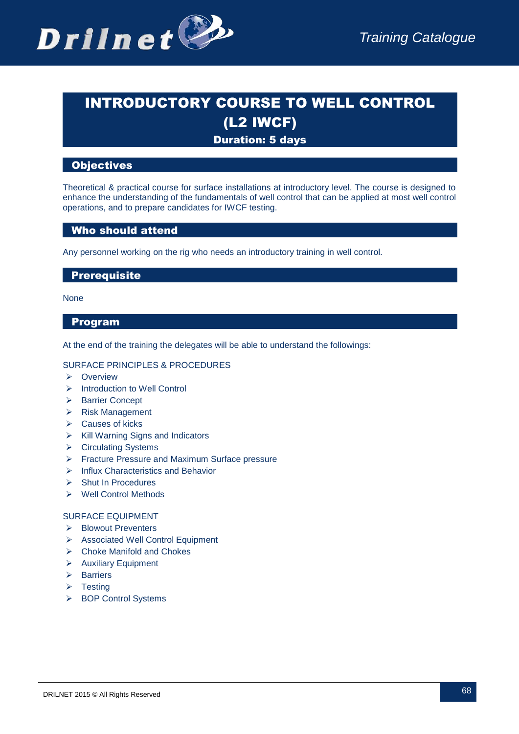# INTRODUCTORY COURSE TO WELL CONTROL (L2 IWCF)

**Duration: 5 days**

## Objectives

Theoretical & practical course for surface installations at introductory level. The course is designed to enhance the understanding of the fundamentals of well control that can be applied at most well control operations, and to prepare candidates for IWCF testing.

## Who should attend

Any personnel working on the rig who needs an introductory training in well control.

## Prerequisite

None

## Program

At the end of the training the delegates will be able to understand the followings:

SURFACE PRINCIPLES & PROCEDURES

- Overview
- Introduction to Well Control
- Barrier Concept
- Risk Management
- Causes of kicks
- Kill Warning Signs and Indicators
- Circulating Systems
- Fracture Pressure and Maximum Surface pressure
- Influx Characteristics and Behavior
- Shut In Procedures
- Well Control Methods

SURFACE EQUIPMENT

- Blowout Preventers
- Associated Well Control Equipment
- Choke Manifold and Chokes
- Auxiliary Equipment
- Barriers
- Testing
- BOP Control Systems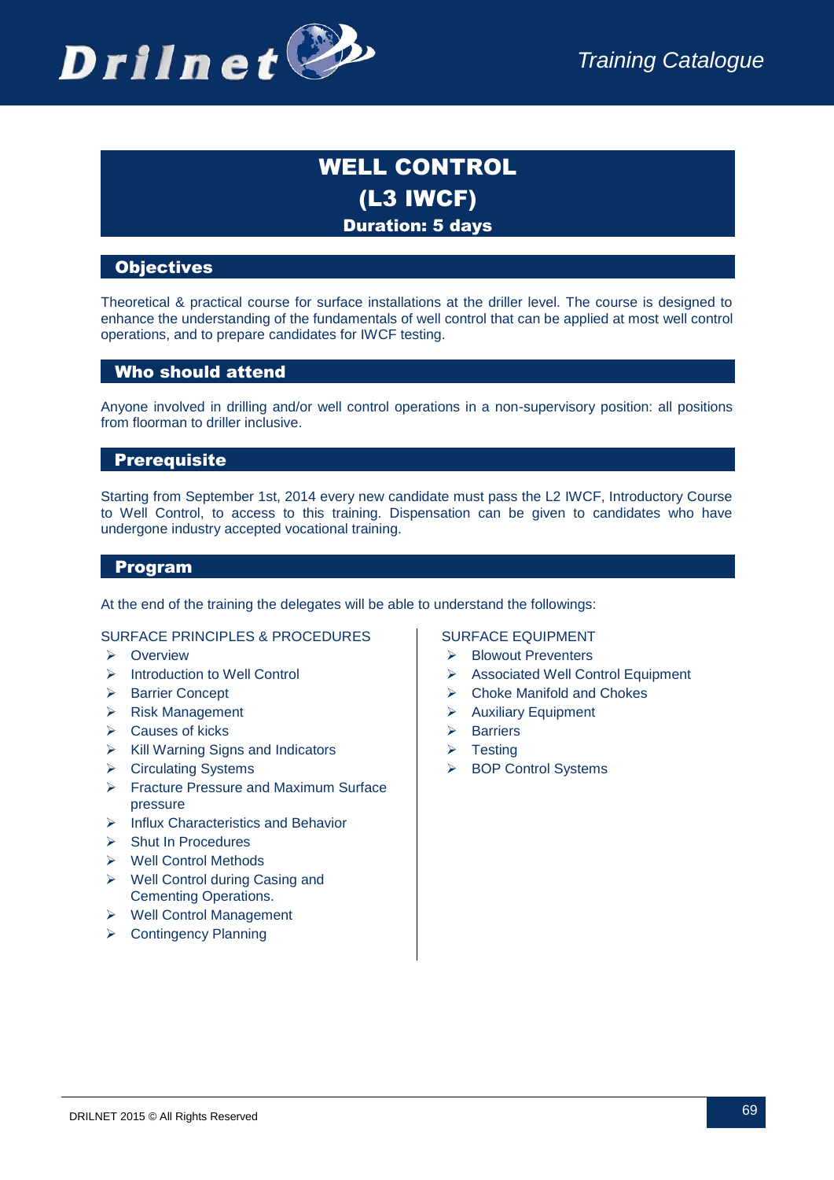# WELL CONTROL
# (L3 IWCF)
**Duration: 5 days**

## Objectives

Theoretical & practical course for surface installations at the driller level. The course is designed to enhance the understanding of the fundamentals of well control that can be applied at most well control operations, and to prepare candidates for IWCF testing.

## Who should attend

Anyone involved in drilling and/or well control operations in a non-supervisory position: all positions from floorman to driller inclusive.

## Prerequisite

Starting from September 1st, 2014 every new candidate must pass the L2 IWCF, Introductory Course to Well Control, to access to this training. Dispensation can be given to candidates who have undergone industry accepted vocational training.

## Program

At the end of the training the delegates will be able to understand the followings:

SURFACE PRINCIPLES & PROCEDURES

- Overview
- Introduction to Well Control
- Barrier Concept
- Risk Management
- Causes of kicks
- Kill Warning Signs and Indicators
- Circulating Systems
- Fracture Pressure and Maximum Surface pressure
- Influx Characteristics and Behavior
- Shut In Procedures
- Well Control Methods
- Well Control during Casing and Cementing Operations.
- Well Control Management
- Contingency Planning

SURFACE EQUIPMENT

- Blowout Preventers
- Associated Well Control Equipment
- Choke Manifold and Chokes
- Auxiliary Equipment
- Barriers
- Testing
- BOP Control Systems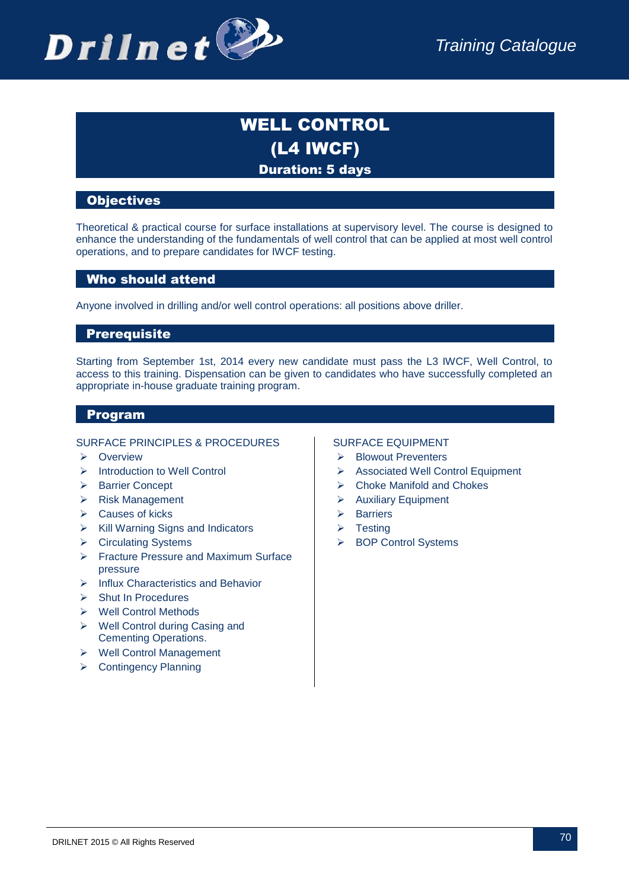# WELL CONTROL
# (L4 IWCF)
**Duration: 5 days**

## Objectives

Theoretical & practical course for surface installations at supervisory level. The course is designed to enhance the understanding of the fundamentals of well control that can be applied at most well control operations, and to prepare candidates for IWCF testing.

## Who should attend

Anyone involved in drilling and/or well control operations: all positions above driller.

## Prerequisite

Starting from September 1st, 2014 every new candidate must pass the L3 IWCF, Well Control, to access to this training. Dispensation can be given to candidates who have successfully completed an appropriate in-house graduate training program.

## Program

SURFACE PRINCIPLES & PROCEDURES

- Overview
- Introduction to Well Control
- Barrier Concept
- Risk Management
- Causes of kicks
- Kill Warning Signs and Indicators
- Circulating Systems
- Fracture Pressure and Maximum Surface pressure
- Influx Characteristics and Behavior
- Shut In Procedures
- Well Control Methods
- Well Control during Casing and Cementing Operations.
- Well Control Management
- Contingency Planning

SURFACE EQUIPMENT

- Blowout Preventers
- Associated Well Control Equipment
- Choke Manifold and Chokes
- Auxiliary Equipment
- Barriers
- Testing
- BOP Control Systems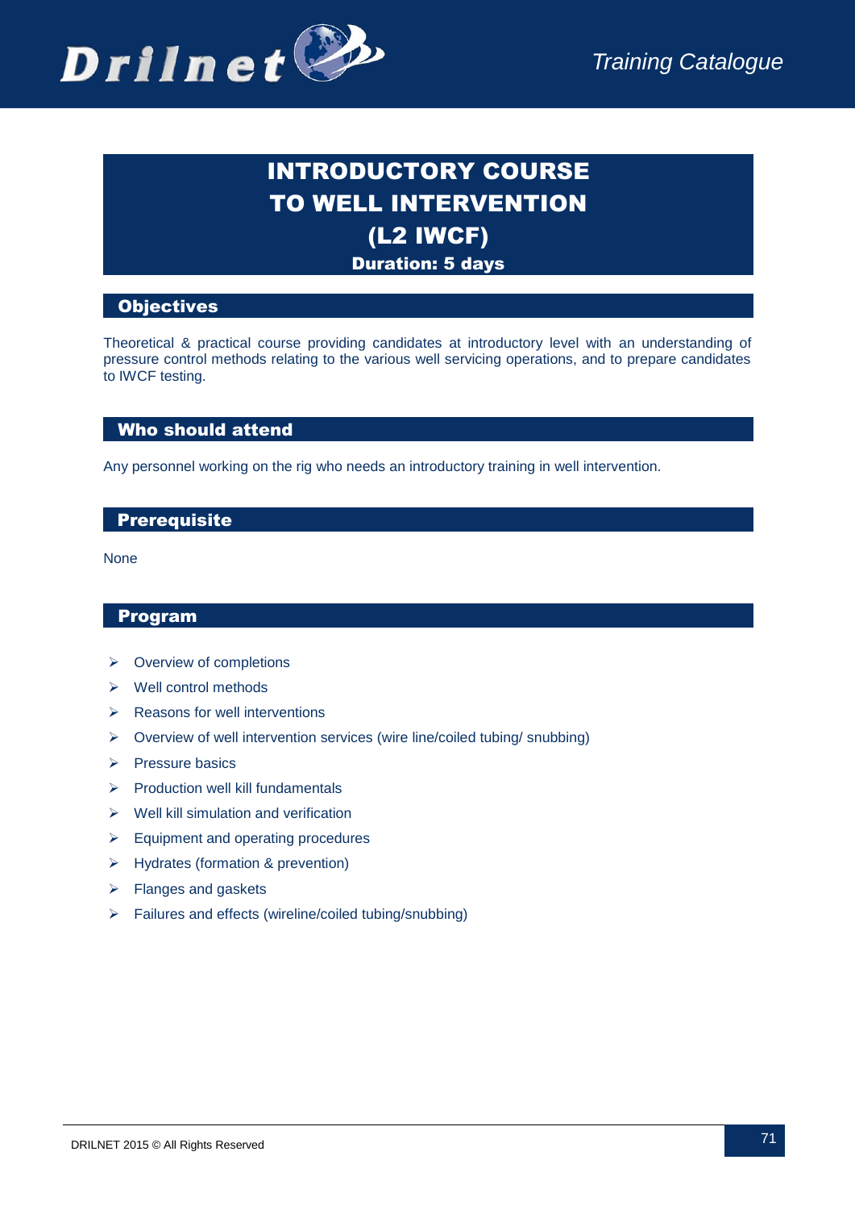# INTRODUCTORY COURSE TO WELL INTERVENTION (L2 IWCF)

**Duration: 5 days**

## Objectives

Theoretical & practical course providing candidates at introductory level with an understanding of pressure control methods relating to the various well servicing operations, and to prepare candidates to IWCF testing.

## Who should attend

Any personnel working on the rig who needs an introductory training in well intervention.

## Prerequisite

None

## Program

- Overview of completions
- Well control methods
- Reasons for well interventions
- Overview of well intervention services (wire line/coiled tubing/ snubbing)
- Pressure basics
- Production well kill fundamentals
- Well kill simulation and verification
- Equipment and operating procedures
- Hydrates (formation & prevention)
- Flanges and gaskets
- Failures and effects (wireline/coiled tubing/snubbing)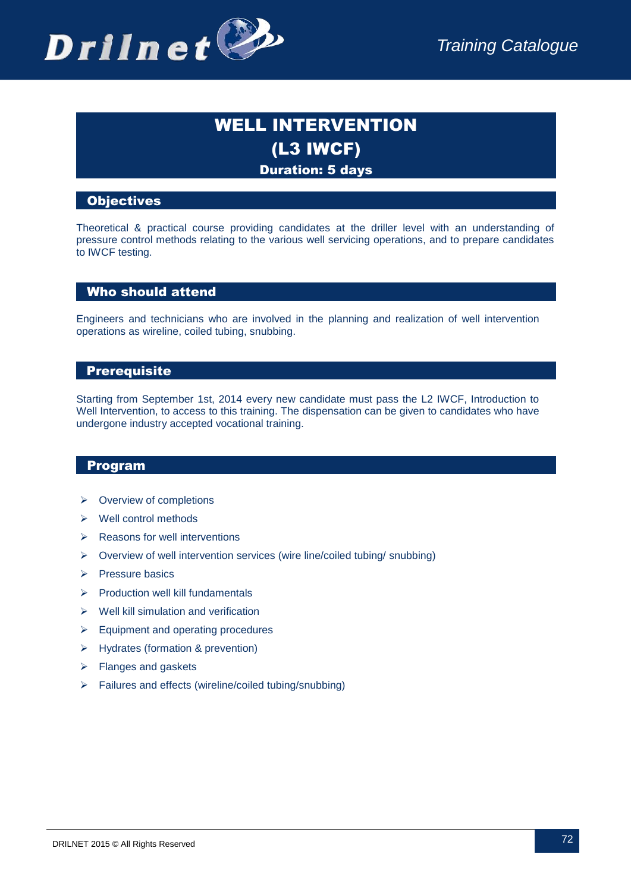# WELL INTERVENTION
# (L3 IWCF)
**Duration: 5 days**

## Objectives

Theoretical & practical course providing candidates at the driller level with an understanding of pressure control methods relating to the various well servicing operations, and to prepare candidates to IWCF testing.

## Who should attend

Engineers and technicians who are involved in the planning and realization of well intervention operations as wireline, coiled tubing, snubbing.

## Prerequisite

Starting from September 1st, 2014 every new candidate must pass the L2 IWCF, Introduction to Well Intervention, to access to this training. The dispensation can be given to candidates who have undergone industry accepted vocational training.

## Program

- Overview of completions
- Well control methods
- Reasons for well interventions
- Overview of well intervention services (wire line/coiled tubing/ snubbing)
- Pressure basics
- Production well kill fundamentals
- Well kill simulation and verification
- Equipment and operating procedures
- Hydrates (formation & prevention)
- Flanges and gaskets
- Failures and effects (wireline/coiled tubing/snubbing)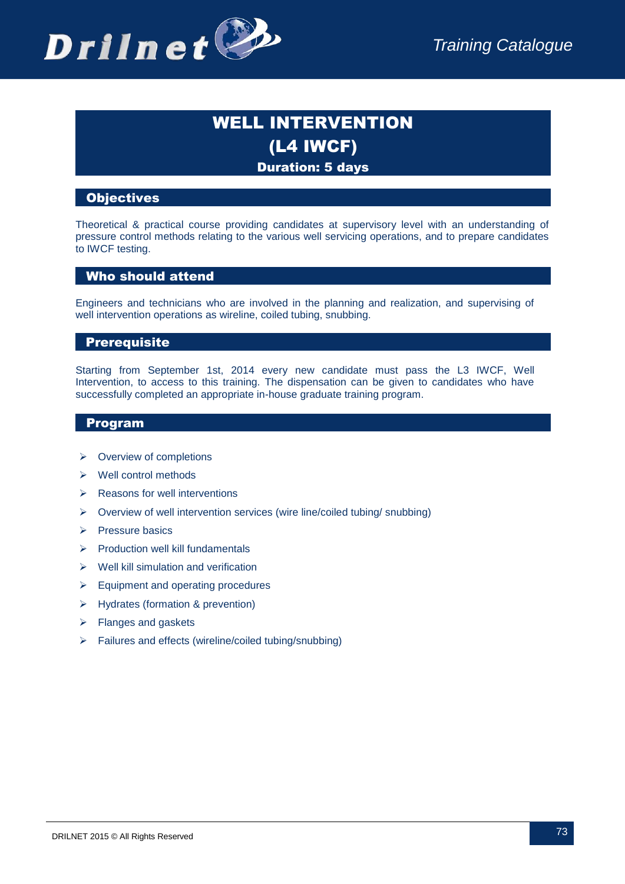# WELL INTERVENTION
# (L4 IWCF)
**Duration: 5 days**

## Objectives

Theoretical & practical course providing candidates at supervisory level with an understanding of pressure control methods relating to the various well servicing operations, and to prepare candidates to IWCF testing.

## Who should attend

Engineers and technicians who are involved in the planning and realization, and supervising of well intervention operations as wireline, coiled tubing, snubbing.

## Prerequisite

Starting from September 1st, 2014 every new candidate must pass the L3 IWCF, Well Intervention, to access to this training. The dispensation can be given to candidates who have successfully completed an appropriate in-house graduate training program.

## Program

- Overview of completions
- Well control methods
- Reasons for well interventions
- Overview of well intervention services (wire line/coiled tubing/ snubbing)
- Pressure basics
- Production well kill fundamentals
- Well kill simulation and verification
- Equipment and operating procedures
- Hydrates (formation & prevention)
- Flanges and gaskets
- Failures and effects (wireline/coiled tubing/snubbing)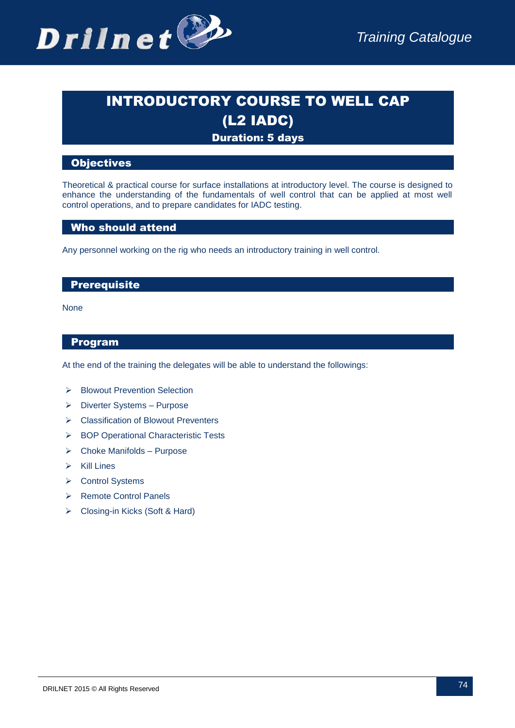# INTRODUCTORY COURSE TO WELL CAP (L2 IADC)

**Duration: 5 days**

## Objectives

Theoretical & practical course for surface installations at introductory level. The course is designed to enhance the understanding of the fundamentals of well control that can be applied at most well control operations, and to prepare candidates for IADC testing.

## Who should attend

Any personnel working on the rig who needs an introductory training in well control.

## Prerequisite

None

## Program

At the end of the training the delegates will be able to understand the followings:

- Blowout Prevention Selection
- Diverter Systems – Purpose
- Classification of Blowout Preventers
- BOP Operational Characteristic Tests
- Choke Manifolds – Purpose
- Kill Lines
- Control Systems
- Remote Control Panels
- Closing-in Kicks (Soft & Hard)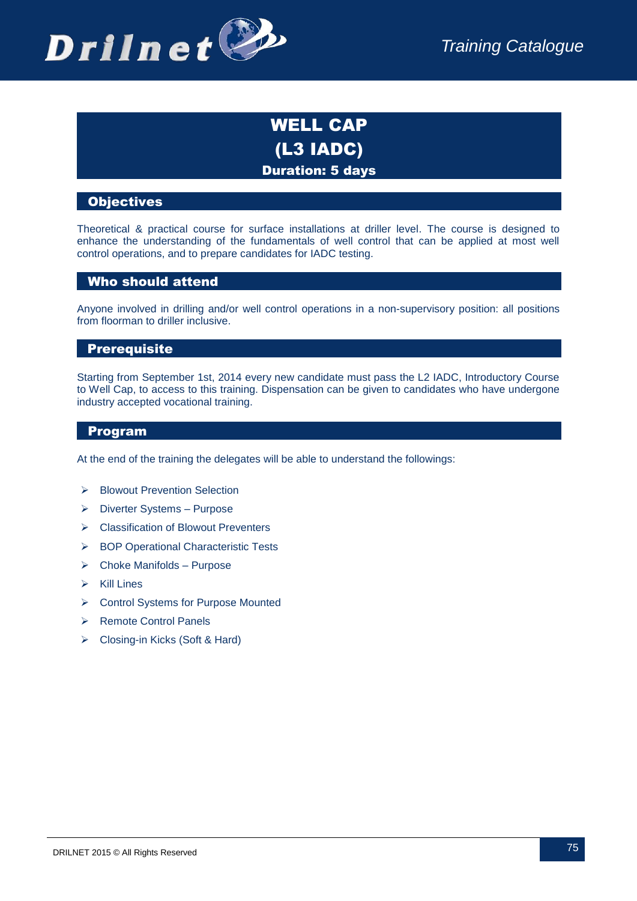# WELL CAP
# (L3 IADC)
**Duration: 5 days**

## Objectives

Theoretical & practical course for surface installations at driller level. The course is designed to enhance the understanding of the fundamentals of well control that can be applied at most well control operations, and to prepare candidates for IADC testing.

## Who should attend

Anyone involved in drilling and/or well control operations in a non-supervisory position: all positions from floorman to driller inclusive.

## Prerequisite

Starting from September 1st, 2014 every new candidate must pass the L2 IADC, Introductory Course to Well Cap, to access to this training. Dispensation can be given to candidates who have undergone industry accepted vocational training.

## Program

At the end of the training the delegates will be able to understand the followings:

- Blowout Prevention Selection
- Diverter Systems – Purpose
- Classification of Blowout Preventers
- BOP Operational Characteristic Tests
- Choke Manifolds – Purpose
- Kill Lines
- Control Systems for Purpose Mounted
- Remote Control Panels
- Closing-in Kicks (Soft & Hard)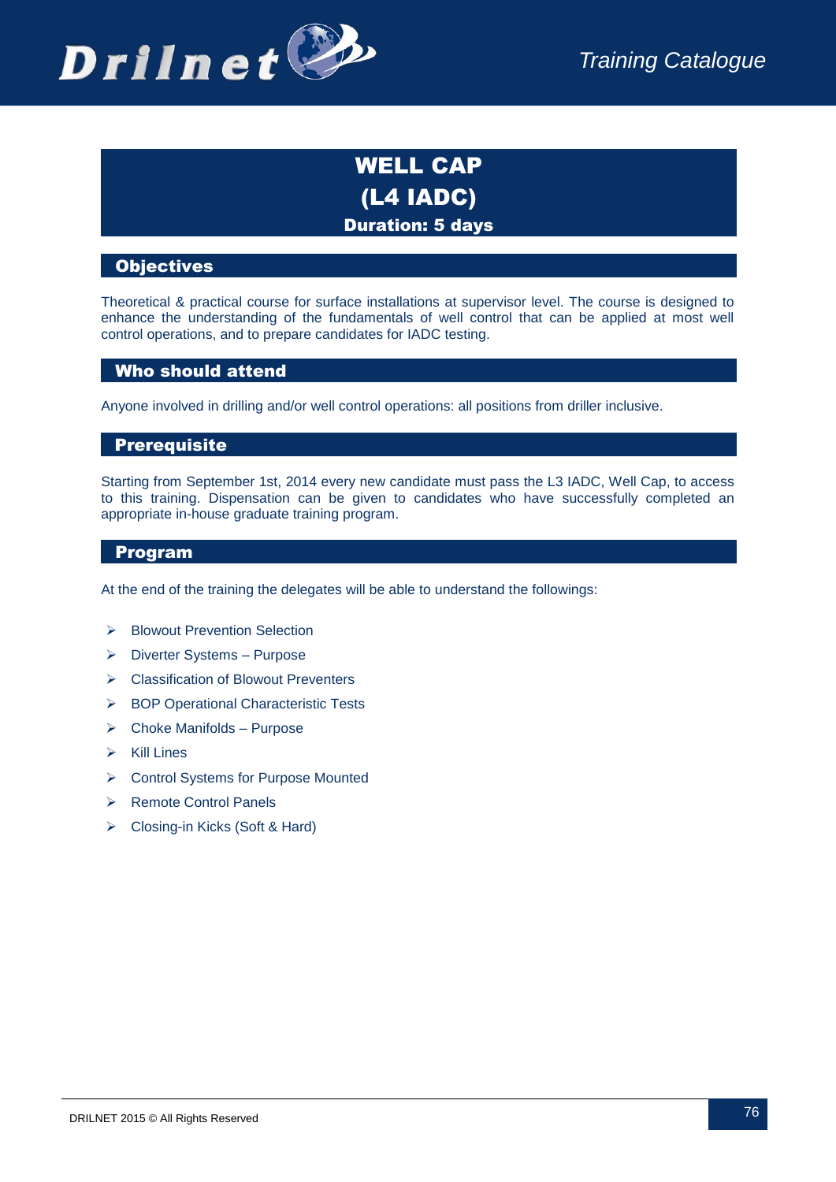# WELL CAP
# (L4 IADC)
**Duration: 5 days**

## Objectives

Theoretical & practical course for surface installations at supervisor level. The course is designed to enhance the understanding of the fundamentals of well control that can be applied at most well control operations, and to prepare candidates for IADC testing.

## Who should attend

Anyone involved in drilling and/or well control operations: all positions from driller inclusive.

## Prerequisite

Starting from September 1st, 2014 every new candidate must pass the L3 IADC, Well Cap, to access to this training. Dispensation can be given to candidates who have successfully completed an appropriate in-house graduate training program.

## Program

At the end of the training the delegates will be able to understand the followings:

- Blowout Prevention Selection
- Diverter Systems – Purpose
- Classification of Blowout Preventers
- BOP Operational Characteristic Tests
- Choke Manifolds – Purpose
- Kill Lines
- Control Systems for Purpose Mounted
- Remote Control Panels
- Closing-in Kicks (Soft & Hard)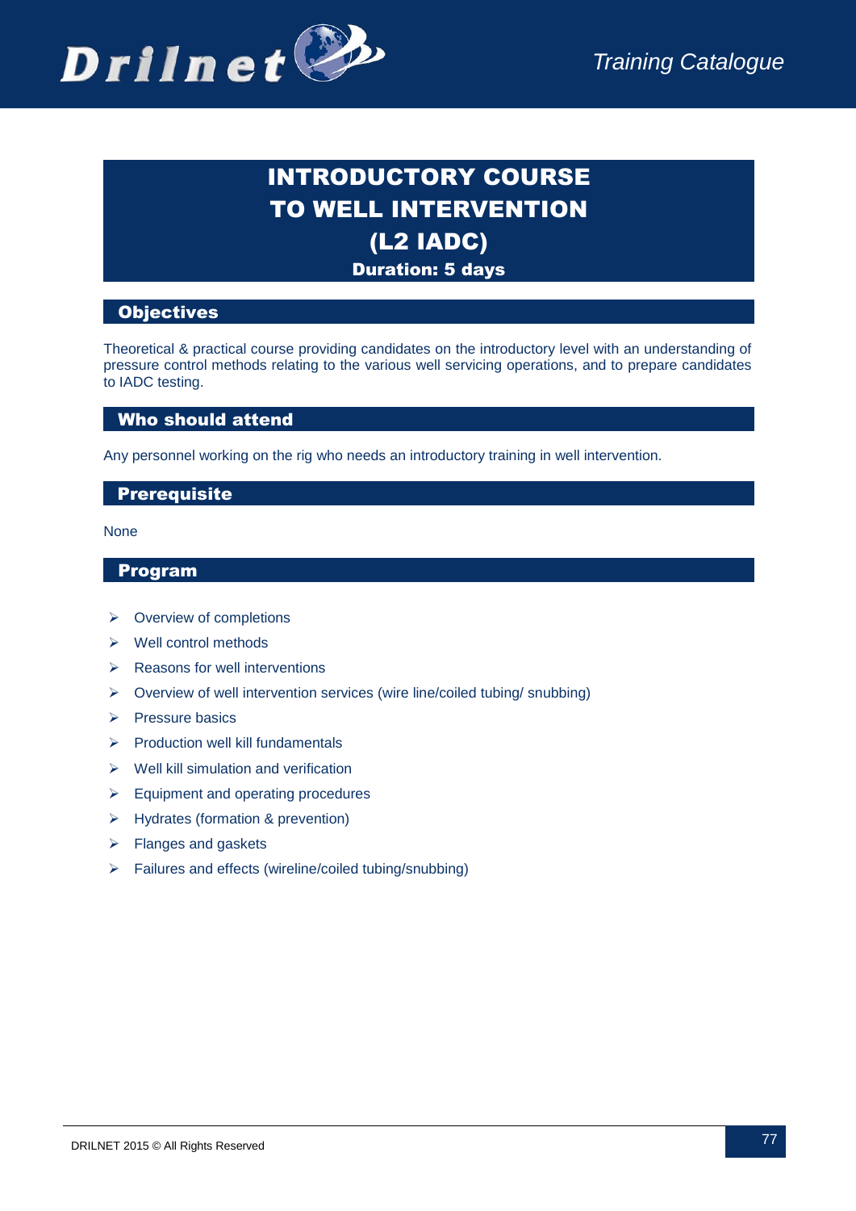# INTRODUCTORY COURSE TO WELL INTERVENTION (L2 IADC)

**Duration: 5 days**

## Objectives

Theoretical & practical course providing candidates on the introductory level with an understanding of pressure control methods relating to the various well servicing operations, and to prepare candidates to IADC testing.

## Who should attend

Any personnel working on the rig who needs an introductory training in well intervention.

## Prerequisite

None

## Program

- Overview of completions
- Well control methods
- Reasons for well interventions
- Overview of well intervention services (wire line/coiled tubing/ snubbing)
- Pressure basics
- Production well kill fundamentals
- Well kill simulation and verification
- Equipment and operating procedures
- Hydrates (formation & prevention)
- Flanges and gaskets
- Failures and effects (wireline/coiled tubing/snubbing)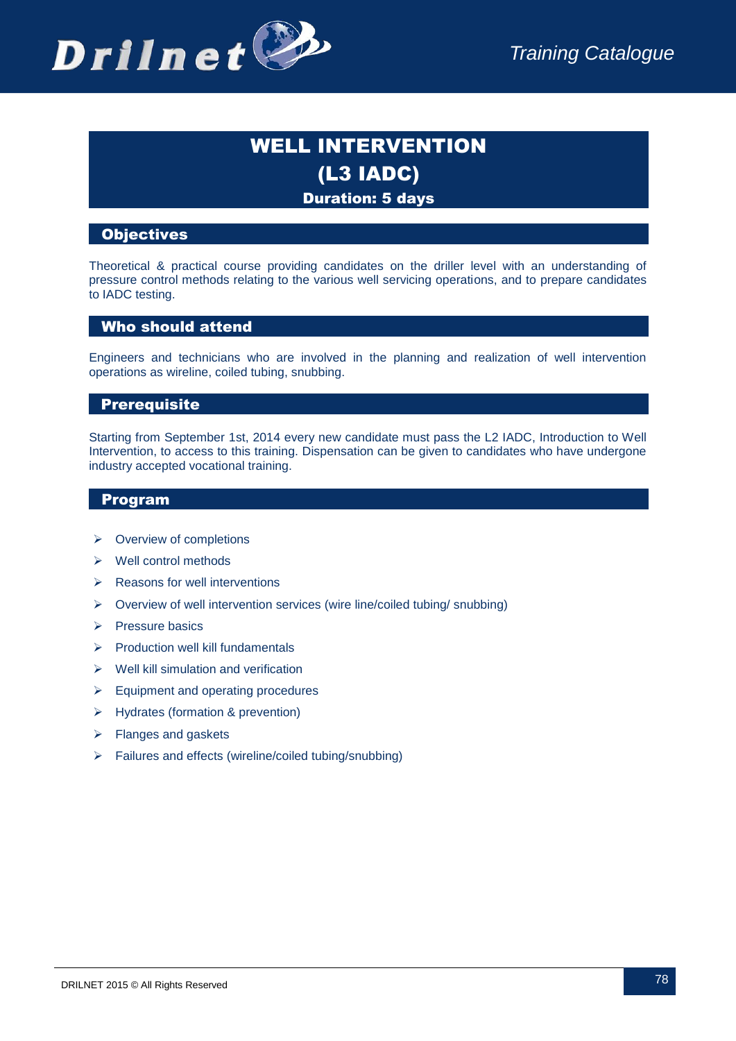# WELL INTERVENTION (L3 IADC)

**Duration: 5 days**

## Objectives

Theoretical & practical course providing candidates on the driller level with an understanding of pressure control methods relating to the various well servicing operations, and to prepare candidates to IADC testing.

## Who should attend

Engineers and technicians who are involved in the planning and realization of well intervention operations as wireline, coiled tubing, snubbing.

## Prerequisite

Starting from September 1st, 2014 every new candidate must pass the L2 IADC, Introduction to Well Intervention, to access to this training. Dispensation can be given to candidates who have undergone industry accepted vocational training.

## Program

- Overview of completions
- Well control methods
- Reasons for well interventions
- Overview of well intervention services (wire line/coiled tubing/ snubbing)
- Pressure basics
- Production well kill fundamentals
- Well kill simulation and verification
- Equipment and operating procedures
- Hydrates (formation & prevention)
- Flanges and gaskets
- Failures and effects (wireline/coiled tubing/snubbing)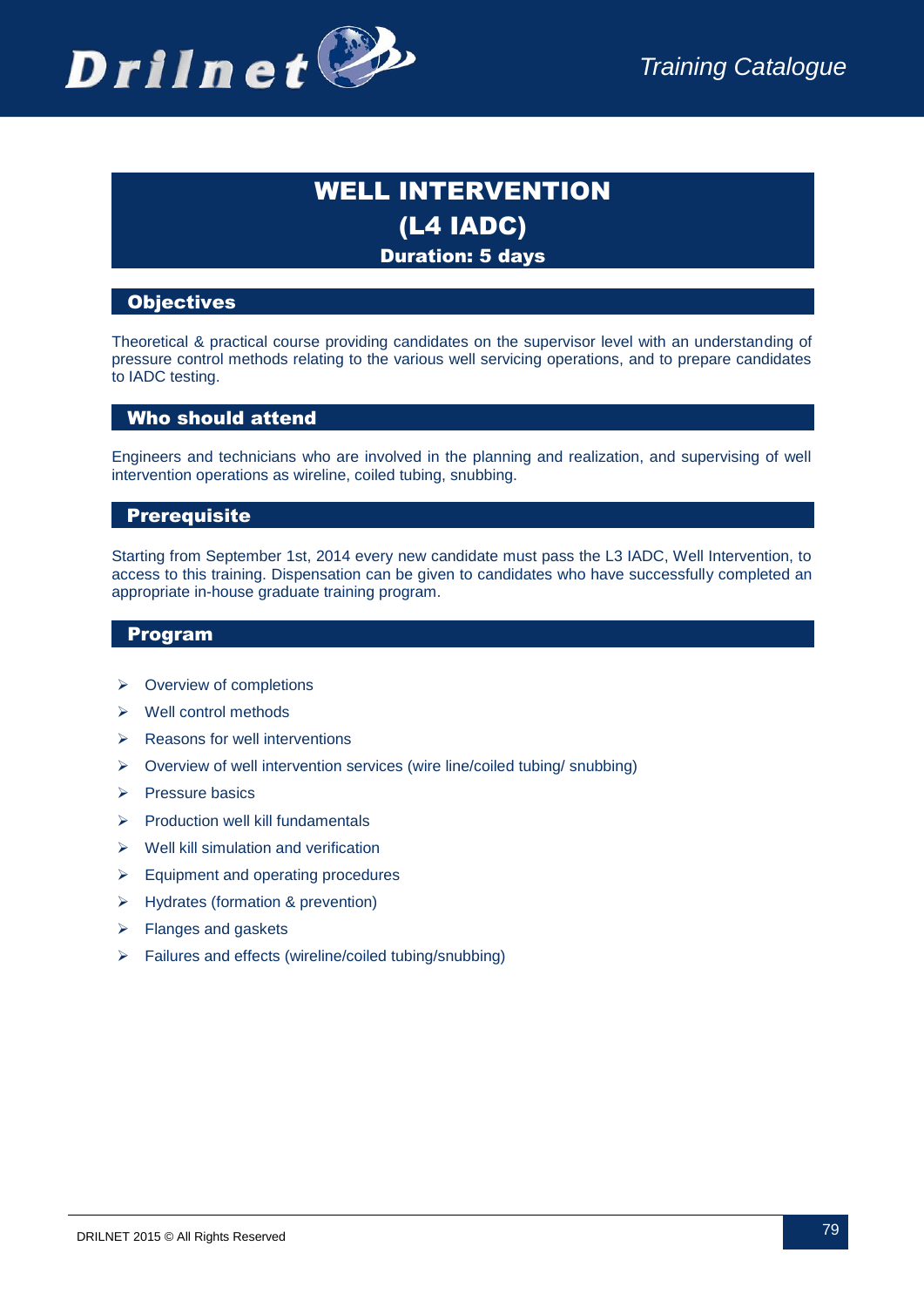# WELL INTERVENTION (L4 IADC)

**Duration: 5 days**

## Objectives

Theoretical & practical course providing candidates on the supervisor level with an understanding of pressure control methods relating to the various well servicing operations, and to prepare candidates to IADC testing.

## Who should attend

Engineers and technicians who are involved in the planning and realization, and supervising of well intervention operations as wireline, coiled tubing, snubbing.

## Prerequisite

Starting from September 1st, 2014 every new candidate must pass the L3 IADC, Well Intervention, to access to this training. Dispensation can be given to candidates who have successfully completed an appropriate in-house graduate training program.

## Program

- Overview of completions
- Well control methods
- Reasons for well interventions
- Overview of well intervention services (wire line/coiled tubing/ snubbing)
- Pressure basics
- Production well kill fundamentals
- Well kill simulation and verification
- Equipment and operating procedures
- Hydrates (formation & prevention)
- Flanges and gaskets
- Failures and effects (wireline/coiled tubing/snubbing)